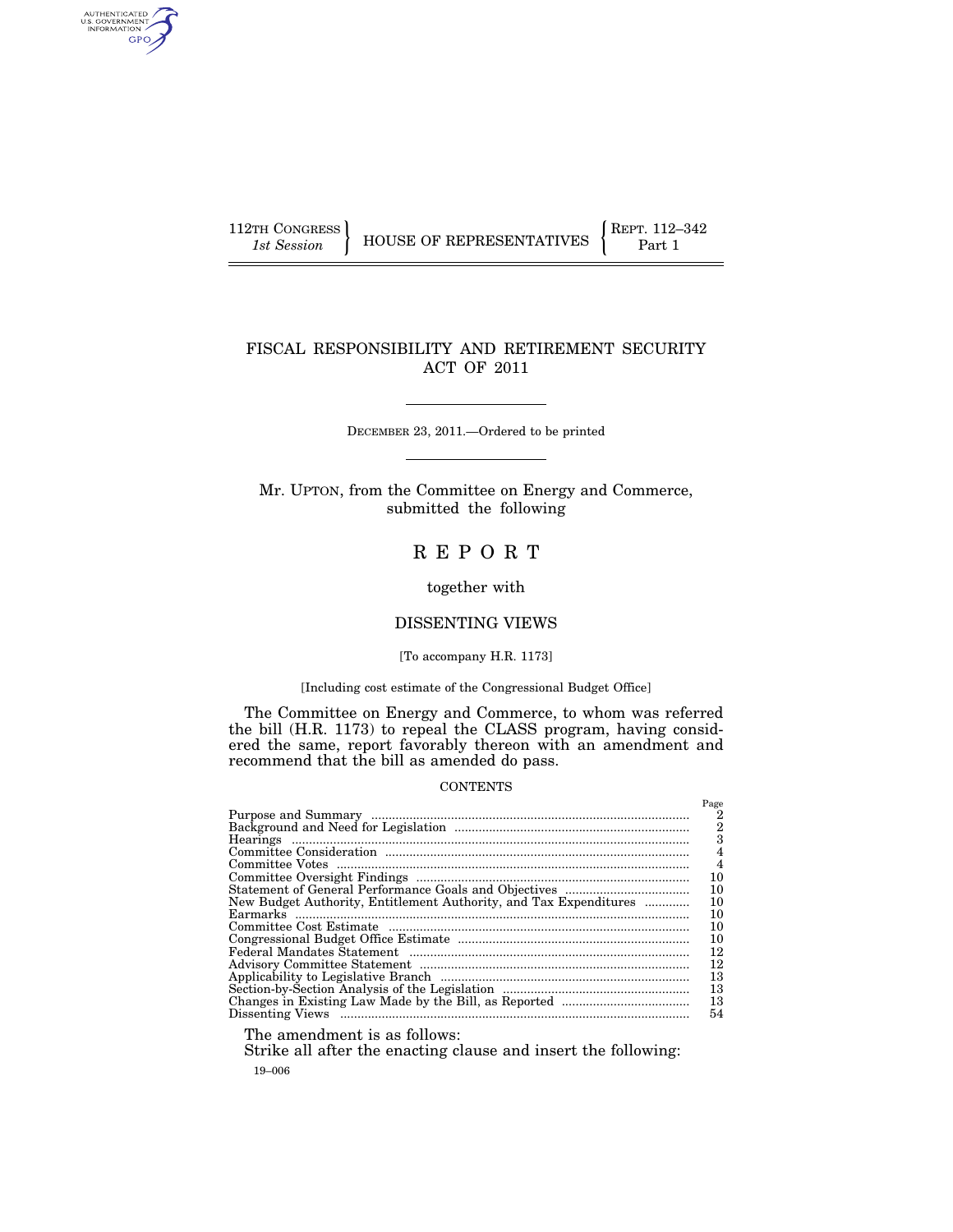112TH CONGRESS
*1st Session*

HOUSE OF REPRESENTATIVES

REPT. 112–342
Part 1

# FISCAL RESPONSIBILITY AND RETIREMENT SECURITY ACT OF 2011

DECEMBER 23, 2011.—Ordered to be printed

Mr. UPTON, from the Committee on Energy and Commerce, submitted the following

## R E P O R T

together with

## DISSENTING VIEWS

[To accompany H.R. 1173]

[Including cost estimate of the Congressional Budget Office]

The Committee on Energy and Commerce, to whom was referred the bill (H.R. 1173) to repeal the CLASS program, having considered the same, report favorably thereon with an amendment and recommend that the bill as amended do pass.

CONTENTS

| | Page |
|---|---|
| Purpose and Summary | 2 |
| Background and Need for Legislation | 2 |
| Hearings | 3 |
| Committee Consideration | 4 |
| Committee Votes | 4 |
| Committee Oversight Findings | 10 |
| Statement of General Performance Goals and Objectives | 10 |
| New Budget Authority, Entitlement Authority, and Tax Expenditures | 10 |
| Earmarks | 10 |
| Committee Cost Estimate | 10 |
| Congressional Budget Office Estimate | 10 |
| Federal Mandates Statement | 12 |
| Advisory Committee Statement | 12 |
| Applicability to Legislative Branch | 13 |
| Section-by-Section Analysis of the Legislation | 13 |
| Changes in Existing Law Made by the Bill, as Reported | 13 |
| Dissenting Views | 54 |

The amendment is as follows:

Strike all after the enacting clause and insert the following:

19–006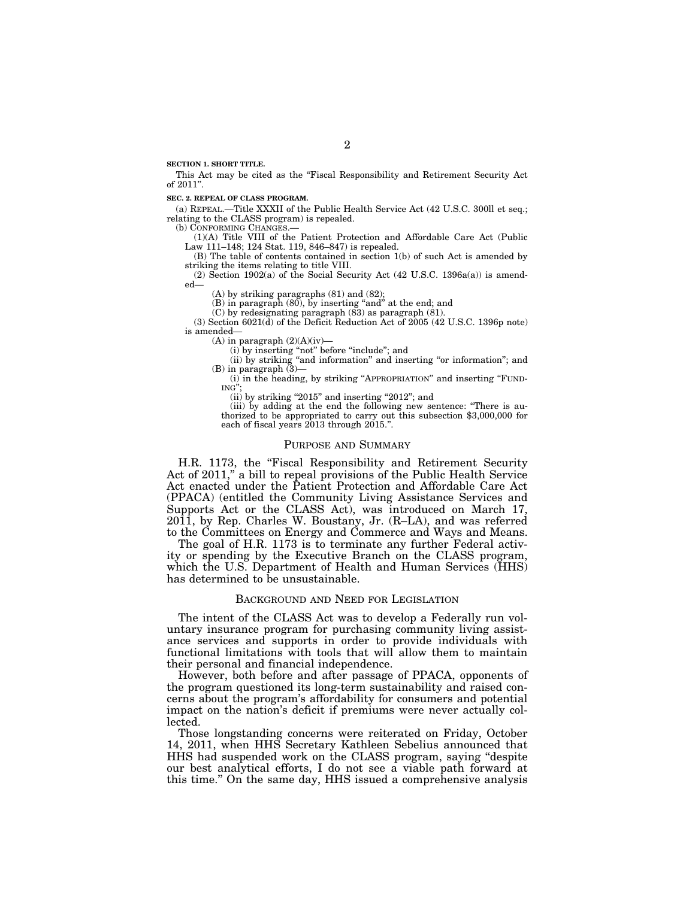**SECTION 1. SHORT TITLE.**

This Act may be cited as the "Fiscal Responsibility and Retirement Security Act of 2011".

**SEC. 2. REPEAL OF CLASS PROGRAM.**

(a) REPEAL.—Title XXXII of the Public Health Service Act (42 U.S.C. 300ll et seq.; relating to the CLASS program) is repealed.

(b) CONFORMING CHANGES.—

(1)(A) Title VIII of the Patient Protection and Affordable Care Act (Public Law 111–148; 124 Stat. 119, 846–847) is repealed.

(B) The table of contents contained in section 1(b) of such Act is amended by striking the items relating to title VIII.

(2) Section 1902(a) of the Social Security Act (42 U.S.C. 1396a(a)) is amended—

(A) by striking paragraphs (81) and (82);

(B) in paragraph (80), by inserting "and" at the end; and

(C) by redesignating paragraph (83) as paragraph (81).

(3) Section 6021(d) of the Deficit Reduction Act of 2005 (42 U.S.C. 1396p note) is amended—

(A) in paragraph (2)(A)(iv)—

(i) by inserting "not" before "include"; and

(ii) by striking "and information" and inserting "or information"; and

(B) in paragraph (3)—

(i) in the heading, by striking "APPROPRIATION" and inserting "FUNDING";

(ii) by striking "2015" and inserting "2012"; and

(iii) by adding at the end the following new sentence: "There is authorized to be appropriated to carry out this subsection $3,000,000 for each of fiscal years 2013 through 2015.".

## PURPOSE AND SUMMARY

H.R. 1173, the "Fiscal Responsibility and Retirement Security Act of 2011," a bill to repeal provisions of the Public Health Service Act enacted under the Patient Protection and Affordable Care Act (PPACA) (entitled the Community Living Assistance Services and Supports Act or the CLASS Act), was introduced on March 17, 2011, by Rep. Charles W. Boustany, Jr. (R–LA), and was referred to the Committees on Energy and Commerce and Ways and Means.

The goal of H.R. 1173 is to terminate any further Federal activity or spending by the Executive Branch on the CLASS program, which the U.S. Department of Health and Human Services (HHS) has determined to be unsustainable.

## BACKGROUND AND NEED FOR LEGISLATION

The intent of the CLASS Act was to develop a Federally run voluntary insurance program for purchasing community living assistance services and supports in order to provide individuals with functional limitations with tools that will allow them to maintain their personal and financial independence.

However, both before and after passage of PPACA, opponents of the program questioned its long-term sustainability and raised concerns about the program's affordability for consumers and potential impact on the nation's deficit if premiums were never actually collected.

Those longstanding concerns were reiterated on Friday, October 14, 2011, when HHS Secretary Kathleen Sebelius announced that HHS had suspended work on the CLASS program, saying "despite our best analytical efforts, I do not see a viable path forward at this time." On the same day, HHS issued a comprehensive analysis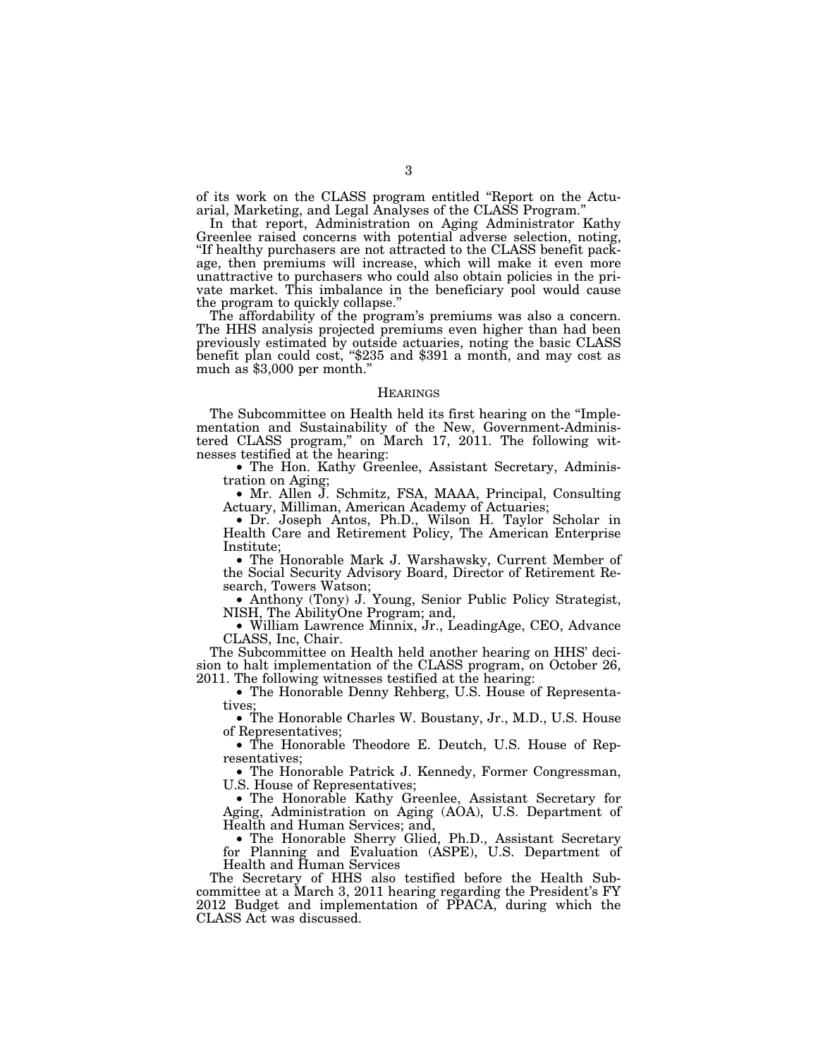of its work on the CLASS program entitled "Report on the Actuarial, Marketing, and Legal Analyses of the CLASS Program."

In that report, Administration on Aging Administrator Kathy Greenlee raised concerns with potential adverse selection, noting, "If healthy purchasers are not attracted to the CLASS benefit package, then premiums will increase, which will make it even more unattractive to purchasers who could also obtain policies in the private market. This imbalance in the beneficiary pool would cause the program to quickly collapse."

The affordability of the program's premiums was also a concern. The HHS analysis projected premiums even higher than had been previously estimated by outside actuaries, noting the basic CLASS benefit plan could cost, "$235 and $391 a month, and may cost as much as $3,000 per month."

## HEARINGS

The Subcommittee on Health held its first hearing on the "Implementation and Sustainability of the New, Government-Administered CLASS program," on March 17, 2011. The following witnesses testified at the hearing:

- The Hon. Kathy Greenlee, Assistant Secretary, Administration on Aging;
- Mr. Allen J. Schmitz, FSA, MAAA, Principal, Consulting Actuary, Milliman, American Academy of Actuaries;
- Dr. Joseph Antos, Ph.D., Wilson H. Taylor Scholar in Health Care and Retirement Policy, The American Enterprise Institute;
- The Honorable Mark J. Warshawsky, Current Member of the Social Security Advisory Board, Director of Retirement Research, Towers Watson;
- Anthony (Tony) J. Young, Senior Public Policy Strategist, NISH, The AbilityOne Program; and,
- William Lawrence Minnix, Jr., LeadingAge, CEO, Advance CLASS, Inc, Chair.

The Subcommittee on Health held another hearing on HHS' decision to halt implementation of the CLASS program, on October 26, 2011. The following witnesses testified at the hearing:

- The Honorable Denny Rehberg, U.S. House of Representatives;
- The Honorable Charles W. Boustany, Jr., M.D., U.S. House of Representatives;
- The Honorable Theodore E. Deutch, U.S. House of Representatives;
- The Honorable Patrick J. Kennedy, Former Congressman, U.S. House of Representatives;
- The Honorable Kathy Greenlee, Assistant Secretary for Aging, Administration on Aging (AOA), U.S. Department of Health and Human Services; and,
- The Honorable Sherry Glied, Ph.D., Assistant Secretary for Planning and Evaluation (ASPE), U.S. Department of Health and Human Services

The Secretary of HHS also testified before the Health Subcommittee at a March 3, 2011 hearing regarding the President's FY 2012 Budget and implementation of PPACA, during which the CLASS Act was discussed.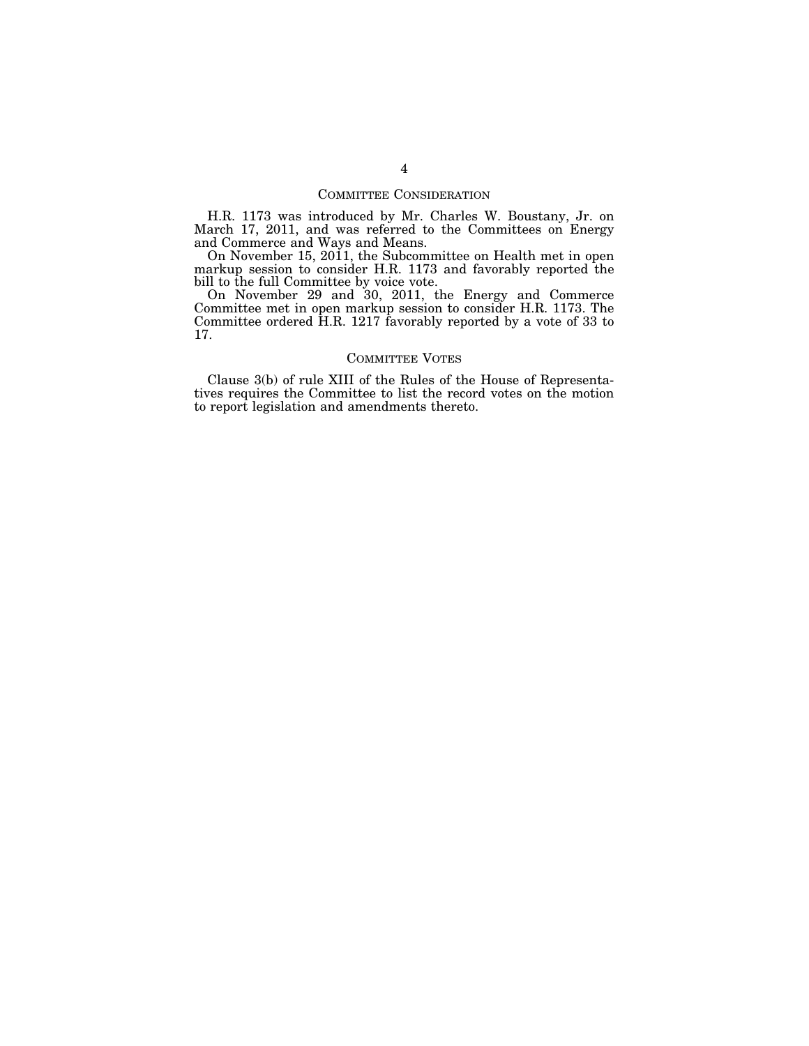## COMMITTEE CONSIDERATION

H.R. 1173 was introduced by Mr. Charles W. Boustany, Jr. on March 17, 2011, and was referred to the Committees on Energy and Commerce and Ways and Means.

On November 15, 2011, the Subcommittee on Health met in open markup session to consider H.R. 1173 and favorably reported the bill to the full Committee by voice vote.

On November 29 and 30, 2011, the Energy and Commerce Committee met in open markup session to consider H.R. 1173. The Committee ordered H.R. 1217 favorably reported by a vote of 33 to 17.

## COMMITTEE VOTES

Clause 3(b) of rule XIII of the Rules of the House of Representatives requires the Committee to list the record votes on the motion to report legislation and amendments thereto.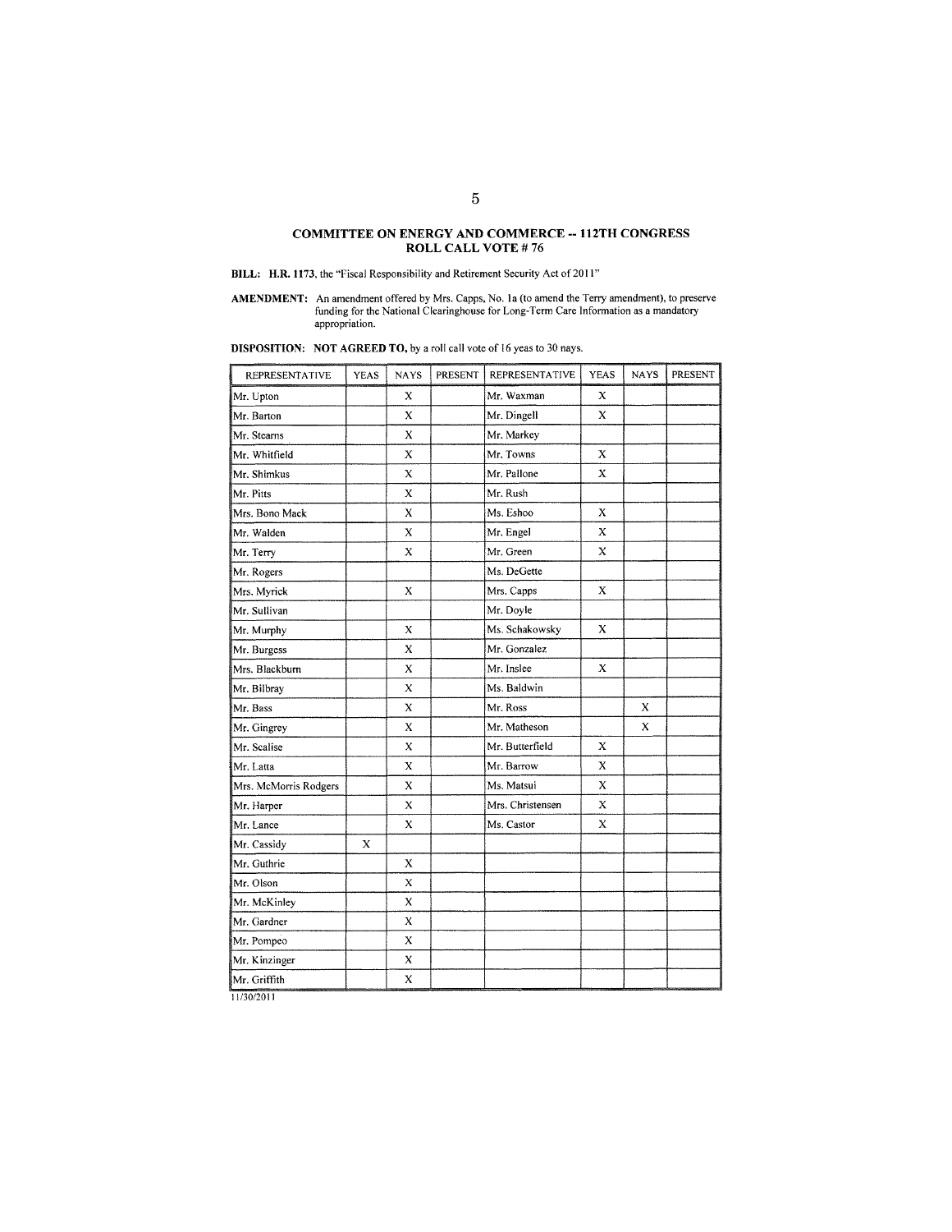## COMMITTEE ON ENERGY AND COMMERCE -- 112TH CONGRESS
## ROLL CALL VOTE # 76

**BILL:** **H.R. 1173**, the "Fiscal Responsibility and Retirement Security Act of 2011"

**AMENDMENT:** An amendment offered by Mrs. Capps, No. 1a (to amend the Terry amendment), to preserve funding for the National Clearinghouse for Long-Term Care Information as a mandatory appropriation.

**DISPOSITION:** **NOT AGREED TO,** by a roll call vote of 16 yeas to 30 nays.

| REPRESENTATIVE | YEAS | NAYS | PRESENT | REPRESENTATIVE | YEAS | NAYS | PRESENT |
|---|---|---|---|---|---|---|---|
| Mr. Upton | | X | | Mr. Waxman | X | | |
| Mr. Barton | | X | | Mr. Dingell | X | | |
| Mr. Stearns | | X | | Mr. Markey | | | |
| Mr. Whitfield | | X | | Mr. Towns | X | | |
| Mr. Shimkus | | X | | Mr. Pallone | X | | |
| Mr. Pitts | | X | | Mr. Rush | | | |
| Mrs. Bono Mack | | X | | Ms. Eshoo | X | | |
| Mr. Walden | | X | | Mr. Engel | X | | |
| Mr. Terry | | X | | Mr. Green | X | | |
| Mr. Rogers | | | | Ms. DeGette | | | |
| Mrs. Myrick | | X | | Mrs. Capps | X | | |
| Mr. Sullivan | | | | Mr. Doyle | | | |
| Mr. Murphy | | X | | Ms. Schakowsky | X | | |
| Mr. Burgess | | X | | Mr. Gonzalez | | | |
| Mrs. Blackburn | | X | | Mr. Inslee | X | | |
| Mr. Bilbray | | X | | Ms. Baldwin | | | |
| Mr. Bass | | X | | Mr. Ross | | X | |
| Mr. Gingrey | | X | | Mr. Matheson | | X | |
| Mr. Scalise | | X | | Mr. Butterfield | X | | |
| Mr. Latta | | X | | Mr. Barrow | X | | |
| Mrs. McMorris Rodgers | | X | | Ms. Matsui | X | | |
| Mr. Harper | | X | | Mrs. Christensen | X | | |
| Mr. Lance | | X | | Ms. Castor | X | | |
| Mr. Cassidy | X | | | | | | |
| Mr. Guthrie | | X | | | | | |
| Mr. Olson | | X | | | | | |
| Mr. McKinley | | X | | | | | |
| Mr. Gardner | | X | | | | | |
| Mr. Pompeo | | X | | | | | |
| Mr. Kinzinger | | X | | | | | |
| Mr. Griffith | | X | | | | | |

11/30/2011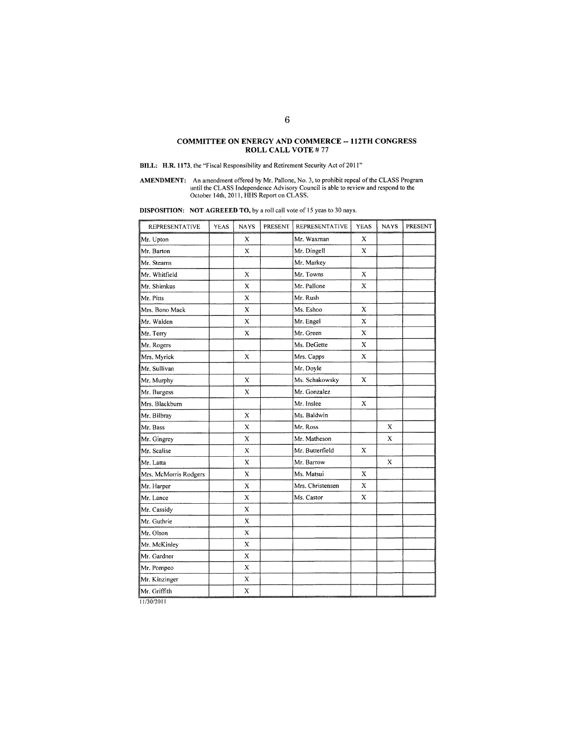## COMMITTEE ON ENERGY AND COMMERCE -- 112TH CONGRESS
## ROLL CALL VOTE # 77

**BILL:** **H.R. 1173**, the "Fiscal Responsibility and Retirement Security Act of 2011"

**AMENDMENT:** An amendment offered by Mr. Pallone, No. 3, to prohibit repeal of the CLASS Program until the CLASS Independence Advisory Council is able to review and respond to the October 14th, 2011, HHS Report on CLASS.

**DISPOSITION:** **NOT AGREEED TO,** by a roll call vote of 15 yeas to 30 nays.

| REPRESENTATIVE | YEAS | NAYS | PRESENT | REPRESENTATIVE | YEAS | NAYS | PRESENT |
|---|---|---|---|---|---|---|---|
| Mr. Upton | | X | | Mr. Waxman | X | | |
| Mr. Barton | | X | | Mr. Dingell | X | | |
| Mr. Stearns | | | | Mr. Markey | | | |
| Mr. Whitfield | | X | | Mr. Towns | X | | |
| Mr. Shimkus | | X | | Mr. Pallone | X | | |
| Mr. Pitts | | X | | Mr. Rush | | | |
| Mrs. Bono Mack | | X | | Ms. Eshoo | X | | |
| Mr. Walden | | X | | Mr. Engel | X | | |
| Mr. Terry | | X | | Mr. Green | X | | |
| Mr. Rogers | | | | Ms. DeGette | X | | |
| Mrs. Myrick | | X | | Mrs. Capps | X | | |
| Mr. Sullivan | | | | Mr. Doyle | | | |
| Mr. Murphy | | X | | Ms. Schakowsky | X | | |
| Mr. Burgess | | X | | Mr. Gonzalez | | | |
| Mrs. Blackburn | | | | Mr. Inslee | X | | |
| Mr. Bilbray | | X | | Ms. Baldwin | | | |
| Mr. Bass | | X | | Mr. Ross | | X | |
| Mr. Gingrey | | X | | Mr. Matheson | | X | |
| Mr. Scalise | | X | | Mr. Butterfield | X | | |
| Mr. Latta | | X | | Mr. Barrow | | X | |
| Mrs. McMorris Rodgers | | X | | Ms. Matsui | X | | |
| Mr. Harper | | X | | Mrs. Christensen | X | | |
| Mr. Lance | | X | | Ms. Castor | X | | |
| Mr. Cassidy | | X | | | | | |
| Mr. Guthrie | | X | | | | | |
| Mr. Olson | | X | | | | | |
| Mr. McKinley | | X | | | | | |
| Mr. Gardner | | X | | | | | |
| Mr. Pompeo | | X | | | | | |
| Mr. Kinzinger | | X | | | | | |
| Mr. Griffith | | X | | | | | |

11/30/2011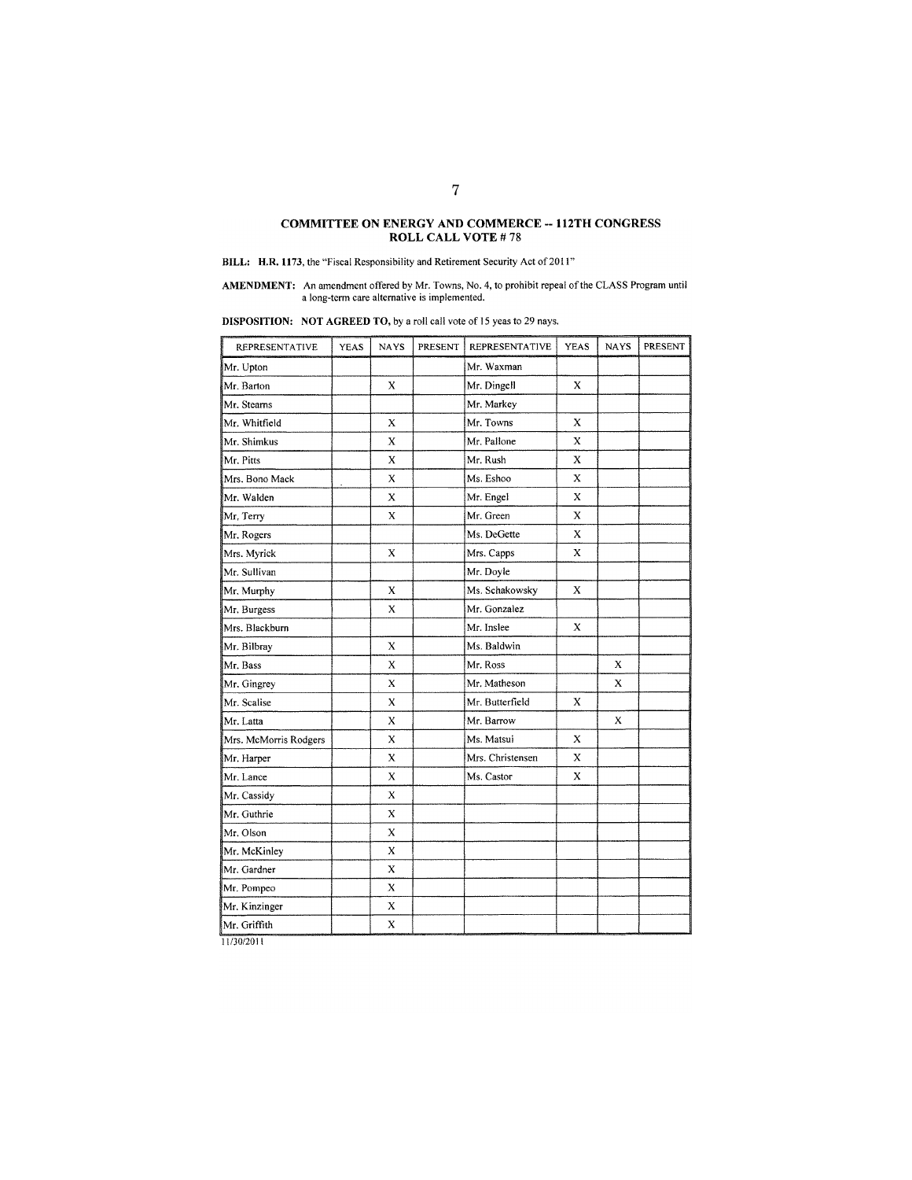## COMMITTEE ON ENERGY AND COMMERCE -- 112TH CONGRESS
## ROLL CALL VOTE # 78

**BILL:** **H.R. 1173**, the "Fiscal Responsibility and Retirement Security Act of 2011"

**AMENDMENT:** An amendment offered by Mr. Towns, No. 4, to prohibit repeal of the CLASS Program until a long-term care alternative is implemented.

**DISPOSITION:** **NOT AGREED TO,** by a roll call vote of 15 yeas to 29 nays.

| REPRESENTATIVE | YEAS | NAYS | PRESENT | REPRESENTATIVE | YEAS | NAYS | PRESENT |
|---|---|---|---|---|---|---|---|
| Mr. Upton | | | | Mr. Waxman | | | |
| Mr. Barton | | X | | Mr. Dingell | X | | |
| Mr. Stearns | | | | Mr. Markey | | | |
| Mr. Whitfield | | X | | Mr. Towns | X | | |
| Mr. Shimkus | | X | | Mr. Pallone | X | | |
| Mr. Pitts | | X | | Mr. Rush | X | | |
| Mrs. Bono Mack | | X | | Ms. Eshoo | X | | |
| Mr. Walden | | X | | Mr. Engel | X | | |
| Mr. Terry | | X | | Mr. Green | X | | |
| Mr. Rogers | | | | Ms. DeGette | X | | |
| Mrs. Myrick | | X | | Mrs. Capps | X | | |
| Mr. Sullivan | | | | Mr. Doyle | | | |
| Mr. Murphy | | X | | Ms. Schakowsky | X | | |
| Mr. Burgess | | X | | Mr. Gonzalez | | | |
| Mrs. Blackburn | | | | Mr. Inslee | X | | |
| Mr. Bilbray | | X | | Ms. Baldwin | | | |
| Mr. Bass | | X | | Mr. Ross | | X | |
| Mr. Gingrey | | X | | Mr. Matheson | | X | |
| Mr. Scalise | | X | | Mr. Butterfield | X | | |
| Mr. Latta | | X | | Mr. Barrow | | X | |
| Mrs. McMorris Rodgers | | X | | Ms. Matsui | X | | |
| Mr. Harper | | X | | Mrs. Christensen | X | | |
| Mr. Lance | | X | | Ms. Castor | X | | |
| Mr. Cassidy | | X | | | | | |
| Mr. Guthrie | | X | | | | | |
| Mr. Olson | | X | | | | | |
| Mr. McKinley | | X | | | | | |
| Mr. Gardner | | X | | | | | |
| Mr. Pompeo | | X | | | | | |
| Mr. Kinzinger | | X | | | | | |
| Mr. Griffith | | X | | | | | |

11/30/2011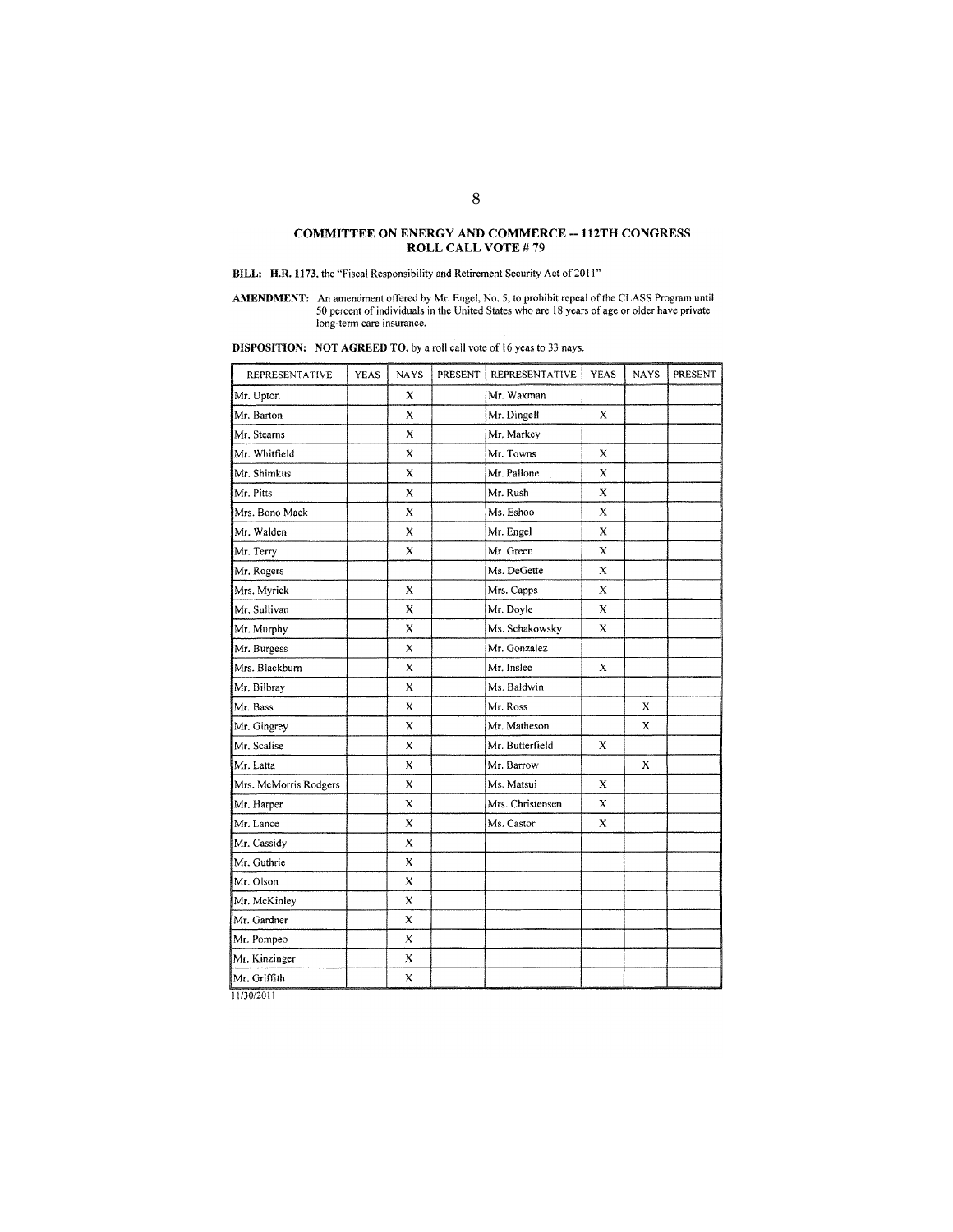## COMMITTEE ON ENERGY AND COMMERCE -- 112TH CONGRESS
## ROLL CALL VOTE # 79

**BILL:** **H.R. 1173**, the "Fiscal Responsibility and Retirement Security Act of 2011"

**AMENDMENT:** An amendment offered by Mr. Engel, No. 5, to prohibit repeal of the CLASS Program until 50 percent of individuals in the United States who are 18 years of age or older have private long-term care insurance.

**DISPOSITION:** **NOT AGREED TO,** by a roll call vote of 16 yeas to 33 nays.

| REPRESENTATIVE | YEAS | NAYS | PRESENT | REPRESENTATIVE | YEAS | NAYS | PRESENT |
|---|---|---|---|---|---|---|---|
| Mr. Upton | | X | | Mr. Waxman | | | |
| Mr. Barton | | X | | Mr. Dingell | X | | |
| Mr. Stearns | | X | | Mr. Markey | | | |
| Mr. Whitfield | | X | | Mr. Towns | X | | |
| Mr. Shimkus | | X | | Mr. Pallone | X | | |
| Mr. Pitts | | X | | Mr. Rush | X | | |
| Mrs. Bono Mack | | X | | Ms. Eshoo | X | | |
| Mr. Walden | | X | | Mr. Engel | X | | |
| Mr. Terry | | X | | Mr. Green | X | | |
| Mr. Rogers | | | | Ms. DeGette | X | | |
| Mrs. Myrick | | X | | Mrs. Capps | X | | |
| Mr. Sullivan | | X | | Mr. Doyle | X | | |
| Mr. Murphy | | X | | Ms. Schakowsky | X | | |
| Mr. Burgess | | X | | Mr. Gonzalez | | | |
| Mrs. Blackburn | | X | | Mr. Inslee | X | | |
| Mr. Bilbray | | X | | Ms. Baldwin | | | |
| Mr. Bass | | X | | Mr. Ross | | X | |
| Mr. Gingrey | | X | | Mr. Matheson | | X | |
| Mr. Scalise | | X | | Mr. Butterfield | X | | |
| Mr. Latta | | X | | Mr. Barrow | | X | |
| Mrs. McMorris Rodgers | | X | | Ms. Matsui | X | | |
| Mr. Harper | | X | | Mrs. Christensen | X | | |
| Mr. Lance | | X | | Ms. Castor | X | | |
| Mr. Cassidy | | X | | | | | |
| Mr. Guthrie | | X | | | | | |
| Mr. Olson | | X | | | | | |
| Mr. McKinley | | X | | | | | |
| Mr. Gardner | | X | | | | | |
| Mr. Pompeo | | X | | | | | |
| Mr. Kinzinger | | X | | | | | |
| Mr. Griffith | | X | | | | | |

11/30/2011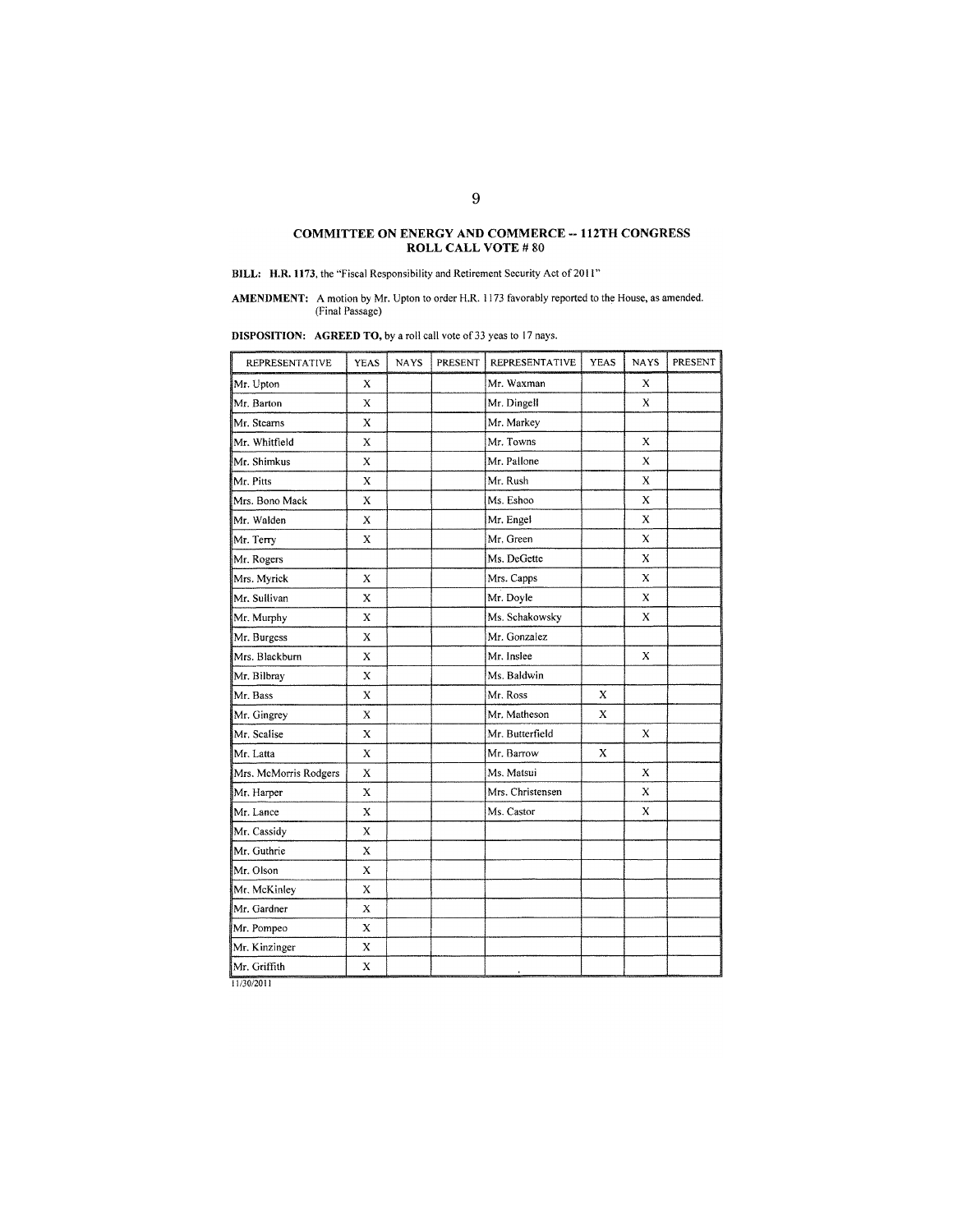**COMMITTEE ON ENERGY AND COMMERCE -- 112TH CONGRESS**
**ROLL CALL VOTE # 80**

**BILL:** **H.R. 1173**, the "Fiscal Responsibility and Retirement Security Act of 2011"

**AMENDMENT:** A motion by Mr. Upton to order H.R. 1173 favorably reported to the House, as amended. (Final Passage)

**DISPOSITION:** **AGREED TO,** by a roll call vote of 33 yeas to 17 nays.

| REPRESENTATIVE | YEAS | NAYS | PRESENT | REPRESENTATIVE | YEAS | NAYS | PRESENT |
|---|---|---|---|---|---|---|---|
| Mr. Upton | X | | | Mr. Waxman | | X | |
| Mr. Barton | X | | | Mr. Dingell | | X | |
| Mr. Stearns | X | | | Mr. Markey | | | |
| Mr. Whitfield | X | | | Mr. Towns | | X | |
| Mr. Shimkus | X | | | Mr. Pallone | | X | |
| Mr. Pitts | X | | | Mr. Rush | | X | |
| Mrs. Bono Mack | X | | | Ms. Eshoo | | X | |
| Mr. Walden | X | | | Mr. Engel | | X | |
| Mr. Terry | X | | | Mr. Green | | X | |
| Mr. Rogers | | | | Ms. DeGette | | X | |
| Mrs. Myrick | X | | | Mrs. Capps | | X | |
| Mr. Sullivan | X | | | Mr. Doyle | | X | |
| Mr. Murphy | X | | | Ms. Schakowsky | | X | |
| Mr. Burgess | X | | | Mr. Gonzalez | | | |
| Mrs. Blackburn | X | | | Mr. Inslee | | X | |
| Mr. Bilbray | X | | | Ms. Baldwin | | | |
| Mr. Bass | X | | | Mr. Ross | X | | |
| Mr. Gingrey | X | | | Mr. Matheson | X | | |
| Mr. Scalise | X | | | Mr. Butterfield | | X | |
| Mr. Latta | X | | | Mr. Barrow | X | | |
| Mrs. McMorris Rodgers | X | | | Ms. Matsui | | X | |
| Mr. Harper | X | | | Mrs. Christensen | | X | |
| Mr. Lance | X | | | Ms. Castor | | X | |
| Mr. Cassidy | X | | | | | | |
| Mr. Guthrie | X | | | | | | |
| Mr. Olson | X | | | | | | |
| Mr. McKinley | X | | | | | | |
| Mr. Gardner | X | | | | | | |
| Mr. Pompeo | X | | | | | | |
| Mr. Kinzinger | X | | | | | | |
| Mr. Griffith | X | | | | | | |

11/30/2011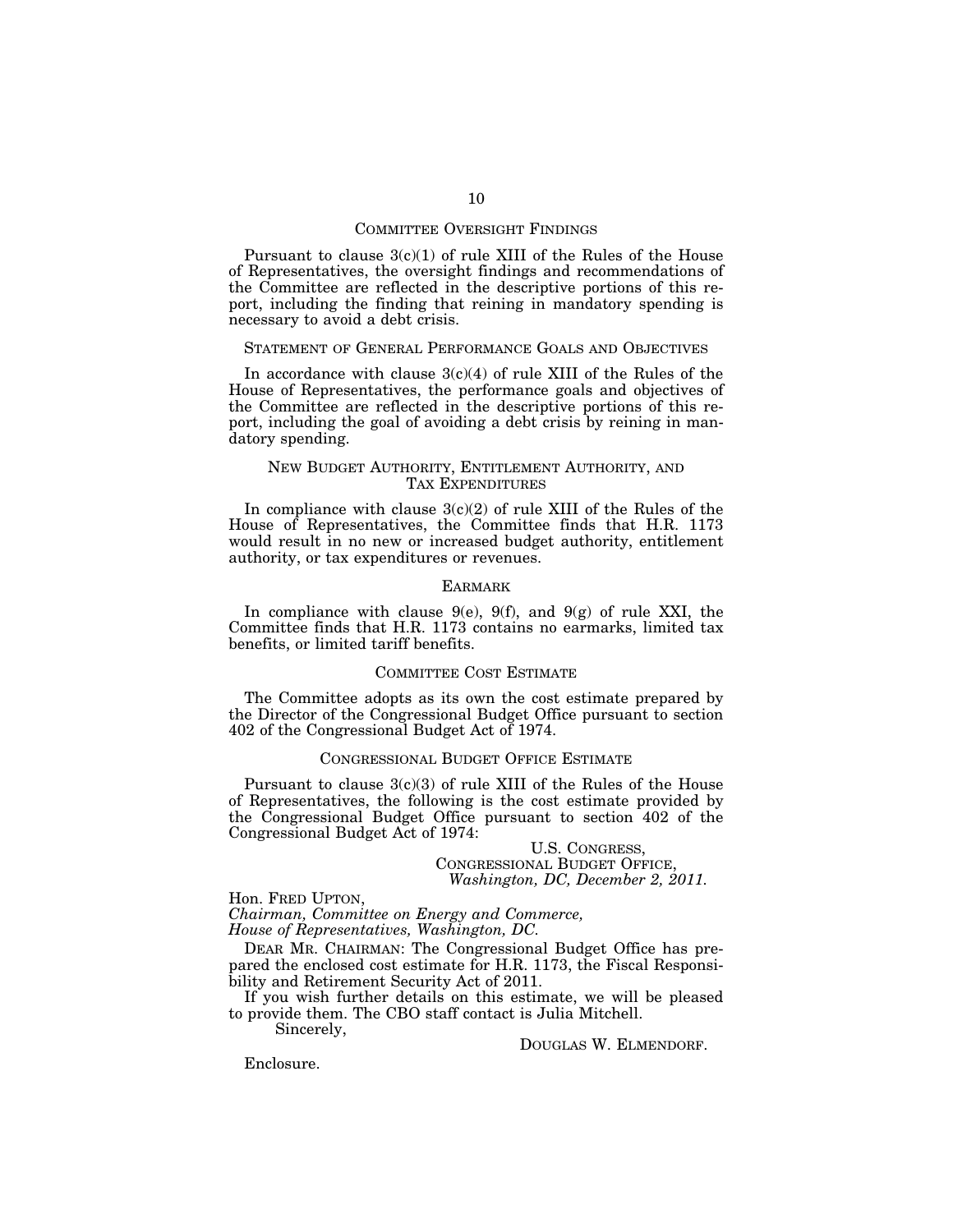## COMMITTEE OVERSIGHT FINDINGS

Pursuant to clause 3(c)(1) of rule XIII of the Rules of the House of Representatives, the oversight findings and recommendations of the Committee are reflected in the descriptive portions of this report, including the finding that reining in mandatory spending is necessary to avoid a debt crisis.

## STATEMENT OF GENERAL PERFORMANCE GOALS AND OBJECTIVES

In accordance with clause 3(c)(4) of rule XIII of the Rules of the House of Representatives, the performance goals and objectives of the Committee are reflected in the descriptive portions of this report, including the goal of avoiding a debt crisis by reining in mandatory spending.

## NEW BUDGET AUTHORITY, ENTITLEMENT AUTHORITY, AND TAX EXPENDITURES

In compliance with clause 3(c)(2) of rule XIII of the Rules of the House of Representatives, the Committee finds that H.R. 1173 would result in no new or increased budget authority, entitlement authority, or tax expenditures or revenues.

## EARMARK

In compliance with clause 9(e), 9(f), and 9(g) of rule XXI, the Committee finds that H.R. 1173 contains no earmarks, limited tax benefits, or limited tariff benefits.

## COMMITTEE COST ESTIMATE

The Committee adopts as its own the cost estimate prepared by the Director of the Congressional Budget Office pursuant to section 402 of the Congressional Budget Act of 1974.

## CONGRESSIONAL BUDGET OFFICE ESTIMATE

Pursuant to clause 3(c)(3) of rule XIII of the Rules of the House of Representatives, the following is the cost estimate provided by the Congressional Budget Office pursuant to section 402 of the Congressional Budget Act of 1974:

U.S. CONGRESS,
CONGRESSIONAL BUDGET OFFICE,
*Washington, DC, December 2, 2011.*

Hon. FRED UPTON,
*Chairman, Committee on Energy and Commerce,*
*House of Representatives, Washington, DC.*

DEAR MR. CHAIRMAN: The Congressional Budget Office has prepared the enclosed cost estimate for H.R. 1173, the Fiscal Responsibility and Retirement Security Act of 2011.

If you wish further details on this estimate, we will be pleased to provide them. The CBO staff contact is Julia Mitchell.

Sincerely,

DOUGLAS W. ELMENDORF.

Enclosure.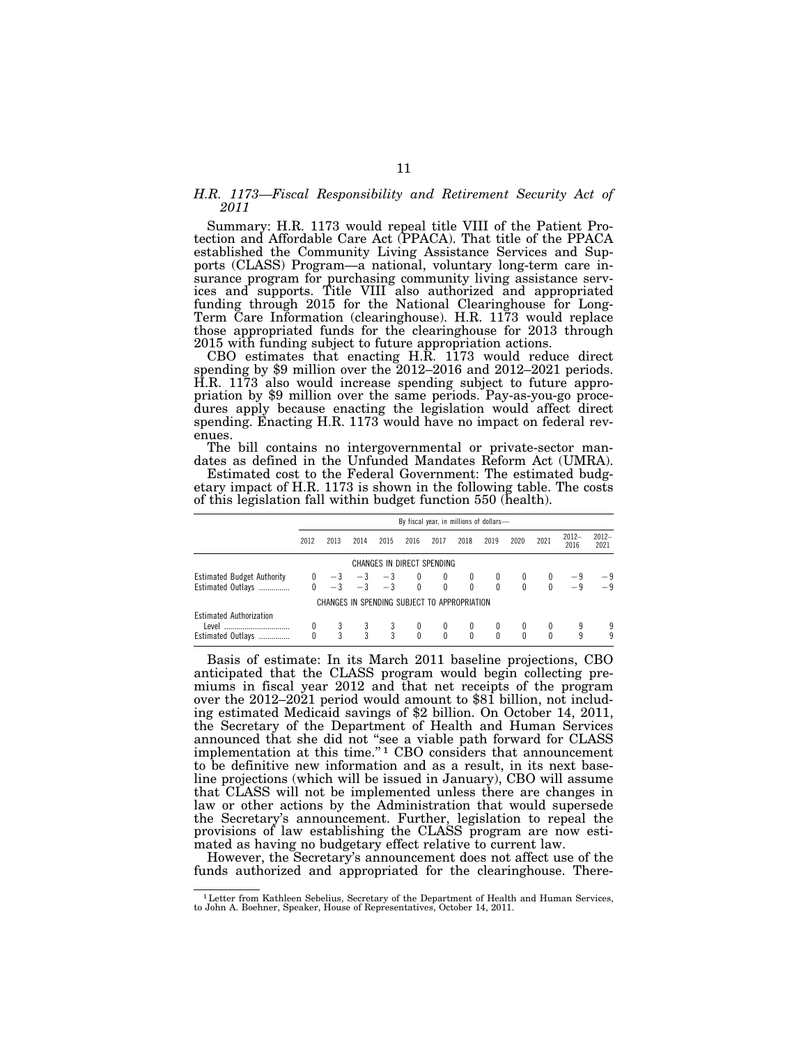*H.R. 1173—Fiscal Responsibility and Retirement Security Act of 2011*

Summary: H.R. 1173 would repeal title VIII of the Patient Protection and Affordable Care Act (PPACA). That title of the PPACA established the Community Living Assistance Services and Supports (CLASS) Program—a national, voluntary long-term care insurance program for purchasing community living assistance services and supports. Title VIII also authorized and appropriated funding through 2015 for the National Clearinghouse for Long-Term Care Information (clearinghouse). H.R. 1173 would replace those appropriated funds for the clearinghouse for 2013 through 2015 with funding subject to future appropriation actions.

CBO estimates that enacting H.R. 1173 would reduce direct spending by $9 million over the 2012–2016 and 2012–2021 periods. H.R. 1173 also would increase spending subject to future appropriation by $9 million over the same periods. Pay-as-you-go procedures apply because enacting the legislation would affect direct spending. Enacting H.R. 1173 would have no impact on federal revenues.

The bill contains no intergovernmental or private-sector mandates as defined in the Unfunded Mandates Reform Act (UMRA).

Estimated cost to the Federal Government: The estimated budgetary impact of H.R. 1173 is shown in the following table. The costs of this legislation fall within budget function 550 (health).

| | By fiscal year, in millions of dollars— | | | | | | | | | | | |
|---|---|---|---|---|---|---|---|---|---|---|---|---|
| | 2012 | 2013 | 2014 | 2015 | 2016 | 2017 | 2018 | 2019 | 2020 | 2021 | 2012–2016 | 2012–2021 |
| **CHANGES IN DIRECT SPENDING** | | | | | | | | | | | | |
| Estimated Budget Authority | 0 | −3 | −3 | −3 | 0 | 0 | 0 | 0 | 0 | 0 | −9 | −9 |
| Estimated Outlays | 0 | −3 | −3 | −3 | 0 | 0 | 0 | 0 | 0 | 0 | −9 | −9 |
| **CHANGES IN SPENDING SUBJECT TO APPROPRIATION** | | | | | | | | | | | | |
| Estimated Authorization Level | 0 | 3 | 3 | 3 | 0 | 0 | 0 | 0 | 0 | 0 | 9 | 9 |
| Estimated Outlays | 0 | 3 | 3 | 3 | 0 | 0 | 0 | 0 | 0 | 0 | 9 | 9 |

Basis of estimate: In its March 2011 baseline projections, CBO anticipated that the CLASS program would begin collecting premiums in fiscal year 2012 and that net receipts of the program over the 2012–2021 period would amount to $81 billion, not including estimated Medicaid savings of $2 billion. On October 14, 2011, the Secretary of the Department of Health and Human Services announced that she did not "see a viable path forward for CLASS implementation at this time."[1] CBO considers that announcement to be definitive new information and as a result, in its next baseline projections (which will be issued in January), CBO will assume that CLASS will not be implemented unless there are changes in law or other actions by the Administration that would supersede the Secretary's announcement. Further, legislation to repeal the provisions of law establishing the CLASS program are now estimated as having no budgetary effect relative to current law.

However, the Secretary's announcement does not affect use of the funds authorized and appropriated for the clearinghouse. There-

[1] Letter from Kathleen Sebelius, Secretary of the Department of Health and Human Services, to John A. Boehner, Speaker, House of Representatives, October 14, 2011.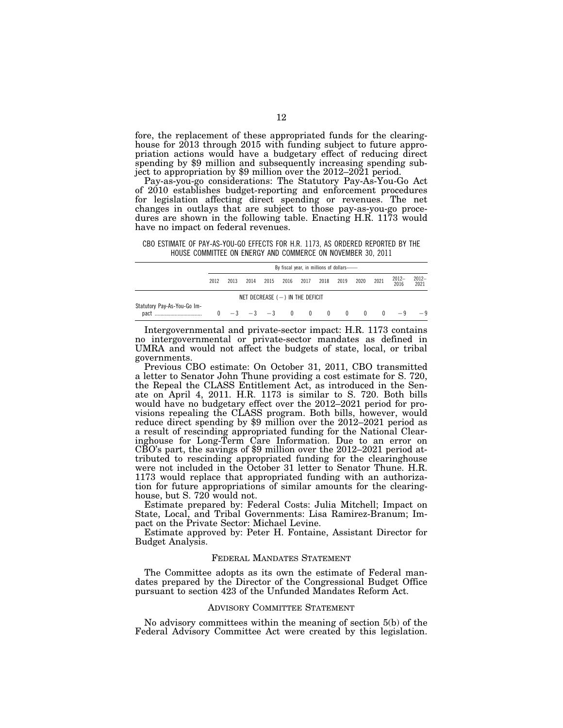fore, the replacement of these appropriated funds for the clearinghouse for 2013 through 2015 with funding subject to future appropriation actions would have a budgetary effect of reducing direct spending by $9 million and subsequently increasing spending subject to appropriation by $9 million over the 2012–2021 period.

Pay-as-you-go considerations: The Statutory Pay-As-You-Go Act of 2010 establishes budget-reporting and enforcement procedures for legislation affecting direct spending or revenues. The net changes in outlays that are subject to those pay-as-you-go procedures are shown in the following table. Enacting H.R. 1173 would have no impact on federal revenues.

CBO ESTIMATE OF PAY-AS-YOU-GO EFFECTS FOR H.R. 1173, AS ORDERED REPORTED BY THE HOUSE COMMITTEE ON ENERGY AND COMMERCE ON NOVEMBER 30, 2011

| | By fiscal year, in millions of dollars— | | | | | | | | | | | |
|---|---|---|---|---|---|---|---|---|---|---|---|---|
| | 2012 | 2013 | 2014 | 2015 | 2016 | 2017 | 2018 | 2019 | 2020 | 2021 | 2012–2016 | 2012–2021 |
| | NET DECREASE (−) IN THE DEFICIT | | | | | | | | | | | |
| Statutory Pay-As-You-Go Impact | 0 | −3 | −3 | −3 | 0 | 0 | 0 | 0 | 0 | 0 | −9 | −9 |

Intergovernmental and private-sector impact: H.R. 1173 contains no intergovernmental or private-sector mandates as defined in UMRA and would not affect the budgets of state, local, or tribal governments.

Previous CBO estimate: On October 31, 2011, CBO transmitted a letter to Senator John Thune providing a cost estimate for S. 720, the Repeal the CLASS Entitlement Act, as introduced in the Senate on April 4, 2011. H.R. 1173 is similar to S. 720. Both bills would have no budgetary effect over the 2012–2021 period for provisions repealing the CLASS program. Both bills, however, would reduce direct spending by $9 million over the 2012–2021 period as a result of rescinding appropriated funding for the National Clearinghouse for Long-Term Care Information. Due to an error on CBO's part, the savings of $9 million over the 2012–2021 period attributed to rescinding appropriated funding for the clearinghouse were not included in the October 31 letter to Senator Thune. H.R. 1173 would replace that appropriated funding with an authorization for future appropriations of similar amounts for the clearinghouse, but S. 720 would not.

Estimate prepared by: Federal Costs: Julia Mitchell; Impact on State, Local, and Tribal Governments: Lisa Ramirez-Branum; Impact on the Private Sector: Michael Levine.

Estimate approved by: Peter H. Fontaine, Assistant Director for Budget Analysis.

## FEDERAL MANDATES STATEMENT

The Committee adopts as its own the estimate of Federal mandates prepared by the Director of the Congressional Budget Office pursuant to section 423 of the Unfunded Mandates Reform Act.

## ADVISORY COMMITTEE STATEMENT

No advisory committees within the meaning of section 5(b) of the Federal Advisory Committee Act were created by this legislation.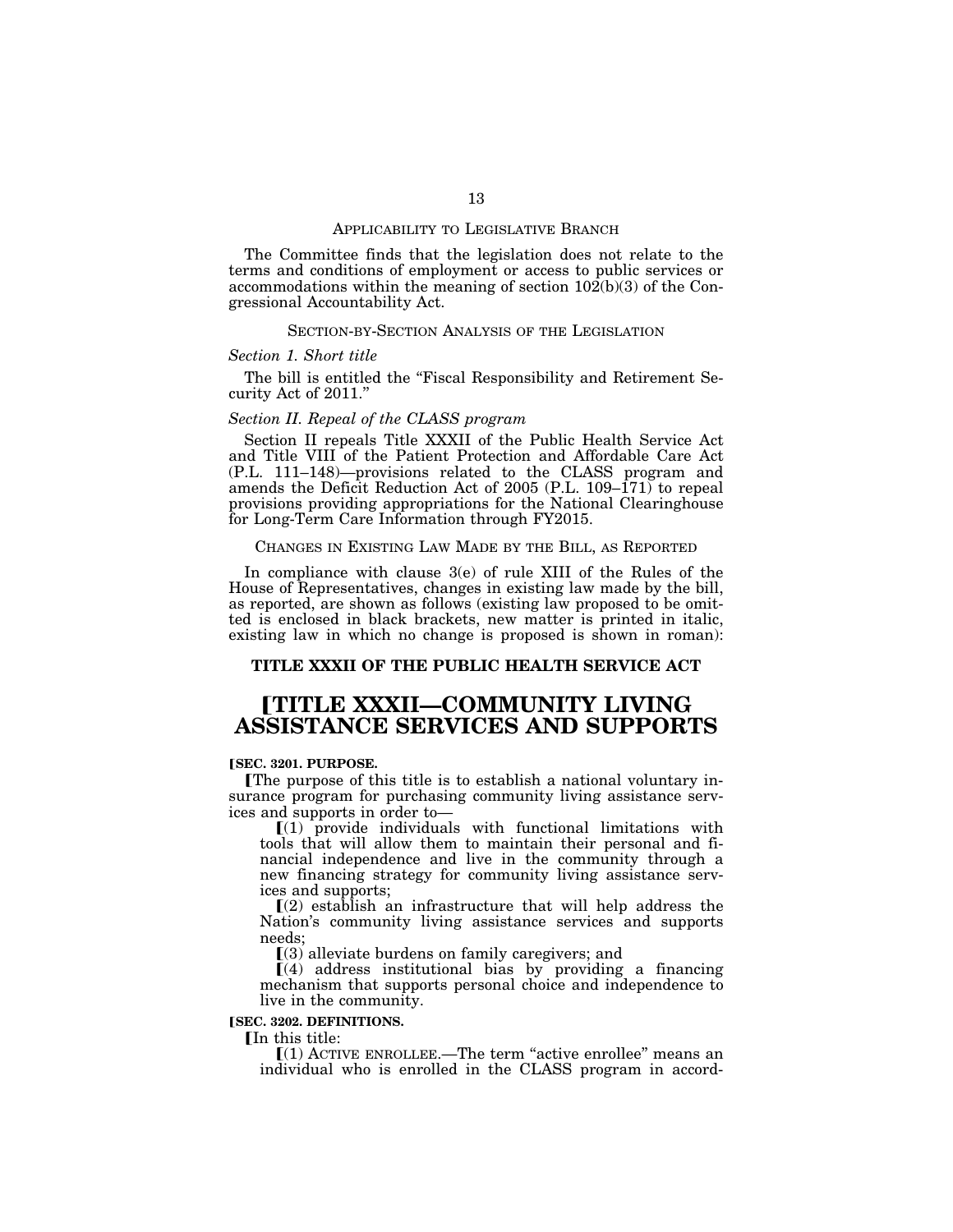APPLICABILITY TO LEGISLATIVE BRANCH

The Committee finds that the legislation does not relate to the terms and conditions of employment or access to public services or accommodations within the meaning of section 102(b)(3) of the Congressional Accountability Act.

SECTION-BY-SECTION ANALYSIS OF THE LEGISLATION

*Section 1. Short title*

The bill is entitled the "Fiscal Responsibility and Retirement Security Act of 2011."

*Section II. Repeal of the CLASS program*

Section II repeals Title XXXII of the Public Health Service Act and Title VIII of the Patient Protection and Affordable Care Act (P.L. 111–148)—provisions related to the CLASS program and amends the Deficit Reduction Act of 2005 (P.L. 109–171) to repeal provisions providing appropriations for the National Clearinghouse for Long-Term Care Information through FY2015.

CHANGES IN EXISTING LAW MADE BY THE BILL, AS REPORTED

In compliance with clause 3(e) of rule XIII of the Rules of the House of Representatives, changes in existing law made by the bill, as reported, are shown as follows (existing law proposed to be omitted is enclosed in black brackets, new matter is printed in italic, existing law in which no change is proposed is shown in roman):

**TITLE XXXII OF THE PUBLIC HEALTH SERVICE ACT**

# [TITLE XXXII—COMMUNITY LIVING ASSISTANCE SERVICES AND SUPPORTS

**[SEC. 3201. PURPOSE.**

[The purpose of this title is to establish a national voluntary insurance program for purchasing community living assistance services and supports in order to—

[(1) provide individuals with functional limitations with tools that will allow them to maintain their personal and financial independence and live in the community through a new financing strategy for community living assistance services and supports;

[(2) establish an infrastructure that will help address the Nation's community living assistance services and supports needs;

[(3) alleviate burdens on family caregivers; and

[(4) address institutional bias by providing a financing mechanism that supports personal choice and independence to live in the community.

**[SEC. 3202. DEFINITIONS.**

[In this title:

[(1) ACTIVE ENROLLEE.—The term "active enrollee" means an individual who is enrolled in the CLASS program in accord-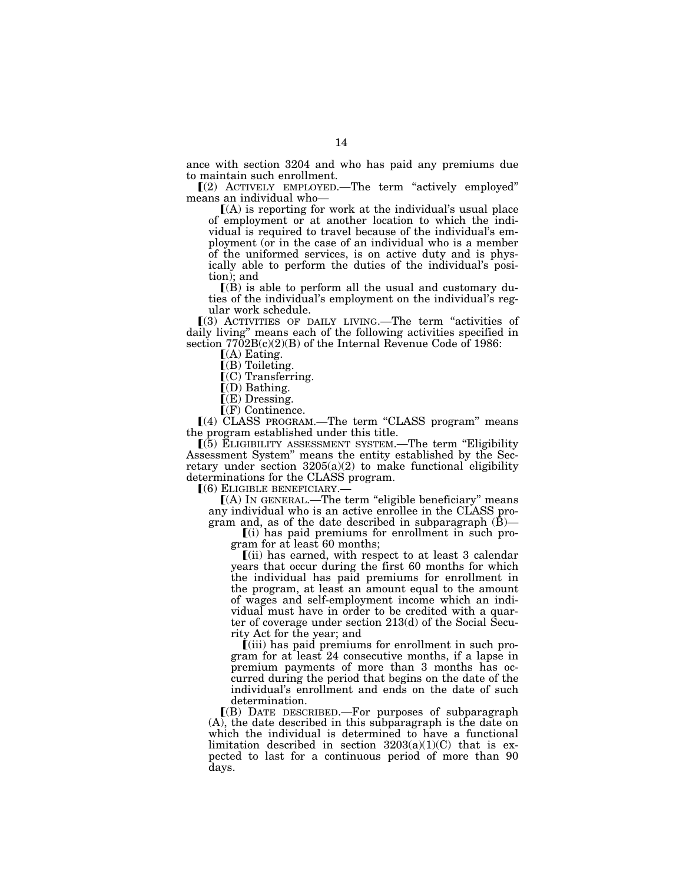ance with section 3204 and who has paid any premiums due to maintain such enrollment.

⟦(2) ACTIVELY EMPLOYED.—The term "actively employed" means an individual who—

⟦(A) is reporting for work at the individual's usual place of employment or at another location to which the individual is required to travel because of the individual's employment (or in the case of an individual who is a member of the uniformed services, is on active duty and is physically able to perform the duties of the individual's position); and

⟦(B) is able to perform all the usual and customary duties of the individual's employment on the individual's regular work schedule.

⟦(3) ACTIVITIES OF DAILY LIVING.—The term "activities of daily living" means each of the following activities specified in section 7702B(c)(2)(B) of the Internal Revenue Code of 1986:

⟦(A) Eating.

⟦(B) Toileting.

⟦(C) Transferring.

⟦(D) Bathing.

⟦(E) Dressing.

⟦(F) Continence.

⟦(4) CLASS PROGRAM.—The term "CLASS program" means the program established under this title.

⟦(5) ELIGIBILITY ASSESSMENT SYSTEM.—The term "Eligibility Assessment System" means the entity established by the Secretary under section 3205(a)(2) to make functional eligibility determinations for the CLASS program.

⟦(6) ELIGIBLE BENEFICIARY.—

⟦(A) IN GENERAL.—The term "eligible beneficiary" means any individual who is an active enrollee in the CLASS program and, as of the date described in subparagraph (B)—

⟦(i) has paid premiums for enrollment in such program for at least 60 months;

⟦(ii) has earned, with respect to at least 3 calendar years that occur during the first 60 months for which the individual has paid premiums for enrollment in the program, at least an amount equal to the amount of wages and self-employment income which an individual must have in order to be credited with a quarter of coverage under section 213(d) of the Social Security Act for the year; and

⟦(iii) has paid premiums for enrollment in such program for at least 24 consecutive months, if a lapse in premium payments of more than 3 months has occurred during the period that begins on the date of the individual's enrollment and ends on the date of such determination.

⟦(B) DATE DESCRIBED.—For purposes of subparagraph (A), the date described in this subparagraph is the date on which the individual is determined to have a functional limitation described in section 3203(a)(1)(C) that is expected to last for a continuous period of more than 90 days.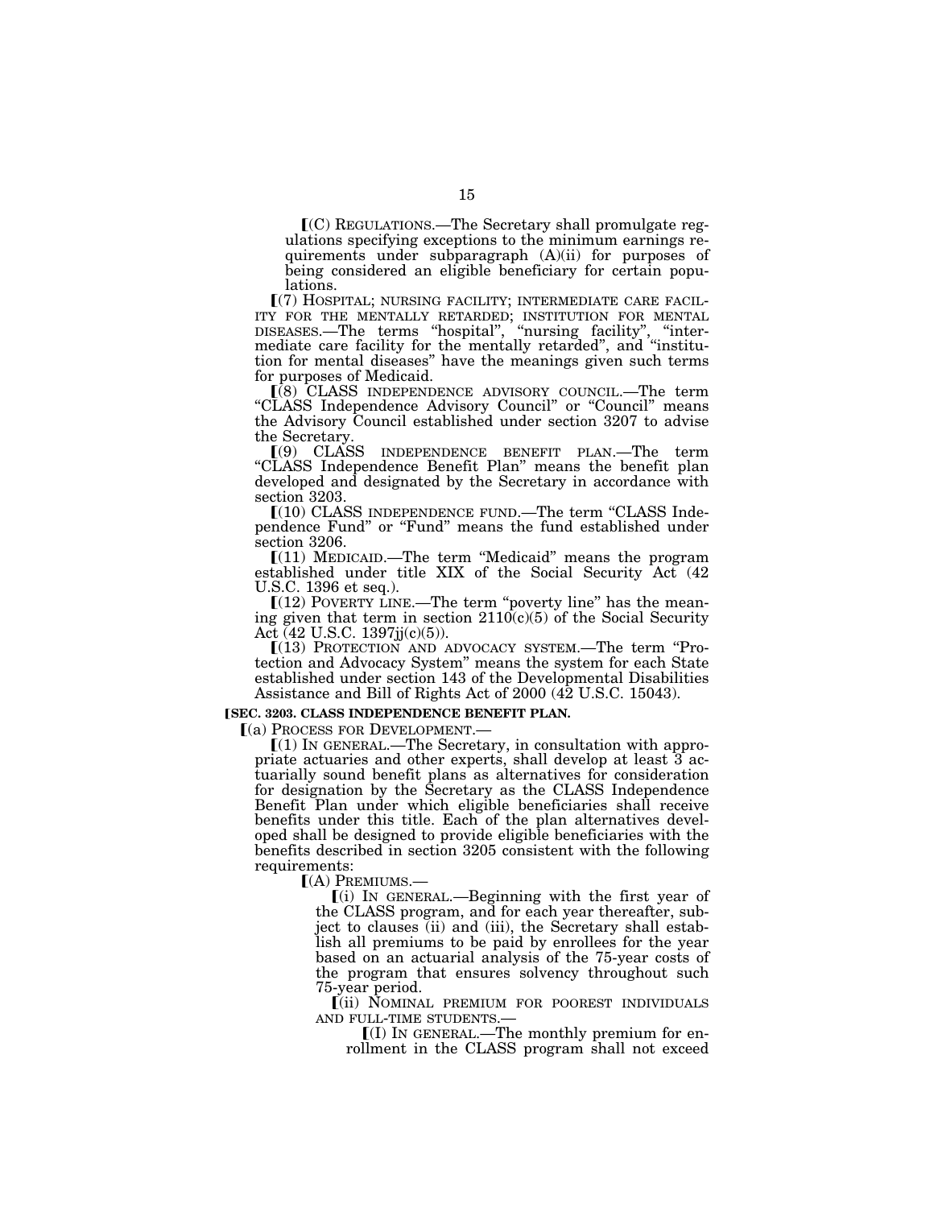⟦(C) REGULATIONS.—The Secretary shall promulgate regulations specifying exceptions to the minimum earnings requirements under subparagraph (A)(ii) for purposes of being considered an eligible beneficiary for certain populations.

⟦(7) HOSPITAL; NURSING FACILITY; INTERMEDIATE CARE FACILITY FOR THE MENTALLY RETARDED; INSTITUTION FOR MENTAL DISEASES.—The terms "hospital", "nursing facility", "intermediate care facility for the mentally retarded", and "institution for mental diseases" have the meanings given such terms for purposes of Medicaid.

⟦(8) CLASS INDEPENDENCE ADVISORY COUNCIL.—The term "CLASS Independence Advisory Council" or "Council" means the Advisory Council established under section 3207 to advise the Secretary.

⟦(9) CLASS INDEPENDENCE BENEFIT PLAN.—The term "CLASS Independence Benefit Plan" means the benefit plan developed and designated by the Secretary in accordance with section 3203.

⟦(10) CLASS INDEPENDENCE FUND.—The term "CLASS Independence Fund" or "Fund" means the fund established under section 3206.

⟦(11) MEDICAID.—The term "Medicaid" means the program established under title XIX of the Social Security Act (42 U.S.C. 1396 et seq.).

⟦(12) POVERTY LINE.—The term "poverty line" has the meaning given that term in section 2110(c)(5) of the Social Security Act (42 U.S.C. 1397jj(c)(5)).

⟦(13) PROTECTION AND ADVOCACY SYSTEM.—The term "Protection and Advocacy System" means the system for each State established under section 143 of the Developmental Disabilities Assistance and Bill of Rights Act of 2000 (42 U.S.C. 15043).

**⟦SEC. 3203. CLASS INDEPENDENCE BENEFIT PLAN.**

⟦(a) PROCESS FOR DEVELOPMENT.—

⟦(1) IN GENERAL.—The Secretary, in consultation with appropriate actuaries and other experts, shall develop at least 3 actuarially sound benefit plans as alternatives for consideration for designation by the Secretary as the CLASS Independence Benefit Plan under which eligible beneficiaries shall receive benefits under this title. Each of the plan alternatives developed shall be designed to provide eligible beneficiaries with the benefits described in section 3205 consistent with the following requirements:

⟦(A) PREMIUMS.—

⟦(i) IN GENERAL.—Beginning with the first year of the CLASS program, and for each year thereafter, subject to clauses (ii) and (iii), the Secretary shall establish all premiums to be paid by enrollees for the year based on an actuarial analysis of the 75-year costs of the program that ensures solvency throughout such 75-year period.

⟦(ii) NOMINAL PREMIUM FOR POOREST INDIVIDUALS AND FULL-TIME STUDENTS.—

⟦(I) IN GENERAL.—The monthly premium for enrollment in the CLASS program shall not exceed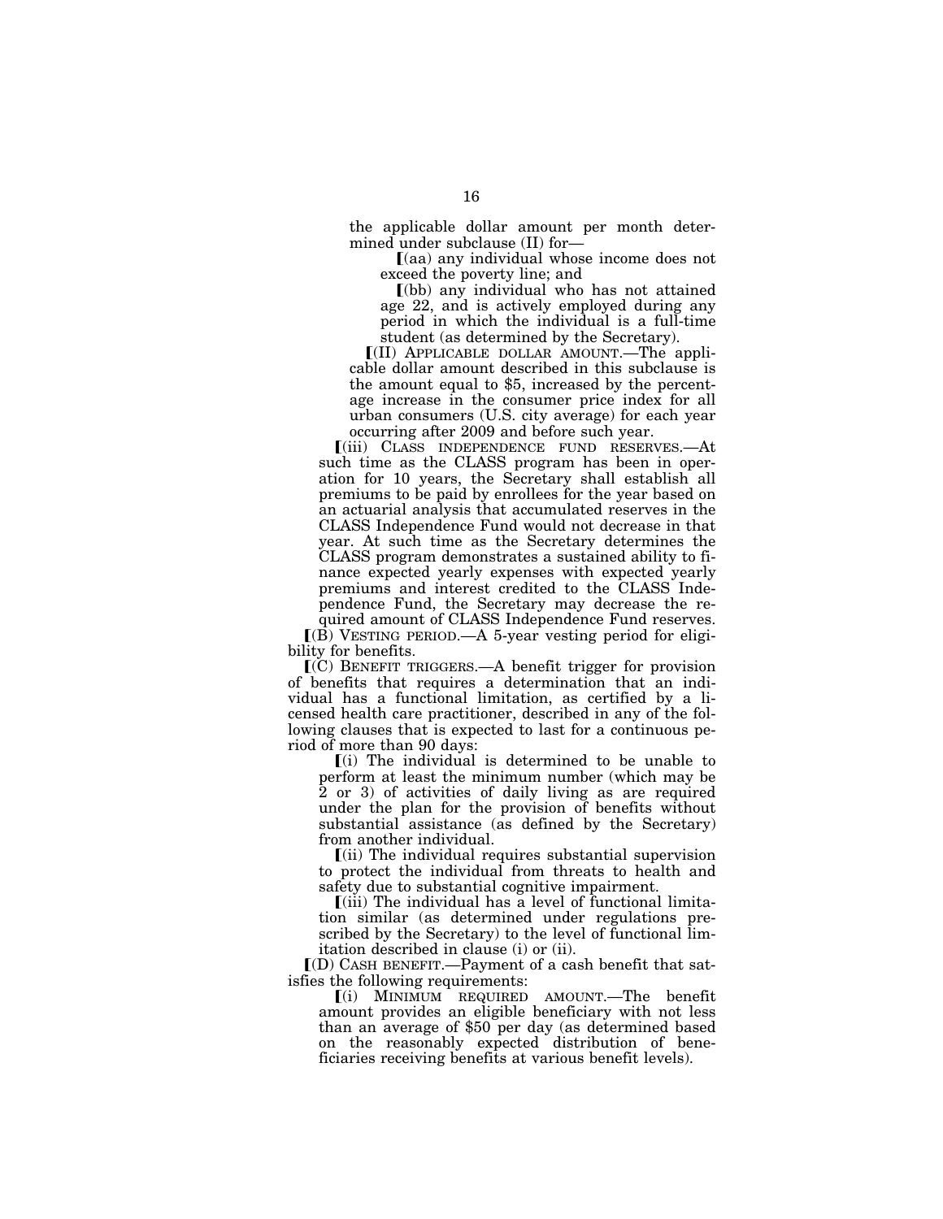the applicable dollar amount per month determined under subclause (II) for—

⟦(aa) any individual whose income does not exceed the poverty line; and

⟦(bb) any individual who has not attained age 22, and is actively employed during any period in which the individual is a full-time student (as determined by the Secretary).

⟦(II) APPLICABLE DOLLAR AMOUNT.—The applicable dollar amount described in this subclause is the amount equal to $5, increased by the percentage increase in the consumer price index for all urban consumers (U.S. city average) for each year occurring after 2009 and before such year.

⟦(iii) CLASS INDEPENDENCE FUND RESERVES.—At such time as the CLASS program has been in operation for 10 years, the Secretary shall establish all premiums to be paid by enrollees for the year based on an actuarial analysis that accumulated reserves in the CLASS Independence Fund would not decrease in that year. At such time as the Secretary determines the CLASS program demonstrates a sustained ability to finance expected yearly expenses with expected yearly premiums and interest credited to the CLASS Independence Fund, the Secretary may decrease the required amount of CLASS Independence Fund reserves.

⟦(B) VESTING PERIOD.—A 5-year vesting period for eligibility for benefits.

⟦(C) BENEFIT TRIGGERS.—A benefit trigger for provision of benefits that requires a determination that an individual has a functional limitation, as certified by a licensed health care practitioner, described in any of the following clauses that is expected to last for a continuous period of more than 90 days:

⟦(i) The individual is determined to be unable to perform at least the minimum number (which may be 2 or 3) of activities of daily living as are required under the plan for the provision of benefits without substantial assistance (as defined by the Secretary) from another individual.

⟦(ii) The individual requires substantial supervision to protect the individual from threats to health and safety due to substantial cognitive impairment.

⟦(iii) The individual has a level of functional limitation similar (as determined under regulations prescribed by the Secretary) to the level of functional limitation described in clause (i) or (ii).

⟦(D) CASH BENEFIT.—Payment of a cash benefit that satisfies the following requirements:

⟦(i) MINIMUM REQUIRED AMOUNT.—The benefit amount provides an eligible beneficiary with not less than an average of $50 per day (as determined based on the reasonably expected distribution of beneficiaries receiving benefits at various benefit levels).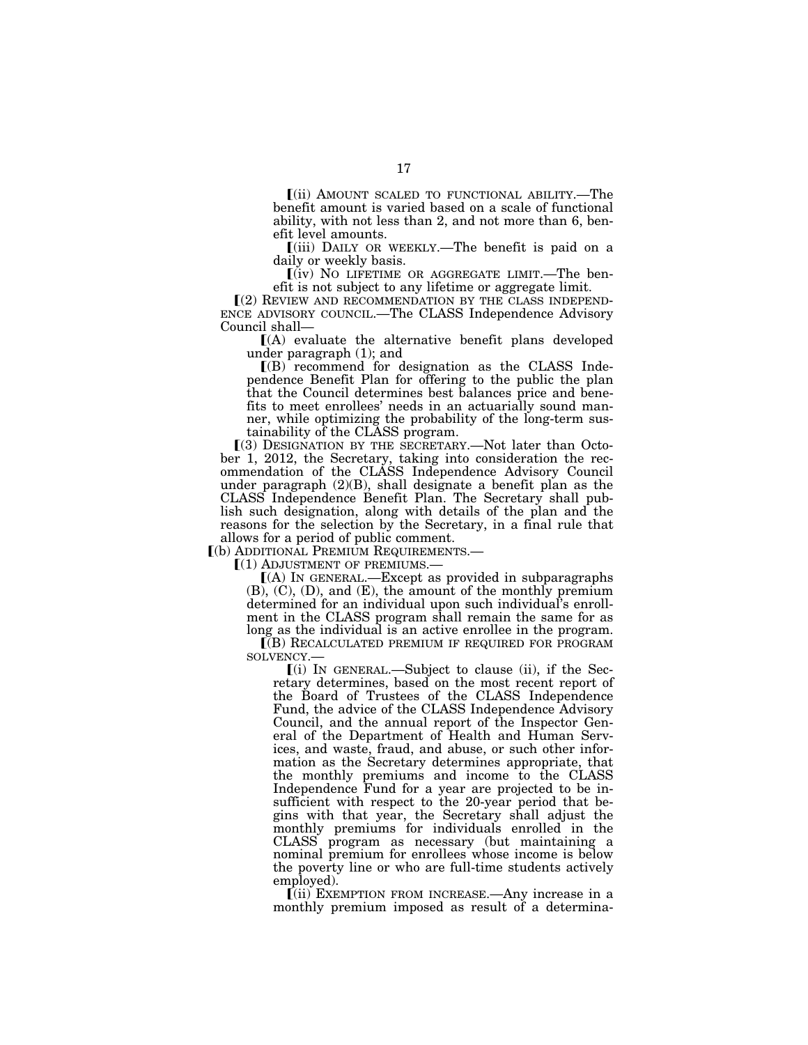⟦(ii) AMOUNT SCALED TO FUNCTIONAL ABILITY.—The benefit amount is varied based on a scale of functional ability, with not less than 2, and not more than 6, benefit level amounts.

⟦(iii) DAILY OR WEEKLY.—The benefit is paid on a daily or weekly basis.

⟦(iv) NO LIFETIME OR AGGREGATE LIMIT.—The benefit is not subject to any lifetime or aggregate limit.

⟦(2) REVIEW AND RECOMMENDATION BY THE CLASS INDEPENDENCE ADVISORY COUNCIL.—The CLASS Independence Advisory Council shall—

⟦(A) evaluate the alternative benefit plans developed under paragraph (1); and

⟦(B) recommend for designation as the CLASS Independence Benefit Plan for offering to the public the plan that the Council determines best balances price and benefits to meet enrollees' needs in an actuarially sound manner, while optimizing the probability of the long-term sustainability of the CLASS program.

⟦(3) DESIGNATION BY THE SECRETARY.—Not later than October 1, 2012, the Secretary, taking into consideration the recommendation of the CLASS Independence Advisory Council under paragraph (2)(B), shall designate a benefit plan as the CLASS Independence Benefit Plan. The Secretary shall publish such designation, along with details of the plan and the reasons for the selection by the Secretary, in a final rule that allows for a period of public comment.

⟦(b) ADDITIONAL PREMIUM REQUIREMENTS.—

⟦(1) ADJUSTMENT OF PREMIUMS.—

⟦(A) IN GENERAL.—Except as provided in subparagraphs (B), (C), (D), and (E), the amount of the monthly premium determined for an individual upon such individual's enrollment in the CLASS program shall remain the same for as long as the individual is an active enrollee in the program.

⟦(B) RECALCULATED PREMIUM IF REQUIRED FOR PROGRAM SOLVENCY.—

⟦(i) IN GENERAL.—Subject to clause (ii), if the Secretary determines, based on the most recent report of the Board of Trustees of the CLASS Independence Fund, the advice of the CLASS Independence Advisory Council, and the annual report of the Inspector General of the Department of Health and Human Services, and waste, fraud, and abuse, or such other information as the Secretary determines appropriate, that the monthly premiums and income to the CLASS Independence Fund for a year are projected to be insufficient with respect to the 20-year period that begins with that year, the Secretary shall adjust the monthly premiums for individuals enrolled in the CLASS program as necessary (but maintaining a nominal premium for enrollees whose income is below the poverty line or who are full-time students actively employed).

⟦(ii) EXEMPTION FROM INCREASE.—Any increase in a monthly premium imposed as result of a determina-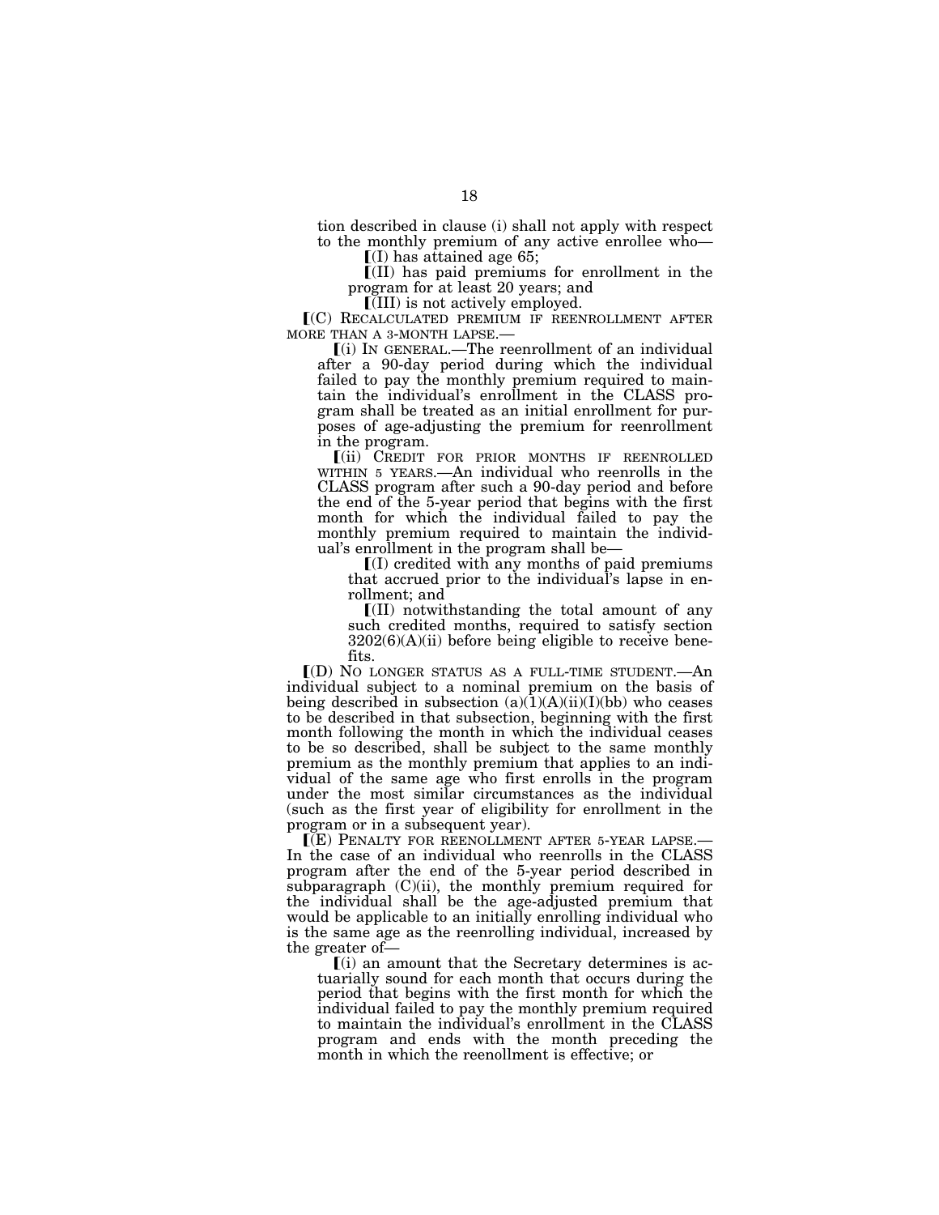tion described in clause (i) shall not apply with respect to the monthly premium of any active enrollee who—

⟦(I) has attained age 65;

⟦(II) has paid premiums for enrollment in the program for at least 20 years; and

⟦(III) is not actively employed.

⟦(C) RECALCULATED PREMIUM IF REENROLLMENT AFTER MORE THAN A 3-MONTH LAPSE.—

⟦(i) IN GENERAL.—The reenrollment of an individual after a 90-day period during which the individual failed to pay the monthly premium required to maintain the individual's enrollment in the CLASS program shall be treated as an initial enrollment for purposes of age-adjusting the premium for reenrollment in the program.

⟦(ii) CREDIT FOR PRIOR MONTHS IF REENROLLED WITHIN 5 YEARS.—An individual who reenrolls in the CLASS program after such a 90-day period and before the end of the 5-year period that begins with the first month for which the individual failed to pay the monthly premium required to maintain the individual's enrollment in the program shall be—

⟦(I) credited with any months of paid premiums that accrued prior to the individual's lapse in enrollment; and

⟦(II) notwithstanding the total amount of any such credited months, required to satisfy section 3202(6)(A)(ii) before being eligible to receive benefits.

⟦(D) NO LONGER STATUS AS A FULL-TIME STUDENT.—An individual subject to a nominal premium on the basis of being described in subsection (a)(1)(A)(ii)(I)(bb) who ceases to be described in that subsection, beginning with the first month following the month in which the individual ceases to be so described, shall be subject to the same monthly premium as the monthly premium that applies to an individual of the same age who first enrolls in the program under the most similar circumstances as the individual (such as the first year of eligibility for enrollment in the program or in a subsequent year).

⟦(E) PENALTY FOR REENROLLMENT AFTER 5-YEAR LAPSE.—In the case of an individual who reenrolls in the CLASS program after the end of the 5-year period described in subparagraph (C)(ii), the monthly premium required for the individual shall be the age-adjusted premium that would be applicable to an initially enrolling individual who is the same age as the reenrolling individual, increased by the greater of—

⟦(i) an amount that the Secretary determines is actuarially sound for each month that occurs during the period that begins with the first month for which the individual failed to pay the monthly premium required to maintain the individual's enrollment in the CLASS program and ends with the month preceding the month in which the reenrollment is effective; or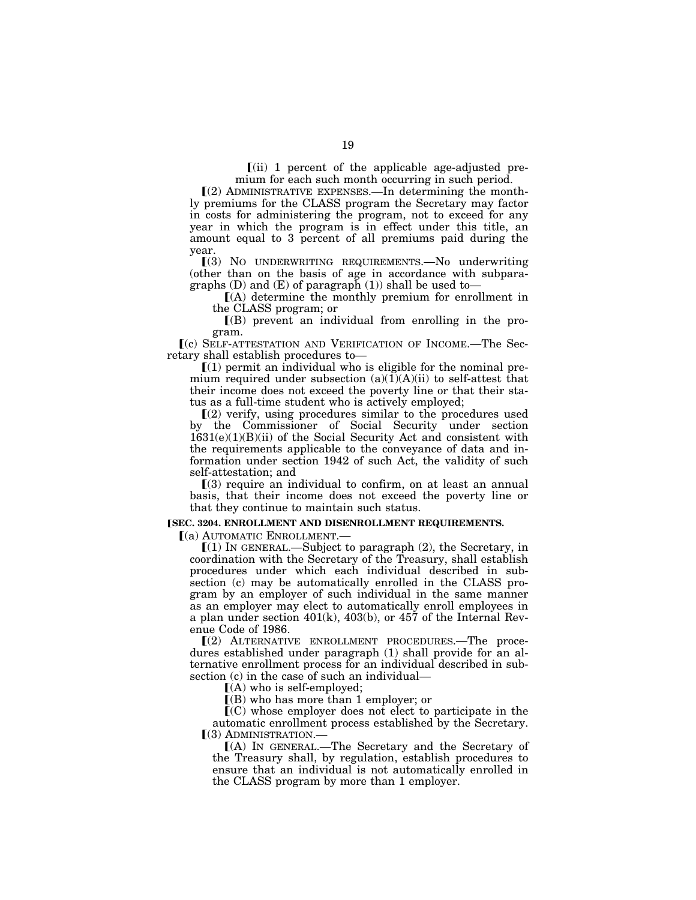⟦(ii) 1 percent of the applicable age-adjusted premium for each such month occurring in such period.

⟦(2) ADMINISTRATIVE EXPENSES.—In determining the monthly premiums for the CLASS program the Secretary may factor in costs for administering the program, not to exceed for any year in which the program is in effect under this title, an amount equal to 3 percent of all premiums paid during the year.

⟦(3) NO UNDERWRITING REQUIREMENTS.—No underwriting (other than on the basis of age in accordance with subparagraphs (D) and (E) of paragraph (1)) shall be used to—

⟦(A) determine the monthly premium for enrollment in the CLASS program; or

⟦(B) prevent an individual from enrolling in the program.

⟦(c) SELF-ATTESTATION AND VERIFICATION OF INCOME.—The Secretary shall establish procedures to—

⟦(1) permit an individual who is eligible for the nominal premium required under subsection (a)(1)(A)(ii) to self-attest that their income does not exceed the poverty line or that their status as a full-time student who is actively employed;

⟦(2) verify, using procedures similar to the procedures used by the Commissioner of Social Security under section 1631(e)(1)(B)(ii) of the Social Security Act and consistent with the requirements applicable to the conveyance of data and information under section 1942 of such Act, the validity of such self-attestation; and

⟦(3) require an individual to confirm, on at least an annual basis, that their income does not exceed the poverty line or that they continue to maintain such status.

**⟦SEC. 3204. ENROLLMENT AND DISENROLLMENT REQUIREMENTS.**

⟦(a) AUTOMATIC ENROLLMENT.—

⟦(1) IN GENERAL.—Subject to paragraph (2), the Secretary, in coordination with the Secretary of the Treasury, shall establish procedures under which each individual described in subsection (c) may be automatically enrolled in the CLASS program by an employer of such individual in the same manner as an employer may elect to automatically enroll employees in a plan under section 401(k), 403(b), or 457 of the Internal Revenue Code of 1986.

⟦(2) ALTERNATIVE ENROLLMENT PROCEDURES.—The procedures established under paragraph (1) shall provide for an alternative enrollment process for an individual described in subsection (c) in the case of such an individual—

⟦(A) who is self-employed;

⟦(B) who has more than 1 employer; or

⟦(C) whose employer does not elect to participate in the automatic enrollment process established by the Secretary.

⟦(3) ADMINISTRATION.—

⟦(A) IN GENERAL.—The Secretary and the Secretary of the Treasury shall, by regulation, establish procedures to ensure that an individual is not automatically enrolled in the CLASS program by more than 1 employer.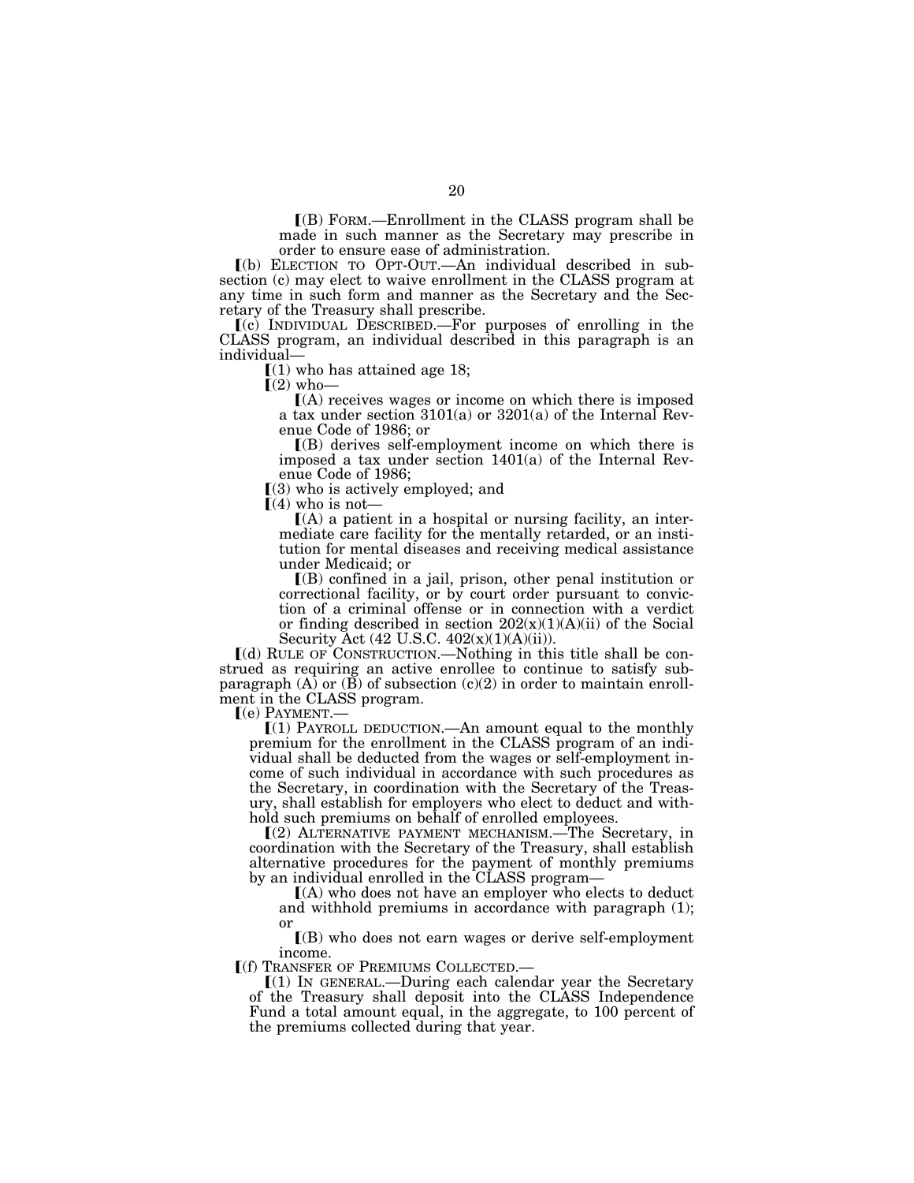⟦(B) FORM.—Enrollment in the CLASS program shall be made in such manner as the Secretary may prescribe in order to ensure ease of administration.

⟦(b) ELECTION TO OPT-OUT.—An individual described in subsection (c) may elect to waive enrollment in the CLASS program at any time in such form and manner as the Secretary and the Secretary of the Treasury shall prescribe.

⟦(c) INDIVIDUAL DESCRIBED.—For purposes of enrolling in the CLASS program, an individual described in this paragraph is an individual—

⟦(1) who has attained age 18;

⟦(2) who—

⟦(A) receives wages or income on which there is imposed a tax under section 3101(a) or 3201(a) of the Internal Revenue Code of 1986; or

⟦(B) derives self-employment income on which there is imposed a tax under section 1401(a) of the Internal Revenue Code of 1986;

⟦(3) who is actively employed; and

⟦(4) who is not—

⟦(A) a patient in a hospital or nursing facility, an intermediate care facility for the mentally retarded, or an institution for mental diseases and receiving medical assistance under Medicaid; or

⟦(B) confined in a jail, prison, other penal institution or correctional facility, or by court order pursuant to conviction of a criminal offense or in connection with a verdict or finding described in section 202(x)(1)(A)(ii) of the Social Security Act (42 U.S.C. 402(x)(1)(A)(ii)).

⟦(d) RULE OF CONSTRUCTION.—Nothing in this title shall be construed as requiring an active enrollee to continue to satisfy subparagraph (A) or (B) of subsection (c)(2) in order to maintain enrollment in the CLASS program.

⟦(e) PAYMENT.—

⟦(1) PAYROLL DEDUCTION.—An amount equal to the monthly premium for the enrollment in the CLASS program of an individual shall be deducted from the wages or self-employment income of such individual in accordance with such procedures as the Secretary, in coordination with the Secretary of the Treasury, shall establish for employers who elect to deduct and withhold such premiums on behalf of enrolled employees.

⟦(2) ALTERNATIVE PAYMENT MECHANISM.—The Secretary, in coordination with the Secretary of the Treasury, shall establish alternative procedures for the payment of monthly premiums by an individual enrolled in the CLASS program—

⟦(A) who does not have an employer who elects to deduct and withhold premiums in accordance with paragraph (1); or

⟦(B) who does not earn wages or derive self-employment income.

⟦(f) TRANSFER OF PREMIUMS COLLECTED.—

⟦(1) IN GENERAL.—During each calendar year the Secretary of the Treasury shall deposit into the CLASS Independence Fund a total amount equal, in the aggregate, to 100 percent of the premiums collected during that year.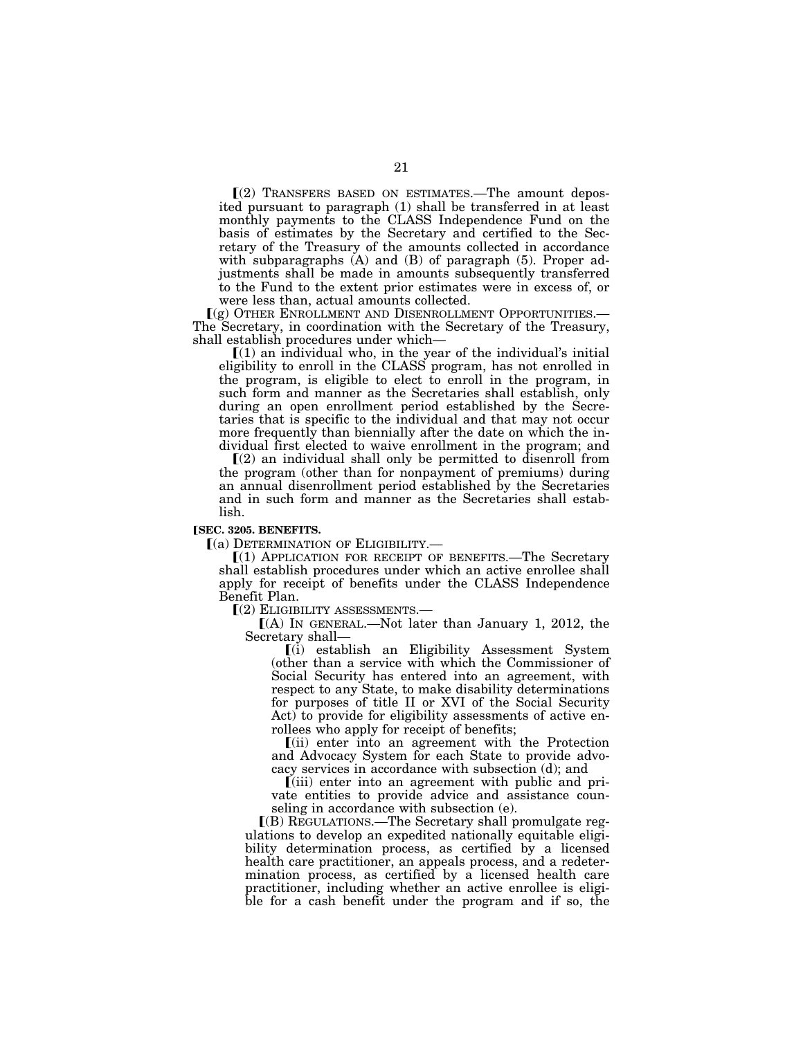⟦(2) TRANSFERS BASED ON ESTIMATES.—The amount deposited pursuant to paragraph (1) shall be transferred in at least monthly payments to the CLASS Independence Fund on the basis of estimates by the Secretary and certified to the Secretary of the Treasury of the amounts collected in accordance with subparagraphs (A) and (B) of paragraph (5). Proper adjustments shall be made in amounts subsequently transferred to the Fund to the extent prior estimates were in excess of, or were less than, actual amounts collected.

⟦(g) OTHER ENROLLMENT AND DISENROLLMENT OPPORTUNITIES.—The Secretary, in coordination with the Secretary of the Treasury, shall establish procedures under which—

⟦(1) an individual who, in the year of the individual's initial eligibility to enroll in the CLASS program, has not enrolled in the program, is eligible to elect to enroll in the program, in such form and manner as the Secretaries shall establish, only during an open enrollment period established by the Secretaries that is specific to the individual and that may not occur more frequently than biennially after the date on which the individual first elected to waive enrollment in the program; and

⟦(2) an individual shall only be permitted to disenroll from the program (other than for nonpayment of premiums) during an annual disenrollment period established by the Secretaries and in such form and manner as the Secretaries shall establish.

**⟦SEC. 3205. BENEFITS.**

⟦(a) DETERMINATION OF ELIGIBILITY.—

⟦(1) APPLICATION FOR RECEIPT OF BENEFITS.—The Secretary shall establish procedures under which an active enrollee shall apply for receipt of benefits under the CLASS Independence Benefit Plan.

⟦(2) ELIGIBILITY ASSESSMENTS.—

⟦(A) IN GENERAL.—Not later than January 1, 2012, the Secretary shall—

⟦(i) establish an Eligibility Assessment System (other than a service with which the Commissioner of Social Security has entered into an agreement, with respect to any State, to make disability determinations for purposes of title II or XVI of the Social Security Act) to provide for eligibility assessments of active enrollees who apply for receipt of benefits;

⟦(ii) enter into an agreement with the Protection and Advocacy System for each State to provide advocacy services in accordance with subsection (d); and

⟦(iii) enter into an agreement with public and private entities to provide advice and assistance counseling in accordance with subsection (e).

⟦(B) REGULATIONS.—The Secretary shall promulgate regulations to develop an expedited nationally equitable eligibility determination process, as certified by a licensed health care practitioner, an appeals process, and a redetermination process, as certified by a licensed health care practitioner, including whether an active enrollee is eligible for a cash benefit under the program and if so, the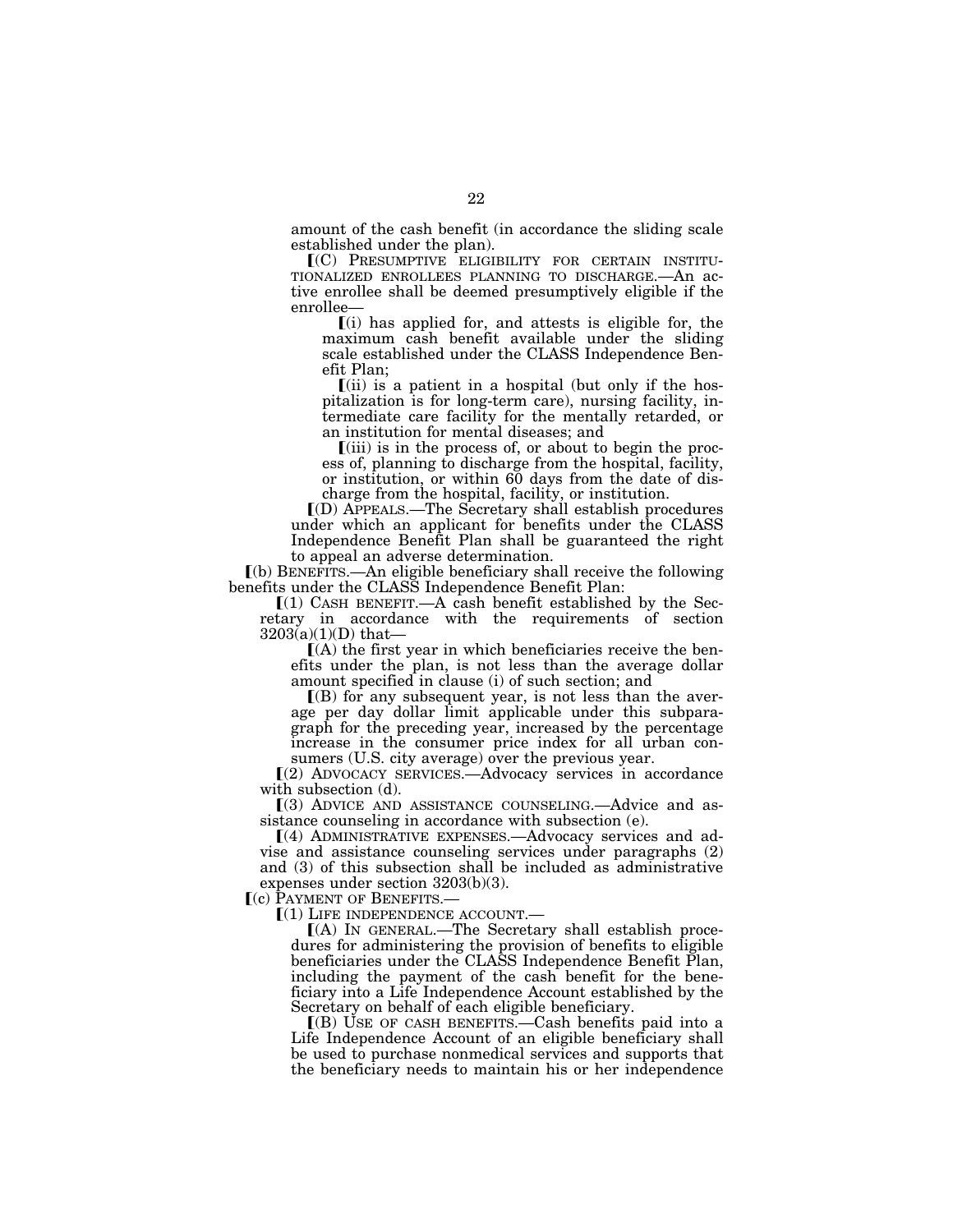amount of the cash benefit (in accordance the sliding scale established under the plan).

⟦(C) PRESUMPTIVE ELIGIBILITY FOR CERTAIN INSTITUTIONALIZED ENROLLEES PLANNING TO DISCHARGE.—An active enrollee shall be deemed presumptively eligible if the enrollee—

⟦(i) has applied for, and attests is eligible for, the maximum cash benefit available under the sliding scale established under the CLASS Independence Benefit Plan;

⟦(ii) is a patient in a hospital (but only if the hospitalization is for long-term care), nursing facility, intermediate care facility for the mentally retarded, or an institution for mental diseases; and

⟦(iii) is in the process of, or about to begin the process of, planning to discharge from the hospital, facility, or institution, or within 60 days from the date of discharge from the hospital, facility, or institution.

⟦(D) APPEALS.—The Secretary shall establish procedures under which an applicant for benefits under the CLASS Independence Benefit Plan shall be guaranteed the right to appeal an adverse determination.

⟦(b) BENEFITS.—An eligible beneficiary shall receive the following benefits under the CLASS Independence Benefit Plan:

⟦(1) CASH BENEFIT.—A cash benefit established by the Secretary in accordance with the requirements of section 3203(a)(1)(D) that—

⟦(A) the first year in which beneficiaries receive the benefits under the plan, is not less than the average dollar amount specified in clause (i) of such section; and

⟦(B) for any subsequent year, is not less than the average per day dollar limit applicable under this subparagraph for the preceding year, increased by the percentage increase in the consumer price index for all urban consumers (U.S. city average) over the previous year.

⟦(2) ADVOCACY SERVICES.—Advocacy services in accordance with subsection (d).

⟦(3) ADVICE AND ASSISTANCE COUNSELING.—Advice and assistance counseling in accordance with subsection (e).

⟦(4) ADMINISTRATIVE EXPENSES.—Advocacy services and advise and assistance counseling services under paragraphs (2) and (3) of this subsection shall be included as administrative expenses under section 3203(b)(3).

⟦(c) PAYMENT OF BENEFITS.—

⟦(1) LIFE INDEPENDENCE ACCOUNT.—

⟦(A) IN GENERAL.—The Secretary shall establish procedures for administering the provision of benefits to eligible beneficiaries under the CLASS Independence Benefit Plan, including the payment of the cash benefit for the beneficiary into a Life Independence Account established by the Secretary on behalf of each eligible beneficiary.

⟦(B) USE OF CASH BENEFITS.—Cash benefits paid into a Life Independence Account of an eligible beneficiary shall be used to purchase nonmedical services and supports that the beneficiary needs to maintain his or her independence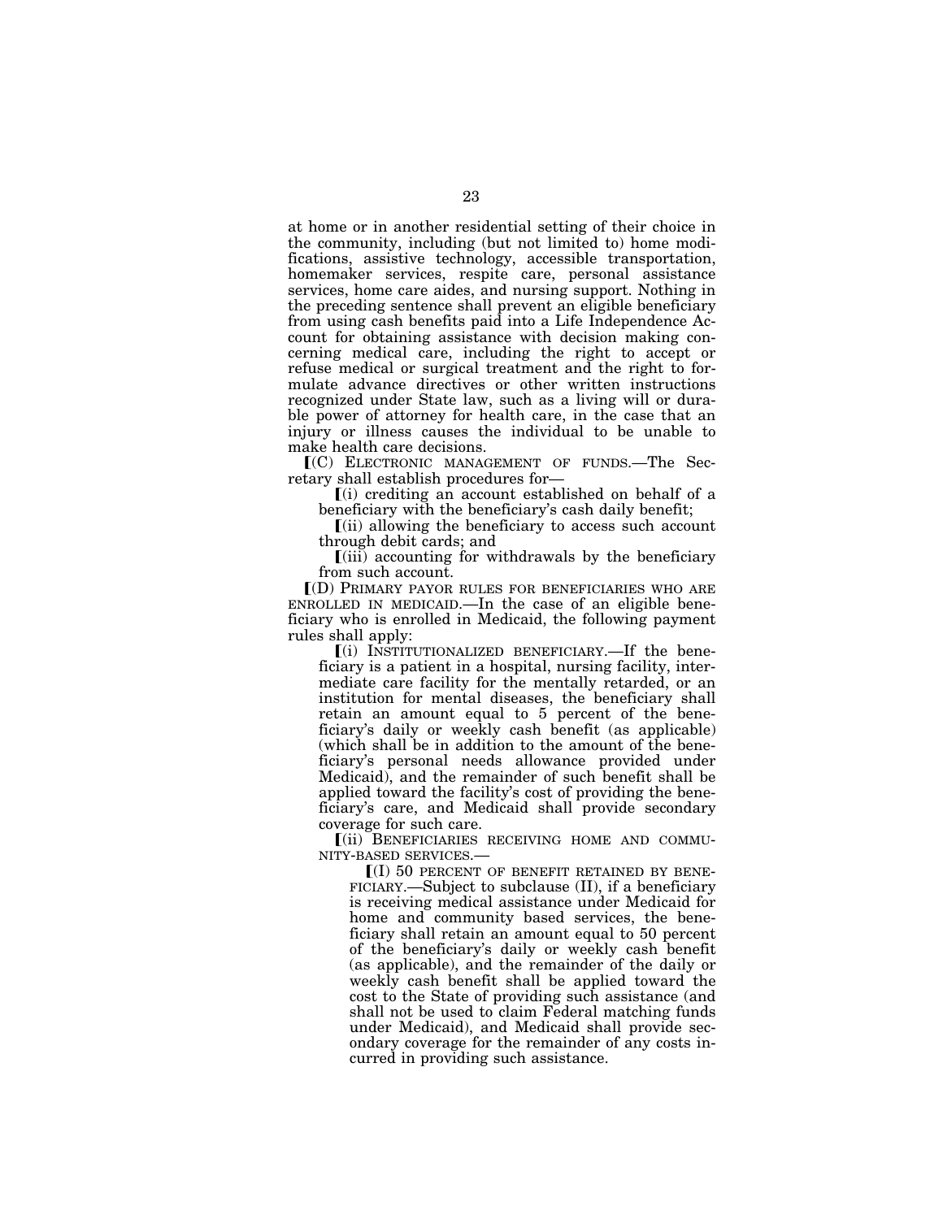at home or in another residential setting of their choice in the community, including (but not limited to) home modifications, assistive technology, accessible transportation, homemaker services, respite care, personal assistance services, home care aides, and nursing support. Nothing in the preceding sentence shall prevent an eligible beneficiary from using cash benefits paid into a Life Independence Account for obtaining assistance with decision making concerning medical care, including the right to accept or refuse medical or surgical treatment and the right to formulate advance directives or other written instructions recognized under State law, such as a living will or durable power of attorney for health care, in the case that an injury or illness causes the individual to be unable to make health care decisions.

⟦(C) ELECTRONIC MANAGEMENT OF FUNDS.—The Secretary shall establish procedures for—

⟦(i) crediting an account established on behalf of a beneficiary with the beneficiary's cash daily benefit;

⟦(ii) allowing the beneficiary to access such account through debit cards; and

⟦(iii) accounting for withdrawals by the beneficiary from such account.

⟦(D) PRIMARY PAYOR RULES FOR BENEFICIARIES WHO ARE ENROLLED IN MEDICAID.—In the case of an eligible beneficiary who is enrolled in Medicaid, the following payment rules shall apply:

⟦(i) INSTITUTIONALIZED BENEFICIARY.—If the beneficiary is a patient in a hospital, nursing facility, intermediate care facility for the mentally retarded, or an institution for mental diseases, the beneficiary shall retain an amount equal to 5 percent of the beneficiary's daily or weekly cash benefit (as applicable) (which shall be in addition to the amount of the beneficiary's personal needs allowance provided under Medicaid), and the remainder of such benefit shall be applied toward the facility's cost of providing the beneficiary's care, and Medicaid shall provide secondary coverage for such care.

⟦(ii) BENEFICIARIES RECEIVING HOME AND COMMUNITY-BASED SERVICES.—

⟦(I) 50 PERCENT OF BENEFIT RETAINED BY BENEFICIARY.—Subject to subclause (II), if a beneficiary is receiving medical assistance under Medicaid for home and community based services, the beneficiary shall retain an amount equal to 50 percent of the beneficiary's daily or weekly cash benefit (as applicable), and the remainder of the daily or weekly cash benefit shall be applied toward the cost to the State of providing such assistance (and shall not be used to claim Federal matching funds under Medicaid), and Medicaid shall provide secondary coverage for the remainder of any costs incurred in providing such assistance.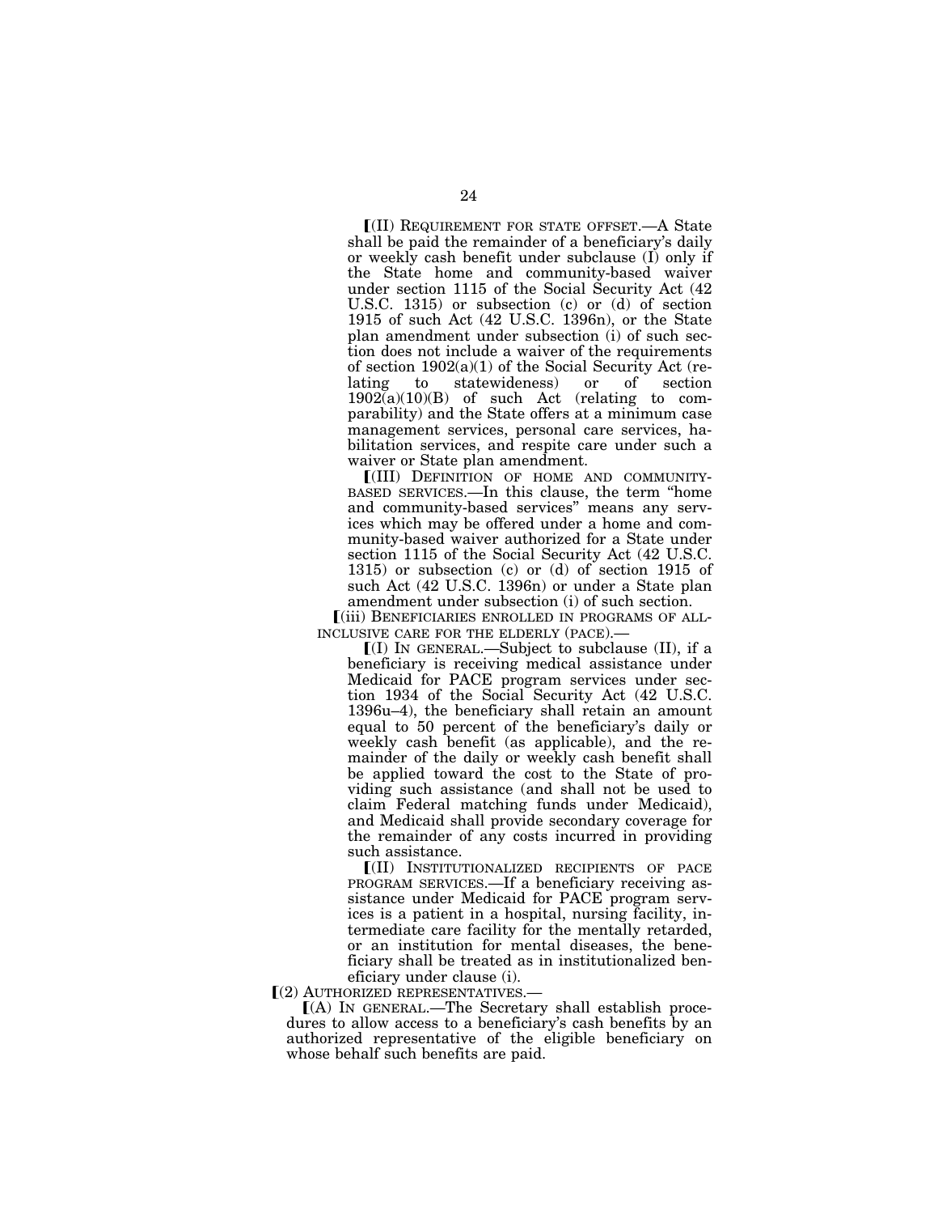⟦(II) REQUIREMENT FOR STATE OFFSET.—A State shall be paid the remainder of a beneficiary's daily or weekly cash benefit under subclause (I) only if the State home and community-based waiver under section 1115 of the Social Security Act (42 U.S.C. 1315) or subsection (c) or (d) of section 1915 of such Act (42 U.S.C. 1396n), or the State plan amendment under subsection (i) of such section does not include a waiver of the requirements of section 1902(a)(1) of the Social Security Act (relating to statewideness) or of section 1902(a)(10)(B) of such Act (relating to comparability) and the State offers at a minimum case management services, personal care services, habilitation services, and respite care under such a waiver or State plan amendment.

⟦(III) DEFINITION OF HOME AND COMMUNITY-BASED SERVICES.—In this clause, the term "home and community-based services" means any services which may be offered under a home and community-based waiver authorized for a State under section 1115 of the Social Security Act (42 U.S.C. 1315) or subsection (c) or (d) of section 1915 of such Act (42 U.S.C. 1396n) or under a State plan amendment under subsection (i) of such section.

⟦(iii) BENEFICIARIES ENROLLED IN PROGRAMS OF ALL-INCLUSIVE CARE FOR THE ELDERLY (PACE).—

⟦(I) IN GENERAL.—Subject to subclause (II), if a beneficiary is receiving medical assistance under Medicaid for PACE program services under section 1934 of the Social Security Act (42 U.S.C. 1396u–4), the beneficiary shall retain an amount equal to 50 percent of the beneficiary's daily or weekly cash benefit (as applicable), and the remainder of the daily or weekly cash benefit shall be applied toward the cost to the State of providing such assistance (and shall not be used to claim Federal matching funds under Medicaid), and Medicaid shall provide secondary coverage for the remainder of any costs incurred in providing such assistance.

⟦(II) INSTITUTIONALIZED RECIPIENTS OF PACE PROGRAM SERVICES.—If a beneficiary receiving assistance under Medicaid for PACE program services is a patient in a hospital, nursing facility, intermediate care facility for the mentally retarded, or an institution for mental diseases, the beneficiary shall be treated as in institutionalized beneficiary under clause (i).

⟦(2) AUTHORIZED REPRESENTATIVES.—

⟦(A) IN GENERAL.—The Secretary shall establish procedures to allow access to a beneficiary's cash benefits by an authorized representative of the eligible beneficiary on whose behalf such benefits are paid.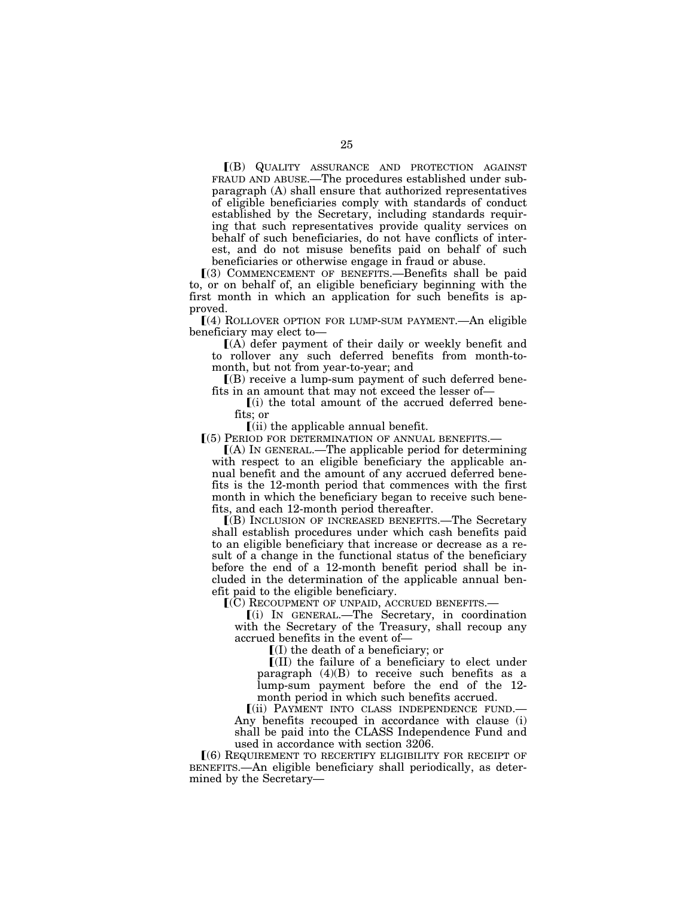⟦(B) QUALITY ASSURANCE AND PROTECTION AGAINST FRAUD AND ABUSE.—The procedures established under subparagraph (A) shall ensure that authorized representatives of eligible beneficiaries comply with standards of conduct established by the Secretary, including standards requiring that such representatives provide quality services on behalf of such beneficiaries, do not have conflicts of interest, and do not misuse benefits paid on behalf of such beneficiaries or otherwise engage in fraud or abuse.

⟦(3) COMMENCEMENT OF BENEFITS.—Benefits shall be paid to, or on behalf of, an eligible beneficiary beginning with the first month in which an application for such benefits is approved.

⟦(4) ROLLOVER OPTION FOR LUMP-SUM PAYMENT.—An eligible beneficiary may elect to—

⟦(A) defer payment of their daily or weekly benefit and to rollover any such deferred benefits from month-to-month, but not from year-to-year; and

⟦(B) receive a lump-sum payment of such deferred benefits in an amount that may not exceed the lesser of—

⟦(i) the total amount of the accrued deferred benefits; or

⟦(ii) the applicable annual benefit.

⟦(5) PERIOD FOR DETERMINATION OF ANNUAL BENEFITS.—

⟦(A) IN GENERAL.—The applicable period for determining with respect to an eligible beneficiary the applicable annual benefit and the amount of any accrued deferred benefits is the 12-month period that commences with the first month in which the beneficiary began to receive such benefits, and each 12-month period thereafter.

⟦(B) INCLUSION OF INCREASED BENEFITS.—The Secretary shall establish procedures under which cash benefits paid to an eligible beneficiary that increase or decrease as a result of a change in the functional status of the beneficiary before the end of a 12-month benefit period shall be included in the determination of the applicable annual benefit paid to the eligible beneficiary.

⟦(C) RECOUPMENT OF UNPAID, ACCRUED BENEFITS.—

⟦(i) IN GENERAL.—The Secretary, in coordination with the Secretary of the Treasury, shall recoup any accrued benefits in the event of—

⟦(I) the death of a beneficiary; or

⟦(II) the failure of a beneficiary to elect under paragraph (4)(B) to receive such benefits as a lump-sum payment before the end of the 12-month period in which such benefits accrued.

⟦(ii) PAYMENT INTO CLASS INDEPENDENCE FUND.—Any benefits recouped in accordance with clause (i) shall be paid into the CLASS Independence Fund and used in accordance with section 3206.

⟦(6) REQUIREMENT TO RECERTIFY ELIGIBILITY FOR RECEIPT OF BENEFITS.—An eligible beneficiary shall periodically, as determined by the Secretary—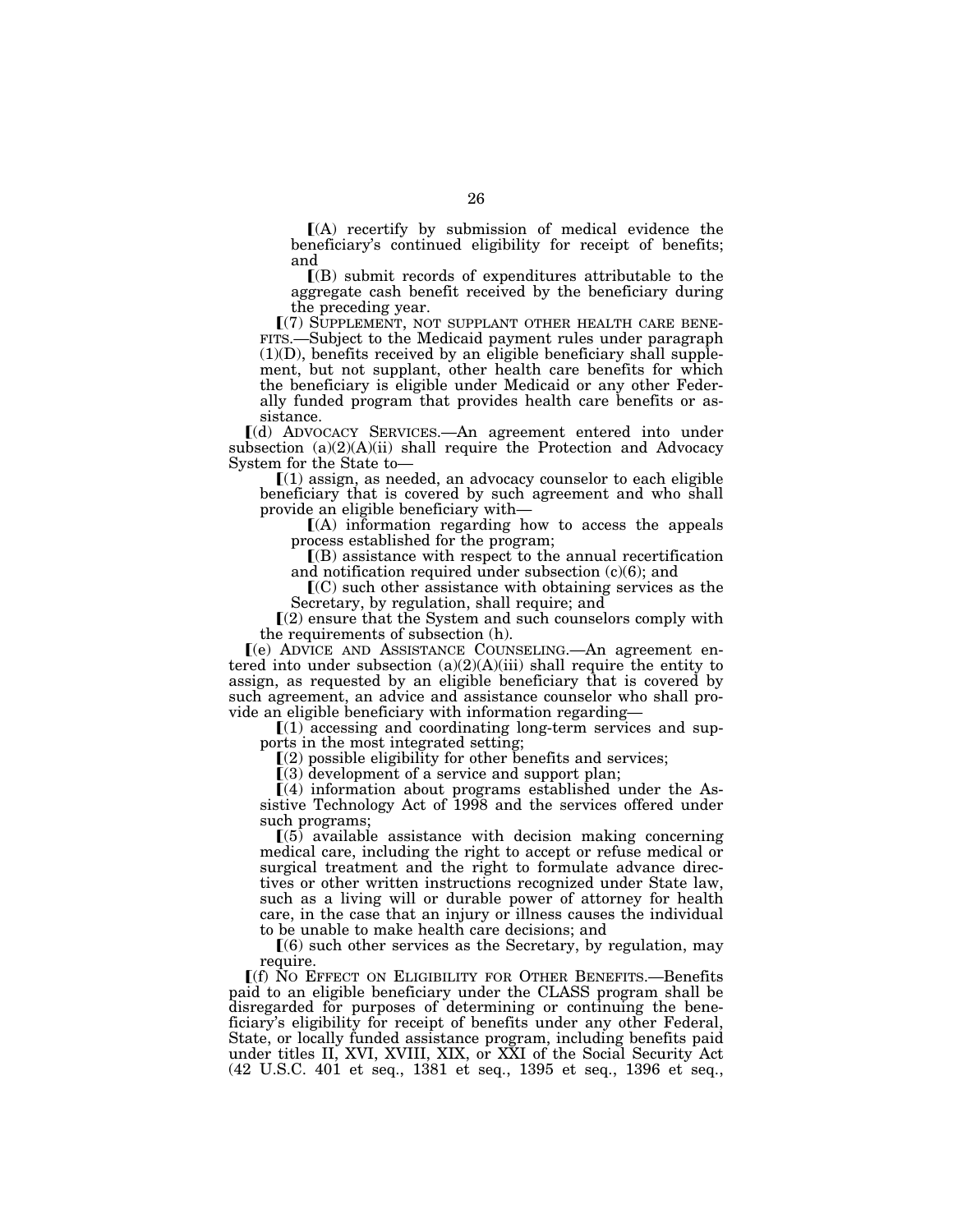⟦(A) recertify by submission of medical evidence the beneficiary's continued eligibility for receipt of benefits; and

⟦(B) submit records of expenditures attributable to the aggregate cash benefit received by the beneficiary during the preceding year.

⟦(7) SUPPLEMENT, NOT SUPPLANT OTHER HEALTH CARE BENEFITS.—Subject to the Medicaid payment rules under paragraph (1)(D), benefits received by an eligible beneficiary shall supplement, but not supplant, other health care benefits for which the beneficiary is eligible under Medicaid or any other Federally funded program that provides health care benefits or assistance.

⟦(d) ADVOCACY SERVICES.—An agreement entered into under subsection (a)(2)(A)(ii) shall require the Protection and Advocacy System for the State to—

⟦(1) assign, as needed, an advocacy counselor to each eligible beneficiary that is covered by such agreement and who shall provide an eligible beneficiary with—

⟦(A) information regarding how to access the appeals process established for the program;

⟦(B) assistance with respect to the annual recertification and notification required under subsection (c)(6); and

⟦(C) such other assistance with obtaining services as the Secretary, by regulation, shall require; and

⟦(2) ensure that the System and such counselors comply with the requirements of subsection (h).

⟦(e) ADVICE AND ASSISTANCE COUNSELING.—An agreement entered into under subsection (a)(2)(A)(iii) shall require the entity to assign, as requested by an eligible beneficiary that is covered by such agreement, an advice and assistance counselor who shall provide an eligible beneficiary with information regarding—

⟦(1) accessing and coordinating long-term services and supports in the most integrated setting;

⟦(2) possible eligibility for other benefits and services;

⟦(3) development of a service and support plan;

⟦(4) information about programs established under the Assistive Technology Act of 1998 and the services offered under such programs;

⟦(5) available assistance with decision making concerning medical care, including the right to accept or refuse medical or surgical treatment and the right to formulate advance directives or other written instructions recognized under State law, such as a living will or durable power of attorney for health care, in the case that an injury or illness causes the individual to be unable to make health care decisions; and

⟦(6) such other services as the Secretary, by regulation, may require.

⟦(f) NO EFFECT ON ELIGIBILITY FOR OTHER BENEFITS.—Benefits paid to an eligible beneficiary under the CLASS program shall be disregarded for purposes of determining or continuing the beneficiary's eligibility for receipt of benefits under any other Federal, State, or locally funded assistance program, including benefits paid under titles II, XVI, XVIII, XIX, or XXI of the Social Security Act (42 U.S.C. 401 et seq., 1381 et seq., 1395 et seq., 1396 et seq.,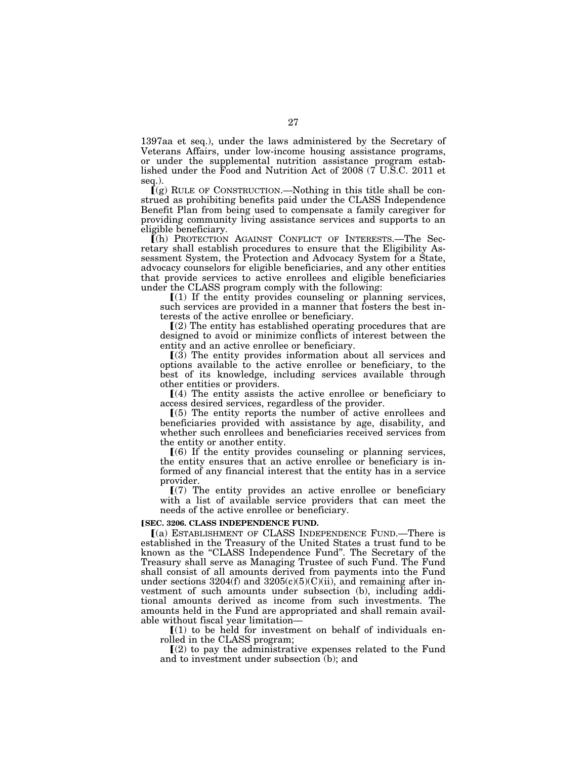1397aa et seq.), under the laws administered by the Secretary of Veterans Affairs, under low-income housing assistance programs, or under the supplemental nutrition assistance program established under the Food and Nutrition Act of 2008 (7 U.S.C. 2011 et seq.).

⟦(g) RULE OF CONSTRUCTION.—Nothing in this title shall be construed as prohibiting benefits paid under the CLASS Independence Benefit Plan from being used to compensate a family caregiver for providing community living assistance services and supports to an eligible beneficiary.

⟦(h) PROTECTION AGAINST CONFLICT OF INTERESTS.—The Secretary shall establish procedures to ensure that the Eligibility Assessment System, the Protection and Advocacy System for a State, advocacy counselors for eligible beneficiaries, and any other entities that provide services to active enrollees and eligible beneficiaries under the CLASS program comply with the following:

⟦(1) If the entity provides counseling or planning services, such services are provided in a manner that fosters the best interests of the active enrollee or beneficiary.

⟦(2) The entity has established operating procedures that are designed to avoid or minimize conflicts of interest between the entity and an active enrollee or beneficiary.

⟦(3) The entity provides information about all services and options available to the active enrollee or beneficiary, to the best of its knowledge, including services available through other entities or providers.

⟦(4) The entity assists the active enrollee or beneficiary to access desired services, regardless of the provider.

⟦(5) The entity reports the number of active enrollees and beneficiaries provided with assistance by age, disability, and whether such enrollees and beneficiaries received services from the entity or another entity.

⟦(6) If the entity provides counseling or planning services, the entity ensures that an active enrollee or beneficiary is informed of any financial interest that the entity has in a service provider.

⟦(7) The entity provides an active enrollee or beneficiary with a list of available service providers that can meet the needs of the active enrollee or beneficiary.

**⟦SEC. 3206. CLASS INDEPENDENCE FUND.**

⟦(a) ESTABLISHMENT OF CLASS INDEPENDENCE FUND.—There is established in the Treasury of the United States a trust fund to be known as the "CLASS Independence Fund". The Secretary of the Treasury shall serve as Managing Trustee of such Fund. The Fund shall consist of all amounts derived from payments into the Fund under sections 3204(f) and 3205(c)(5)(C)(ii), and remaining after investment of such amounts under subsection (b), including additional amounts derived as income from such investments. The amounts held in the Fund are appropriated and shall remain available without fiscal year limitation—

⟦(1) to be held for investment on behalf of individuals enrolled in the CLASS program;

⟦(2) to pay the administrative expenses related to the Fund and to investment under subsection (b); and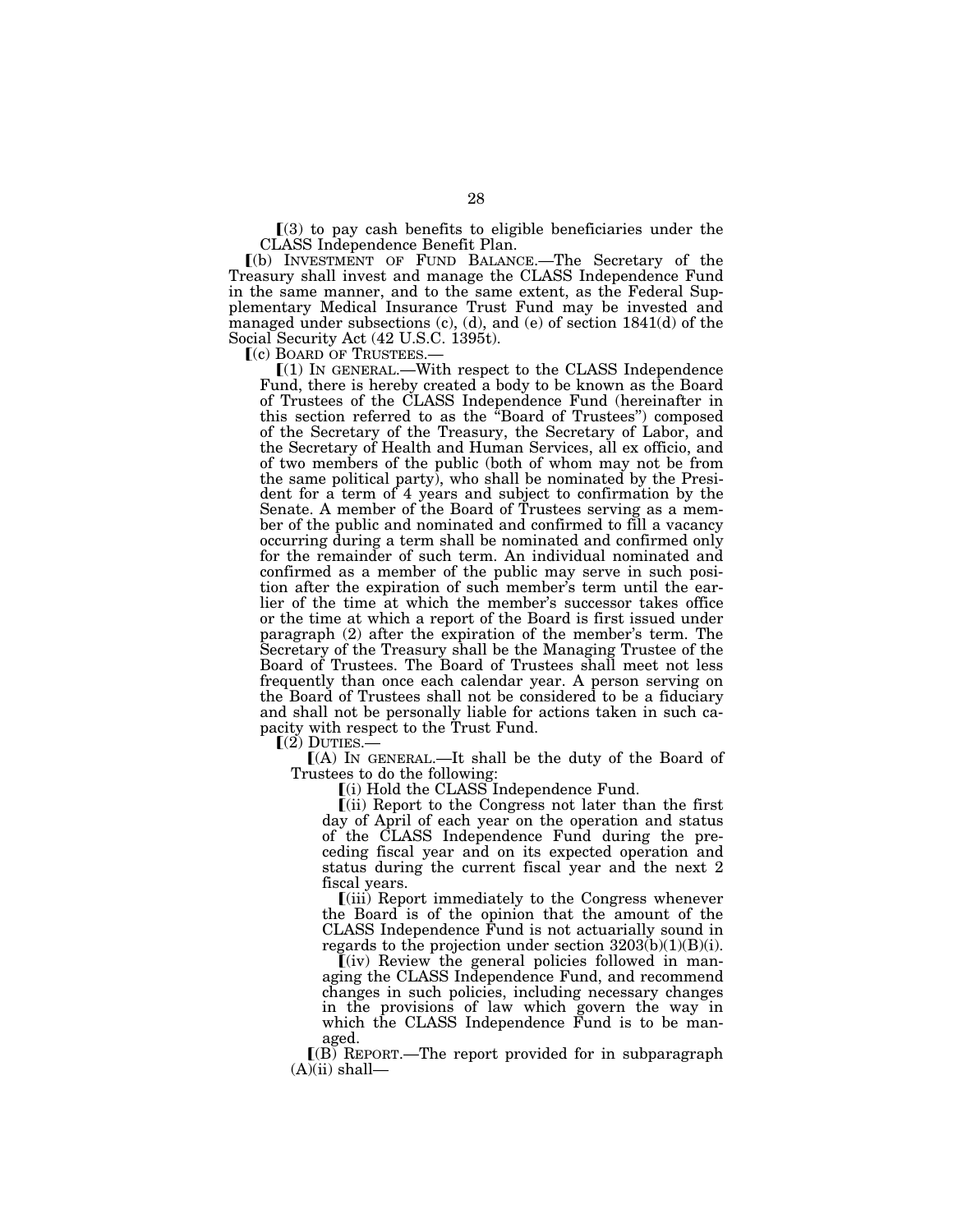⟦(3) to pay cash benefits to eligible beneficiaries under the CLASS Independence Benefit Plan.

⟦(b) INVESTMENT OF FUND BALANCE.—The Secretary of the Treasury shall invest and manage the CLASS Independence Fund in the same manner, and to the same extent, as the Federal Supplementary Medical Insurance Trust Fund may be invested and managed under subsections (c), (d), and (e) of section 1841(d) of the Social Security Act (42 U.S.C. 1395t).

⟦(c) BOARD OF TRUSTEES.—

⟦(1) IN GENERAL.—With respect to the CLASS Independence Fund, there is hereby created a body to be known as the Board of Trustees of the CLASS Independence Fund (hereinafter in this section referred to as the "Board of Trustees") composed of the Secretary of the Treasury, the Secretary of Labor, and the Secretary of Health and Human Services, all ex officio, and of two members of the public (both of whom may not be from the same political party), who shall be nominated by the President for a term of 4 years and subject to confirmation by the Senate. A member of the Board of Trustees serving as a member of the public and nominated and confirmed to fill a vacancy occurring during a term shall be nominated and confirmed only for the remainder of such term. An individual nominated and confirmed as a member of the public may serve in such position after the expiration of such member's term until the earlier of the time at which the member's successor takes office or the time at which a report of the Board is first issued under paragraph (2) after the expiration of the member's term. The Secretary of the Treasury shall be the Managing Trustee of the Board of Trustees. The Board of Trustees shall meet not less frequently than once each calendar year. A person serving on the Board of Trustees shall not be considered to be a fiduciary and shall not be personally liable for actions taken in such capacity with respect to the Trust Fund.

⟦(2) DUTIES.—

⟦(A) IN GENERAL.—It shall be the duty of the Board of Trustees to do the following:

⟦(i) Hold the CLASS Independence Fund.

⟦(ii) Report to the Congress not later than the first day of April of each year on the operation and status of the CLASS Independence Fund during the preceding fiscal year and on its expected operation and status during the current fiscal year and the next 2 fiscal years.

⟦(iii) Report immediately to the Congress whenever the Board is of the opinion that the amount of the CLASS Independence Fund is not actuarially sound in regards to the projection under section 3203(b)(1)(B)(i).

⟦(iv) Review the general policies followed in managing the CLASS Independence Fund, and recommend changes in such policies, including necessary changes in the provisions of law which govern the way in which the CLASS Independence Fund is to be managed.

⟦(B) REPORT.—The report provided for in subparagraph (A)(ii) shall—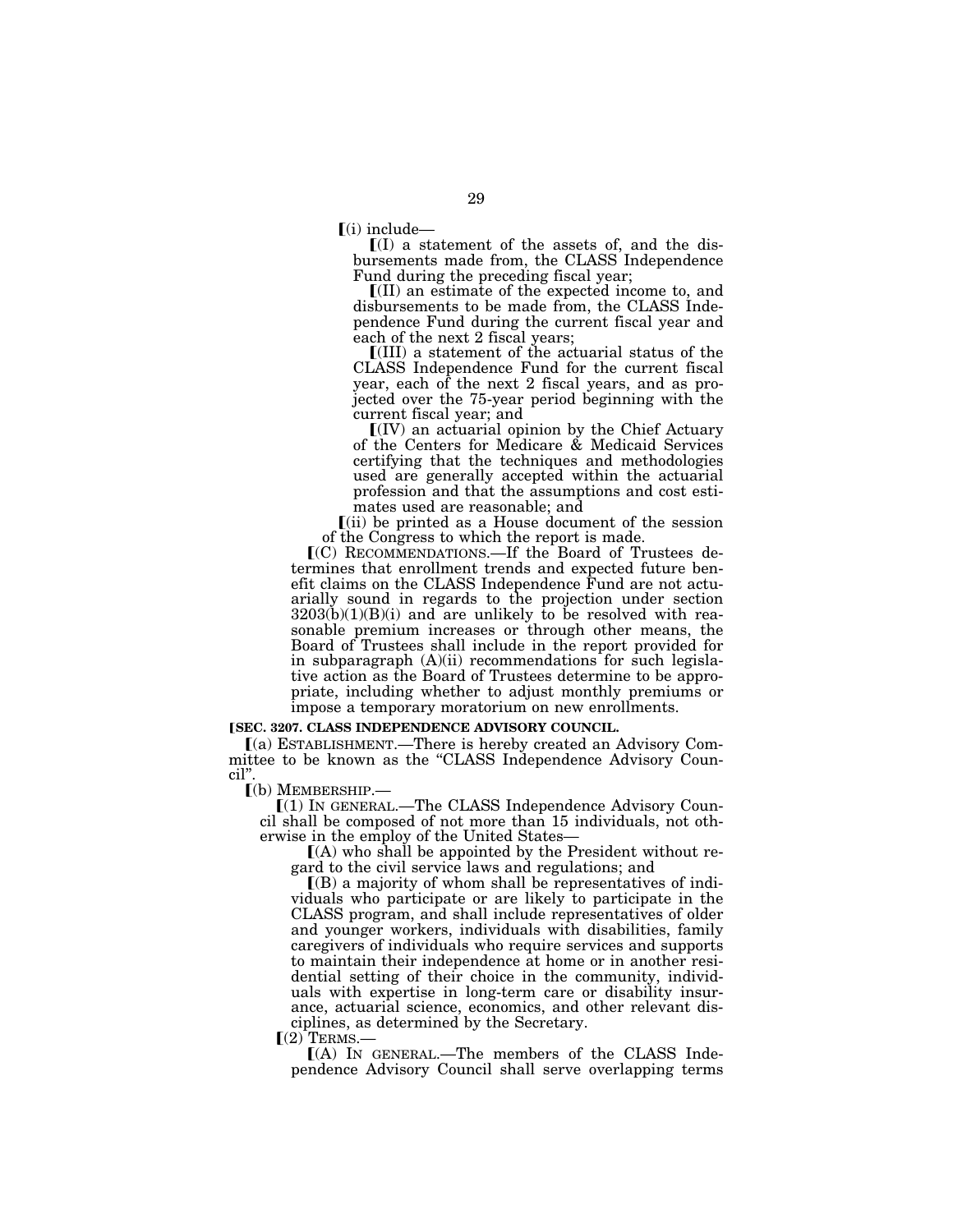⟦(i) include—

⟦(I) a statement of the assets of, and the disbursements made from, the CLASS Independence Fund during the preceding fiscal year;

⟦(II) an estimate of the expected income to, and disbursements to be made from, the CLASS Independence Fund during the current fiscal year and each of the next 2 fiscal years;

⟦(III) a statement of the actuarial status of the CLASS Independence Fund for the current fiscal year, each of the next 2 fiscal years, and as projected over the 75-year period beginning with the current fiscal year; and

⟦(IV) an actuarial opinion by the Chief Actuary of the Centers for Medicare & Medicaid Services certifying that the techniques and methodologies used are generally accepted within the actuarial profession and that the assumptions and cost estimates used are reasonable; and

⟦(ii) be printed as a House document of the session of the Congress to which the report is made.

⟦(C) RECOMMENDATIONS.—If the Board of Trustees determines that enrollment trends and expected future benefit claims on the CLASS Independence Fund are not actuarially sound in regards to the projection under section 3203(b)(1)(B)(i) and are unlikely to be resolved with reasonable premium increases or through other means, the Board of Trustees shall include in the report provided for in subparagraph (A)(ii) recommendations for such legislative action as the Board of Trustees determine to be appropriate, including whether to adjust monthly premiums or impose a temporary moratorium on new enrollments.

**⟦SEC. 3207. CLASS INDEPENDENCE ADVISORY COUNCIL.**

⟦(a) ESTABLISHMENT.—There is hereby created an Advisory Committee to be known as the "CLASS Independence Advisory Council".

⟦(b) MEMBERSHIP.—

⟦(1) IN GENERAL.—The CLASS Independence Advisory Council shall be composed of not more than 15 individuals, not otherwise in the employ of the United States—

⟦(A) who shall be appointed by the President without regard to the civil service laws and regulations; and

⟦(B) a majority of whom shall be representatives of individuals who participate or are likely to participate in the CLASS program, and shall include representatives of older and younger workers, individuals with disabilities, family caregivers of individuals who require services and supports to maintain their independence at home or in another residential setting of their choice in the community, individuals with expertise in long-term care or disability insurance, actuarial science, economics, and other relevant disciplines, as determined by the Secretary.

⟦(2) TERMS.—

⟦(A) IN GENERAL.—The members of the CLASS Independence Advisory Council shall serve overlapping terms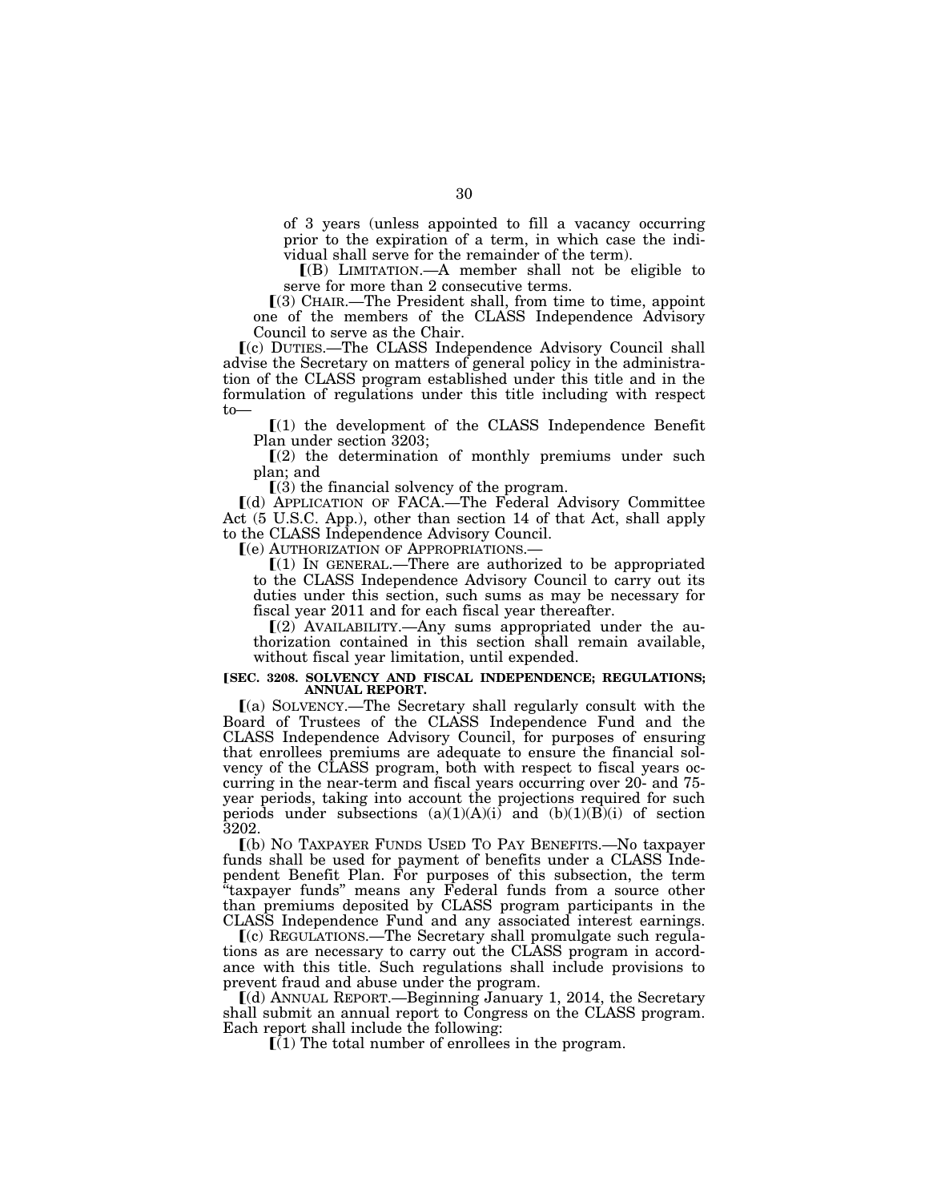of 3 years (unless appointed to fill a vacancy occurring prior to the expiration of a term, in which case the individual shall serve for the remainder of the term).

⟦(B) LIMITATION.—A member shall not be eligible to serve for more than 2 consecutive terms.

⟦(3) CHAIR.—The President shall, from time to time, appoint one of the members of the CLASS Independence Advisory Council to serve as the Chair.

⟦(c) DUTIES.—The CLASS Independence Advisory Council shall advise the Secretary on matters of general policy in the administration of the CLASS program established under this title and in the formulation of regulations under this title including with respect to—

⟦(1) the development of the CLASS Independence Benefit Plan under section 3203;

⟦(2) the determination of monthly premiums under such plan; and

⟦(3) the financial solvency of the program.

⟦(d) APPLICATION OF FACA.—The Federal Advisory Committee Act (5 U.S.C. App.), other than section 14 of that Act, shall apply to the CLASS Independence Advisory Council.

⟦(e) AUTHORIZATION OF APPROPRIATIONS.—

⟦(1) IN GENERAL.—There are authorized to be appropriated to the CLASS Independence Advisory Council to carry out its duties under this section, such sums as may be necessary for fiscal year 2011 and for each fiscal year thereafter.

⟦(2) AVAILABILITY.—Any sums appropriated under the authorization contained in this section shall remain available, without fiscal year limitation, until expended.

**⟦SEC. 3208. SOLVENCY AND FISCAL INDEPENDENCE; REGULATIONS; ANNUAL REPORT.**

⟦(a) SOLVENCY.—The Secretary shall regularly consult with the Board of Trustees of the CLASS Independence Fund and the CLASS Independence Advisory Council, for purposes of ensuring that enrollees premiums are adequate to ensure the financial solvency of the CLASS program, both with respect to fiscal years occurring in the near-term and fiscal years occurring over 20- and 75-year periods, taking into account the projections required for such periods under subsections (a)(1)(A)(i) and (b)(1)(B)(i) of section 3202.

⟦(b) NO TAXPAYER FUNDS USED TO PAY BENEFITS.—No taxpayer funds shall be used for payment of benefits under a CLASS Independent Benefit Plan. For purposes of this subsection, the term "taxpayer funds" means any Federal funds from a source other than premiums deposited by CLASS program participants in the CLASS Independence Fund and any associated interest earnings.

⟦(c) REGULATIONS.—The Secretary shall promulgate such regulations as are necessary to carry out the CLASS program in accordance with this title. Such regulations shall include provisions to prevent fraud and abuse under the program.

⟦(d) ANNUAL REPORT.—Beginning January 1, 2014, the Secretary shall submit an annual report to Congress on the CLASS program. Each report shall include the following:

⟦(1) The total number of enrollees in the program.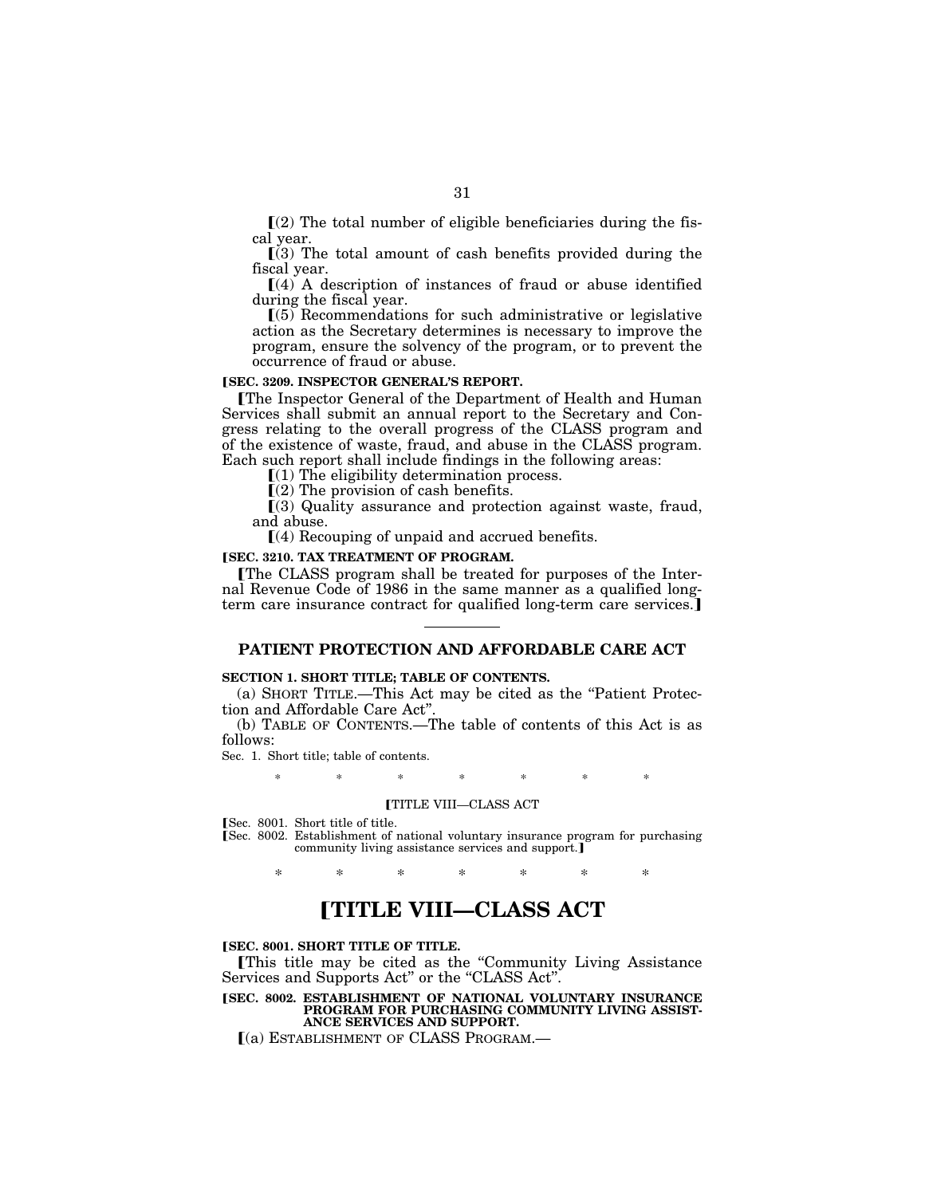⟦(2) The total number of eligible beneficiaries during the fiscal year.

⟦(3) The total amount of cash benefits provided during the fiscal year.

⟦(4) A description of instances of fraud or abuse identified during the fiscal year.

⟦(5) Recommendations for such administrative or legislative action as the Secretary determines is necessary to improve the program, ensure the solvency of the program, or to prevent the occurrence of fraud or abuse.

**⟦SEC. 3209. INSPECTOR GENERAL'S REPORT.**

⟦The Inspector General of the Department of Health and Human Services shall submit an annual report to the Secretary and Congress relating to the overall progress of the CLASS program and of the existence of waste, fraud, and abuse in the CLASS program. Each such report shall include findings in the following areas:

⟦(1) The eligibility determination process.

⟦(2) The provision of cash benefits.

⟦(3) Quality assurance and protection against waste, fraud, and abuse.

⟦(4) Recouping of unpaid and accrued benefits.

**⟦SEC. 3210. TAX TREATMENT OF PROGRAM.**

⟦The CLASS program shall be treated for purposes of the Internal Revenue Code of 1986 in the same manner as a qualified long-term care insurance contract for qualified long-term care services.⟧

---

## PATIENT PROTECTION AND AFFORDABLE CARE ACT

**SECTION 1. SHORT TITLE; TABLE OF CONTENTS.**

(a) SHORT TITLE.—This Act may be cited as the "Patient Protection and Affordable Care Act".

(b) TABLE OF CONTENTS.—The table of contents of this Act is as follows:

Sec. 1. Short title; table of contents.

\* \* \* \* \* \* \*

⟦TITLE VIII—CLASS ACT

⟦Sec. 8001. Short title of title.
⟦Sec. 8002. Establishment of national voluntary insurance program for purchasing community living assistance services and support.⟧

\* \* \* \* \* \* \*

# ⟦TITLE VIII—CLASS ACT

**⟦SEC. 8001. SHORT TITLE OF TITLE.**

⟦This title may be cited as the "Community Living Assistance Services and Supports Act" or the "CLASS Act".

**⟦SEC. 8002. ESTABLISHMENT OF NATIONAL VOLUNTARY INSURANCE PROGRAM FOR PURCHASING COMMUNITY LIVING ASSISTANCE SERVICES AND SUPPORT.**

⟦(a) ESTABLISHMENT OF CLASS PROGRAM.—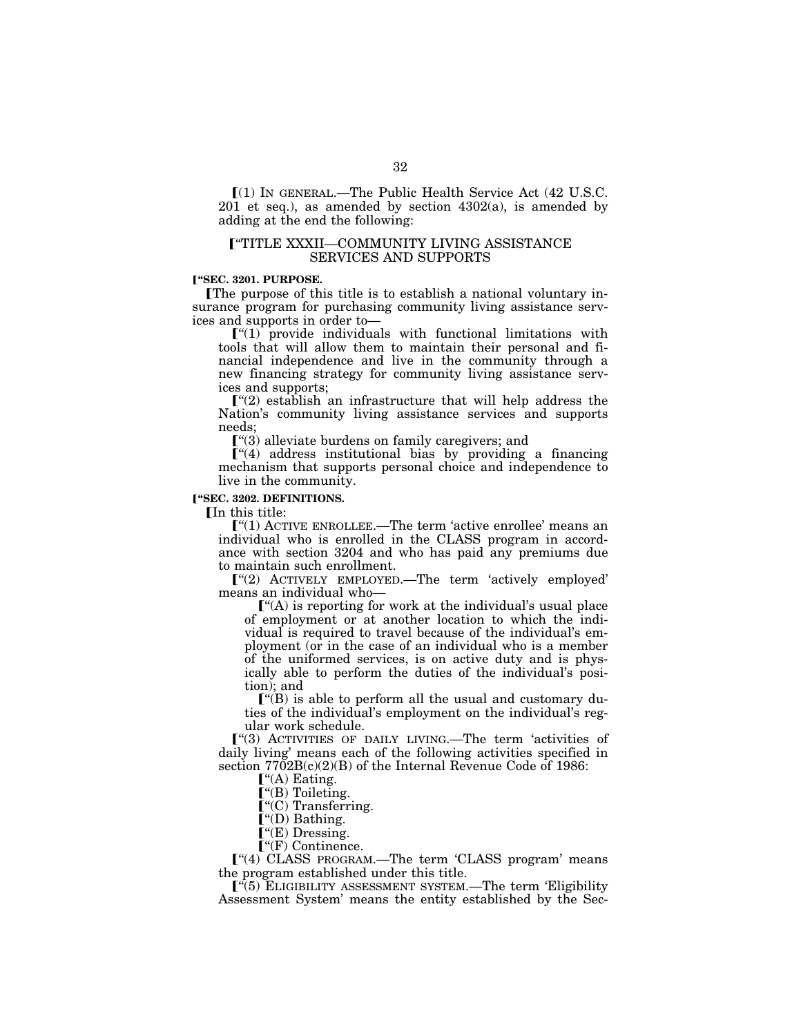⟦(1) IN GENERAL.—The Public Health Service Act (42 U.S.C. 201 et seq.), as amended by section 4302(a), is amended by adding at the end the following:

⟦"TITLE XXXII—COMMUNITY LIVING ASSISTANCE SERVICES AND SUPPORTS

**⟦"SEC. 3201. PURPOSE.**

⟦The purpose of this title is to establish a national voluntary insurance program for purchasing community living assistance services and supports in order to—

⟦"(1) provide individuals with functional limitations with tools that will allow them to maintain their personal and financial independence and live in the community through a new financing strategy for community living assistance services and supports;

⟦"(2) establish an infrastructure that will help address the Nation's community living assistance services and supports needs;

⟦"(3) alleviate burdens on family caregivers; and

⟦"(4) address institutional bias by providing a financing mechanism that supports personal choice and independence to live in the community.

**⟦"SEC. 3202. DEFINITIONS.**

⟦In this title:

⟦"(1) ACTIVE ENROLLEE.—The term 'active enrollee' means an individual who is enrolled in the CLASS program in accordance with section 3204 and who has paid any premiums due to maintain such enrollment.

⟦"(2) ACTIVELY EMPLOYED.—The term 'actively employed' means an individual who—

⟦"(A) is reporting for work at the individual's usual place of employment or at another location to which the individual is required to travel because of the individual's employment (or in the case of an individual who is a member of the uniformed services, is on active duty and is physically able to perform the duties of the individual's position); and

⟦"(B) is able to perform all the usual and customary duties of the individual's employment on the individual's regular work schedule.

⟦"(3) ACTIVITIES OF DAILY LIVING.—The term 'activities of daily living' means each of the following activities specified in section 7702B(c)(2)(B) of the Internal Revenue Code of 1986:

⟦"(A) Eating.

⟦"(B) Toileting.

⟦"(C) Transferring.

⟦"(D) Bathing.

⟦"(E) Dressing.

⟦"(F) Continence.

⟦"(4) CLASS PROGRAM.—The term 'CLASS program' means the program established under this title.

⟦"(5) ELIGIBILITY ASSESSMENT SYSTEM.—The term 'Eligibility Assessment System' means the entity established by the Sec-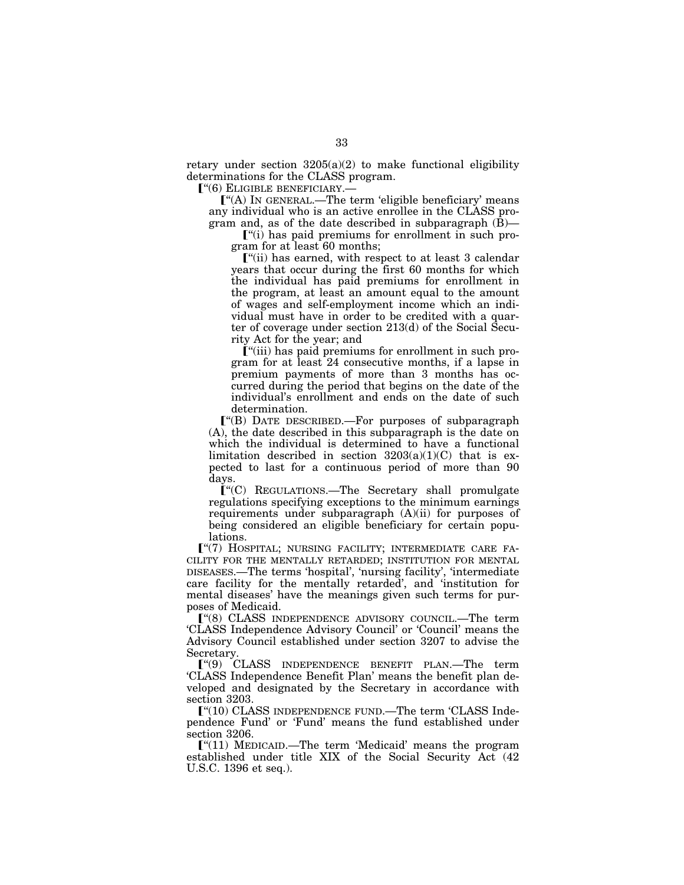retary under section 3205(a)(2) to make functional eligibility determinations for the CLASS program.

⟦"(6) ELIGIBLE BENEFICIARY.—

⟦"(A) IN GENERAL.—The term 'eligible beneficiary' means any individual who is an active enrollee in the CLASS program and, as of the date described in subparagraph (B)—

⟦"(i) has paid premiums for enrollment in such program for at least 60 months;

⟦"(ii) has earned, with respect to at least 3 calendar years that occur during the first 60 months for which the individual has paid premiums for enrollment in the program, at least an amount equal to the amount of wages and self-employment income which an individual must have in order to be credited with a quarter of coverage under section 213(d) of the Social Security Act for the year; and

⟦"(iii) has paid premiums for enrollment in such program for at least 24 consecutive months, if a lapse in premium payments of more than 3 months has occurred during the period that begins on the date of the individual's enrollment and ends on the date of such determination.

⟦"(B) DATE DESCRIBED.—For purposes of subparagraph (A), the date described in this subparagraph is the date on which the individual is determined to have a functional limitation described in section 3203(a)(1)(C) that is expected to last for a continuous period of more than 90 days.

⟦"(C) REGULATIONS.—The Secretary shall promulgate regulations specifying exceptions to the minimum earnings requirements under subparagraph (A)(ii) for purposes of being considered an eligible beneficiary for certain populations.

⟦"(7) HOSPITAL; NURSING FACILITY; INTERMEDIATE CARE FACILITY FOR THE MENTALLY RETARDED; INSTITUTION FOR MENTAL DISEASES.—The terms 'hospital', 'nursing facility', 'intermediate care facility for the mentally retarded', and 'institution for mental diseases' have the meanings given such terms for purposes of Medicaid.

⟦"(8) CLASS INDEPENDENCE ADVISORY COUNCIL.—The term 'CLASS Independence Advisory Council' or 'Council' means the Advisory Council established under section 3207 to advise the Secretary.

⟦"(9) CLASS INDEPENDENCE BENEFIT PLAN.—The term 'CLASS Independence Benefit Plan' means the benefit plan developed and designated by the Secretary in accordance with section 3203.

⟦"(10) CLASS INDEPENDENCE FUND.—The term 'CLASS Independence Fund' or 'Fund' means the fund established under section 3206.

⟦"(11) MEDICAID.—The term 'Medicaid' means the program established under title XIX of the Social Security Act (42 U.S.C. 1396 et seq.).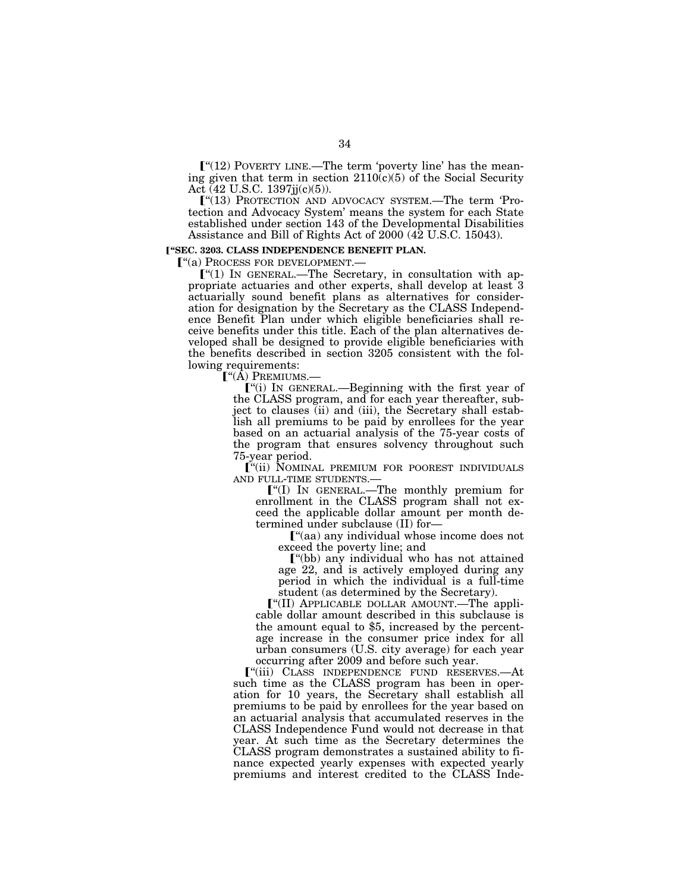⟦"(12) POVERTY LINE.—The term 'poverty line' has the meaning given that term in section 2110(c)(5) of the Social Security Act (42 U.S.C. 1397jj(c)(5)).

⟦"(13) PROTECTION AND ADVOCACY SYSTEM.—The term 'Protection and Advocacy System' means the system for each State established under section 143 of the Developmental Disabilities Assistance and Bill of Rights Act of 2000 (42 U.S.C. 15043).

**⟦"SEC. 3203. CLASS INDEPENDENCE BENEFIT PLAN.**

⟦"(a) PROCESS FOR DEVELOPMENT.—

⟦"(1) IN GENERAL.—The Secretary, in consultation with appropriate actuaries and other experts, shall develop at least 3 actuarially sound benefit plans as alternatives for consideration for designation by the Secretary as the CLASS Independence Benefit Plan under which eligible beneficiaries shall receive benefits under this title. Each of the plan alternatives developed shall be designed to provide eligible beneficiaries with the benefits described in section 3205 consistent with the following requirements:

⟦"(A) PREMIUMS.—

⟦"(i) IN GENERAL.—Beginning with the first year of the CLASS program, and for each year thereafter, subject to clauses (ii) and (iii), the Secretary shall establish all premiums to be paid by enrollees for the year based on an actuarial analysis of the 75-year costs of the program that ensures solvency throughout such 75-year period.

⟦"(ii) NOMINAL PREMIUM FOR POOREST INDIVIDUALS AND FULL-TIME STUDENTS.—

⟦"(I) IN GENERAL.—The monthly premium for enrollment in the CLASS program shall not exceed the applicable dollar amount per month determined under subclause (II) for—

⟦"(aa) any individual whose income does not exceed the poverty line; and

⟦"(bb) any individual who has not attained age 22, and is actively employed during any period in which the individual is a full-time student (as determined by the Secretary).

⟦"(II) APPLICABLE DOLLAR AMOUNT.—The applicable dollar amount described in this subclause is the amount equal to $5, increased by the percentage increase in the consumer price index for all urban consumers (U.S. city average) for each year occurring after 2009 and before such year.

⟦"(iii) CLASS INDEPENDENCE FUND RESERVES.—At such time as the CLASS program has been in operation for 10 years, the Secretary shall establish all premiums to be paid by enrollees for the year based on an actuarial analysis that accumulated reserves in the CLASS Independence Fund would not decrease in that year. At such time as the Secretary determines the CLASS program demonstrates a sustained ability to finance expected yearly expenses with expected yearly premiums and interest credited to the CLASS Inde-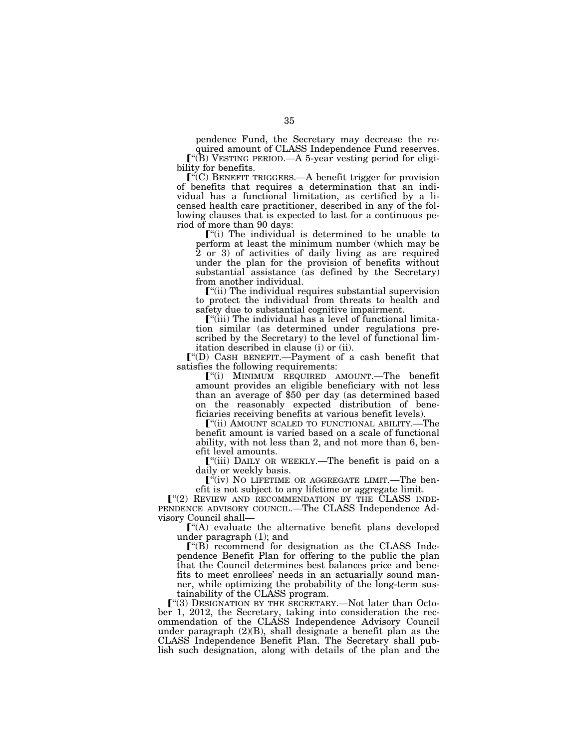pendence Fund, the Secretary may decrease the required amount of CLASS Independence Fund reserves.

⟦"(B) VESTING PERIOD.—A 5-year vesting period for eligibility for benefits.

⟦"(C) BENEFIT TRIGGERS.—A benefit trigger for provision of benefits that requires a determination that an individual has a functional limitation, as certified by a licensed health care practitioner, described in any of the following clauses that is expected to last for a continuous period of more than 90 days:

⟦"(i) The individual is determined to be unable to perform at least the minimum number (which may be 2 or 3) of activities of daily living as are required under the plan for the provision of benefits without substantial assistance (as defined by the Secretary) from another individual.

⟦"(ii) The individual requires substantial supervision to protect the individual from threats to health and safety due to substantial cognitive impairment.

⟦"(iii) The individual has a level of functional limitation similar (as determined under regulations prescribed by the Secretary) to the level of functional limitation described in clause (i) or (ii).

⟦"(D) CASH BENEFIT.—Payment of a cash benefit that satisfies the following requirements:

⟦"(i) MINIMUM REQUIRED AMOUNT.—The benefit amount provides an eligible beneficiary with not less than an average of $50 per day (as determined based on the reasonably expected distribution of beneficiaries receiving benefits at various benefit levels).

⟦"(ii) AMOUNT SCALED TO FUNCTIONAL ABILITY.—The benefit amount is varied based on a scale of functional ability, with not less than 2, and not more than 6, benefit level amounts.

⟦"(iii) DAILY OR WEEKLY.—The benefit is paid on a daily or weekly basis.

⟦"(iv) NO LIFETIME OR AGGREGATE LIMIT.—The benefit is not subject to any lifetime or aggregate limit.

⟦"(2) REVIEW AND RECOMMENDATION BY THE CLASS INDEPENDENCE ADVISORY COUNCIL.—The CLASS Independence Advisory Council shall—

⟦"(A) evaluate the alternative benefit plans developed under paragraph (1); and

⟦"(B) recommend for designation as the CLASS Independence Benefit Plan for offering to the public the plan that the Council determines best balances price and benefits to meet enrollees' needs in an actuarially sound manner, while optimizing the probability of the long-term sustainability of the CLASS program.

⟦"(3) DESIGNATION BY THE SECRETARY.—Not later than October 1, 2012, the Secretary, taking into consideration the recommendation of the CLASS Independence Advisory Council under paragraph (2)(B), shall designate a benefit plan as the CLASS Independence Benefit Plan. The Secretary shall publish such designation, along with details of the plan and the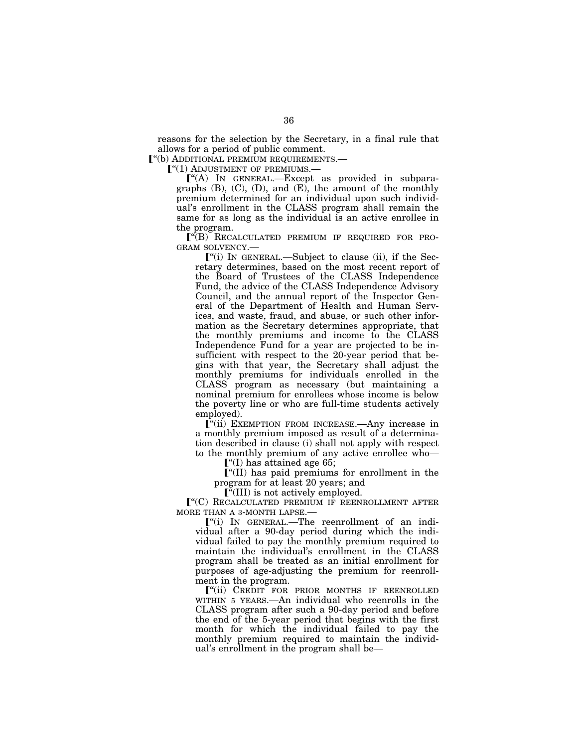reasons for the selection by the Secretary, in a final rule that allows for a period of public comment.

[“(b) ADDITIONAL PREMIUM REQUIREMENTS.—

[“(1) ADJUSTMENT OF PREMIUMS.—

[“(A) IN GENERAL.—Except as provided in subparagraphs (B), (C), (D), and (E), the amount of the monthly premium determined for an individual upon such individual's enrollment in the CLASS program shall remain the same for as long as the individual is an active enrollee in the program.

[“(B) RECALCULATED PREMIUM IF REQUIRED FOR PROGRAM SOLVENCY.—

[“(i) IN GENERAL.—Subject to clause (ii), if the Secretary determines, based on the most recent report of the Board of Trustees of the CLASS Independence Fund, the advice of the CLASS Independence Advisory Council, and the annual report of the Inspector General of the Department of Health and Human Services, and waste, fraud, and abuse, or such other information as the Secretary determines appropriate, that the monthly premiums and income to the CLASS Independence Fund for a year are projected to be insufficient with respect to the 20-year period that begins with that year, the Secretary shall adjust the monthly premiums for individuals enrolled in the CLASS program as necessary (but maintaining a nominal premium for enrollees whose income is below the poverty line or who are full-time students actively employed).

[“(ii) EXEMPTION FROM INCREASE.—Any increase in a monthly premium imposed as result of a determination described in clause (i) shall not apply with respect to the monthly premium of any active enrollee who—

[“(I) has attained age 65;

[“(II) has paid premiums for enrollment in the program for at least 20 years; and

[“(III) is not actively employed.

[“(C) RECALCULATED PREMIUM IF REENROLLMENT AFTER MORE THAN A 3-MONTH LAPSE.—

[“(i) IN GENERAL.—The reenrollment of an individual after a 90-day period during which the individual failed to pay the monthly premium required to maintain the individual's enrollment in the CLASS program shall be treated as an initial enrollment for purposes of age-adjusting the premium for reenrollment in the program.

[“(ii) CREDIT FOR PRIOR MONTHS IF REENROLLED WITHIN 5 YEARS.—An individual who reenrolls in the CLASS program after such a 90-day period and before the end of the 5-year period that begins with the first month for which the individual failed to pay the monthly premium required to maintain the individual's enrollment in the program shall be—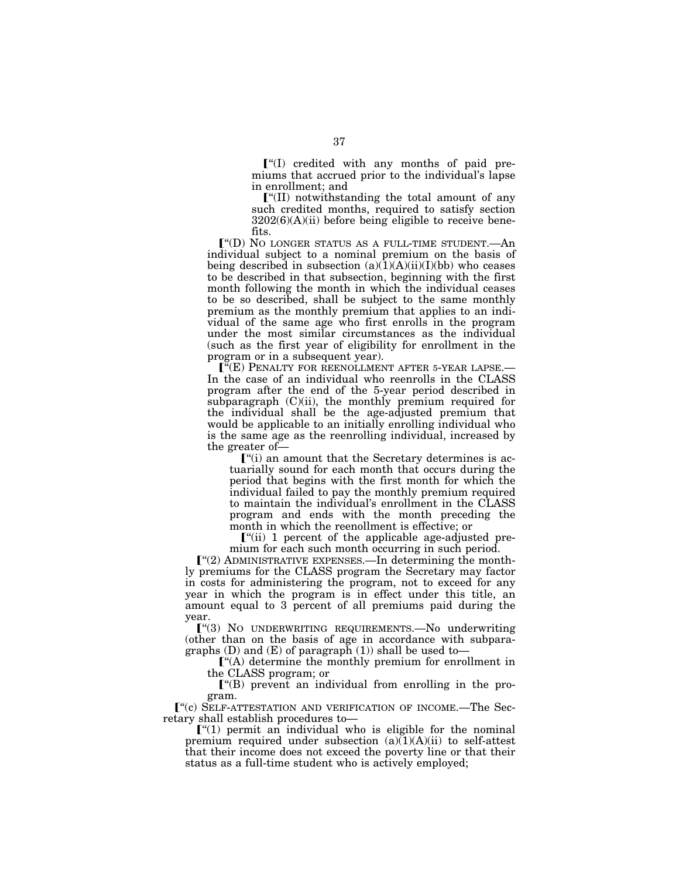[“(I) credited with any months of paid premiums that accrued prior to the individual's lapse in enrollment; and

[“(II) notwithstanding the total amount of any such credited months, required to satisfy section 3202(6)(A)(ii) before being eligible to receive benefits.

[“(D) NO LONGER STATUS AS A FULL-TIME STUDENT.—An individual subject to a nominal premium on the basis of being described in subsection (a)(1)(A)(ii)(I)(bb) who ceases to be described in that subsection, beginning with the first month following the month in which the individual ceases to be so described, shall be subject to the same monthly premium as the monthly premium that applies to an individual of the same age who first enrolls in the program under the most similar circumstances as the individual (such as the first year of eligibility for enrollment in the program or in a subsequent year).

[“(E) PENALTY FOR REENOLLMENT AFTER 5-YEAR LAPSE.—In the case of an individual who reenrolls in the CLASS program after the end of the 5-year period described in subparagraph (C)(ii), the monthly premium required for the individual shall be the age-adjusted premium that would be applicable to an initially enrolling individual who is the same age as the reenrolling individual, increased by the greater of—

[“(i) an amount that the Secretary determines is actuarially sound for each month that occurs during the period that begins with the first month for which the individual failed to pay the monthly premium required to maintain the individual's enrollment in the CLASS program and ends with the month preceding the month in which the reenollment is effective; or

[“(ii) 1 percent of the applicable age-adjusted premium for each such month occurring in such period.

[“(2) ADMINISTRATIVE EXPENSES.—In determining the monthly premiums for the CLASS program the Secretary may factor in costs for administering the program, not to exceed for any year in which the program is in effect under this title, an amount equal to 3 percent of all premiums paid during the year.

[“(3) NO UNDERWRITING REQUIREMENTS.—No underwriting (other than on the basis of age in accordance with subparagraphs (D) and (E) of paragraph (1)) shall be used to—

[“(A) determine the monthly premium for enrollment in the CLASS program; or

[“(B) prevent an individual from enrolling in the program.

[“(c) SELF-ATTESTATION AND VERIFICATION OF INCOME.—The Secretary shall establish procedures to—

[“(1) permit an individual who is eligible for the nominal premium required under subsection (a)(1)(A)(ii) to self-attest that their income does not exceed the poverty line or that their status as a full-time student who is actively employed;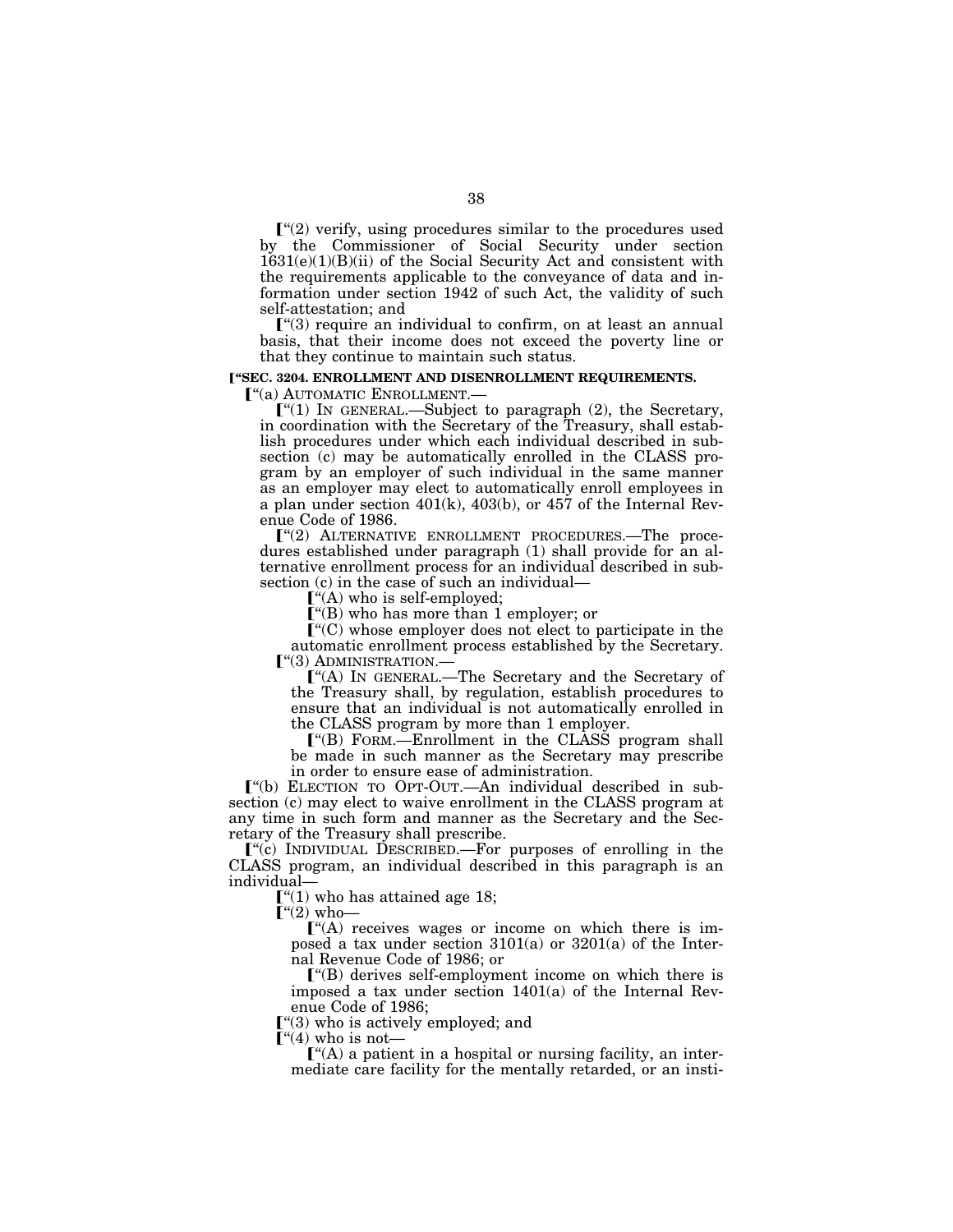⟦"(2) verify, using procedures similar to the procedures used by the Commissioner of Social Security under section 1631(e)(1)(B)(ii) of the Social Security Act and consistent with the requirements applicable to the conveyance of data and information under section 1942 of such Act, the validity of such self-attestation; and

⟦"(3) require an individual to confirm, on at least an annual basis, that their income does not exceed the poverty line or that they continue to maintain such status.

**⟦"SEC. 3204. ENROLLMENT AND DISENROLLMENT REQUIREMENTS.**

⟦"(a) AUTOMATIC ENROLLMENT.—

⟦"(1) IN GENERAL.—Subject to paragraph (2), the Secretary, in coordination with the Secretary of the Treasury, shall establish procedures under which each individual described in subsection (c) may be automatically enrolled in the CLASS program by an employer of such individual in the same manner as an employer may elect to automatically enroll employees in a plan under section 401(k), 403(b), or 457 of the Internal Revenue Code of 1986.

⟦"(2) ALTERNATIVE ENROLLMENT PROCEDURES.—The procedures established under paragraph (1) shall provide for an alternative enrollment process for an individual described in subsection (c) in the case of such an individual—

⟦"(A) who is self-employed;

⟦"(B) who has more than 1 employer; or

⟦"(C) whose employer does not elect to participate in the automatic enrollment process established by the Secretary.

⟦"(3) ADMINISTRATION.—

⟦"(A) IN GENERAL.—The Secretary and the Secretary of the Treasury shall, by regulation, establish procedures to ensure that an individual is not automatically enrolled in the CLASS program by more than 1 employer.

⟦"(B) FORM.—Enrollment in the CLASS program shall be made in such manner as the Secretary may prescribe in order to ensure ease of administration.

⟦"(b) ELECTION TO OPT-OUT.—An individual described in subsection (c) may elect to waive enrollment in the CLASS program at any time in such form and manner as the Secretary and the Secretary of the Treasury shall prescribe.

⟦"(c) INDIVIDUAL DESCRIBED.—For purposes of enrolling in the CLASS program, an individual described in this paragraph is an individual—

⟦"(1) who has attained age 18;

⟦"(2) who—

⟦"(A) receives wages or income on which there is imposed a tax under section 3101(a) or 3201(a) of the Internal Revenue Code of 1986; or

⟦"(B) derives self-employment income on which there is imposed a tax under section 1401(a) of the Internal Revenue Code of 1986;

⟦"(3) who is actively employed; and

⟦"(4) who is not—

⟦"(A) a patient in a hospital or nursing facility, an intermediate care facility for the mentally retarded, or an insti-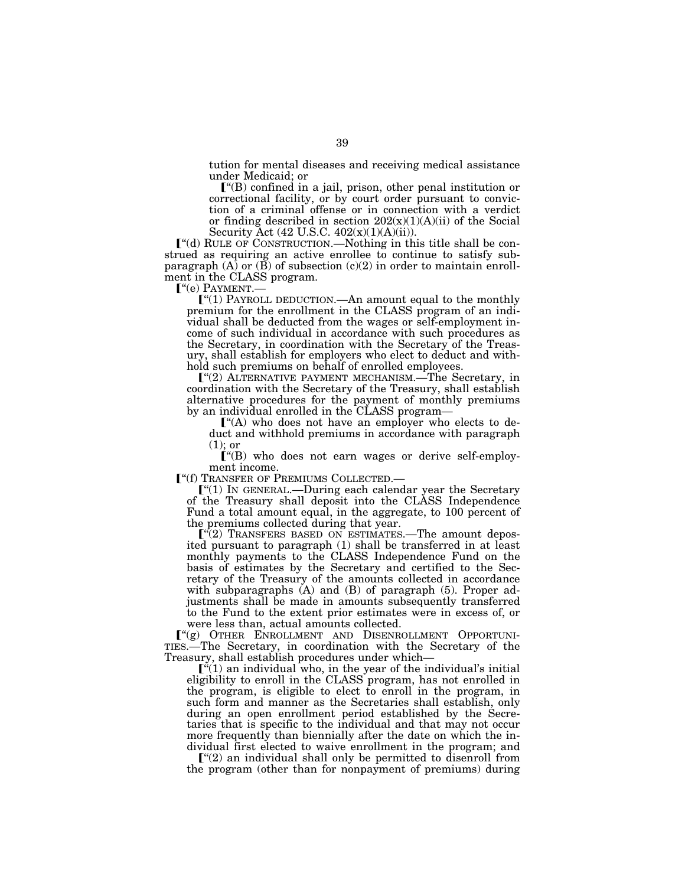tution for mental diseases and receiving medical assistance under Medicaid; or

["(B) confined in a jail, prison, other penal institution or correctional facility, or by court order pursuant to conviction of a criminal offense or in connection with a verdict or finding described in section 202(x)(1)(A)(ii) of the Social Security Act (42 U.S.C. 402(x)(1)(A)(ii)).

["(d) RULE OF CONSTRUCTION.—Nothing in this title shall be construed as requiring an active enrollee to continue to satisfy subparagraph (A) or (B) of subsection (c)(2) in order to maintain enrollment in the CLASS program.

["(e) PAYMENT.—

["(1) PAYROLL DEDUCTION.—An amount equal to the monthly premium for the enrollment in the CLASS program of an individual shall be deducted from the wages or self-employment income of such individual in accordance with such procedures as the Secretary, in coordination with the Secretary of the Treasury, shall establish for employers who elect to deduct and withhold such premiums on behalf of enrolled employees.

["(2) ALTERNATIVE PAYMENT MECHANISM.—The Secretary, in coordination with the Secretary of the Treasury, shall establish alternative procedures for the payment of monthly premiums by an individual enrolled in the CLASS program—

["(A) who does not have an employer who elects to deduct and withhold premiums in accordance with paragraph (1); or

["(B) who does not earn wages or derive self-employment income.

["(f) TRANSFER OF PREMIUMS COLLECTED.—

["(1) IN GENERAL.—During each calendar year the Secretary of the Treasury shall deposit into the CLASS Independence Fund a total amount equal, in the aggregate, to 100 percent of the premiums collected during that year.

["(2) TRANSFERS BASED ON ESTIMATES.—The amount deposited pursuant to paragraph (1) shall be transferred in at least monthly payments to the CLASS Independence Fund on the basis of estimates by the Secretary and certified to the Secretary of the Treasury of the amounts collected in accordance with subparagraphs (A) and (B) of paragraph (5). Proper adjustments shall be made in amounts subsequently transferred to the Fund to the extent prior estimates were in excess of, or were less than, actual amounts collected.

["(g) OTHER ENROLLMENT AND DISENROLLMENT OPPORTUNITIES.—The Secretary, in coordination with the Secretary of the Treasury, shall establish procedures under which—

["(1) an individual who, in the year of the individual's initial eligibility to enroll in the CLASS program, has not enrolled in the program, is eligible to elect to enroll in the program, in such form and manner as the Secretaries shall establish, only during an open enrollment period established by the Secretaries that is specific to the individual and that may not occur more frequently than biennially after the date on which the individual first elected to waive enrollment in the program; and

["(2) an individual shall only be permitted to disenroll from the program (other than for nonpayment of premiums) during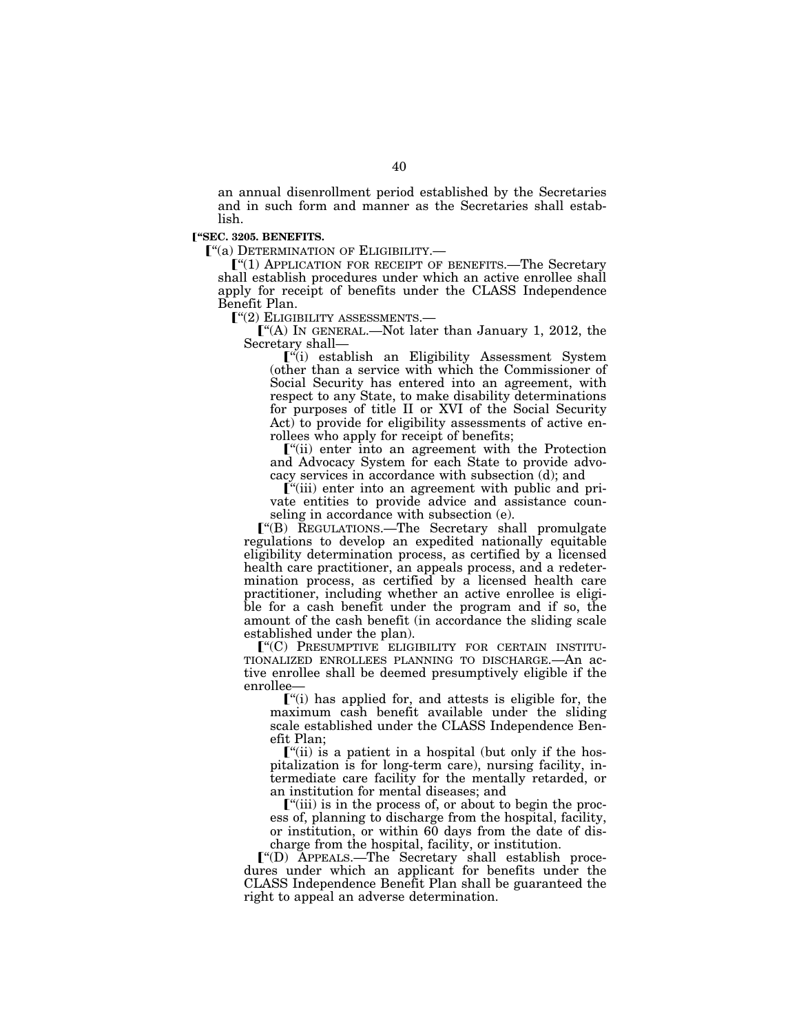an annual disenrollment period established by the Secretaries and in such form and manner as the Secretaries shall establish.

**⟦"SEC. 3205. BENEFITS.**

⟦"(a) DETERMINATION OF ELIGIBILITY.—

⟦"(1) APPLICATION FOR RECEIPT OF BENEFITS.—The Secretary shall establish procedures under which an active enrollee shall apply for receipt of benefits under the CLASS Independence Benefit Plan.

⟦"(2) ELIGIBILITY ASSESSMENTS.—

⟦"(A) IN GENERAL.—Not later than January 1, 2012, the Secretary shall—

⟦"(i) establish an Eligibility Assessment System (other than a service with which the Commissioner of Social Security has entered into an agreement, with respect to any State, to make disability determinations for purposes of title II or XVI of the Social Security Act) to provide for eligibility assessments of active enrollees who apply for receipt of benefits;

⟦"(ii) enter into an agreement with the Protection and Advocacy System for each State to provide advocacy services in accordance with subsection (d); and

⟦"(iii) enter into an agreement with public and private entities to provide advice and assistance counseling in accordance with subsection (e).

⟦"(B) REGULATIONS.—The Secretary shall promulgate regulations to develop an expedited nationally equitable eligibility determination process, as certified by a licensed health care practitioner, an appeals process, and a redetermination process, as certified by a licensed health care practitioner, including whether an active enrollee is eligible for a cash benefit under the program and if so, the amount of the cash benefit (in accordance the sliding scale established under the plan).

⟦"(C) PRESUMPTIVE ELIGIBILITY FOR CERTAIN INSTITUTIONALIZED ENROLLEES PLANNING TO DISCHARGE.—An active enrollee shall be deemed presumptively eligible if the enrollee—

⟦"(i) has applied for, and attests is eligible for, the maximum cash benefit available under the sliding scale established under the CLASS Independence Benefit Plan;

⟦"(ii) is a patient in a hospital (but only if the hospitalization is for long-term care), nursing facility, intermediate care facility for the mentally retarded, or an institution for mental diseases; and

⟦"(iii) is in the process of, or about to begin the process of, planning to discharge from the hospital, facility, or institution, or within 60 days from the date of discharge from the hospital, facility, or institution.

⟦"(D) APPEALS.—The Secretary shall establish procedures under which an applicant for benefits under the CLASS Independence Benefit Plan shall be guaranteed the right to appeal an adverse determination.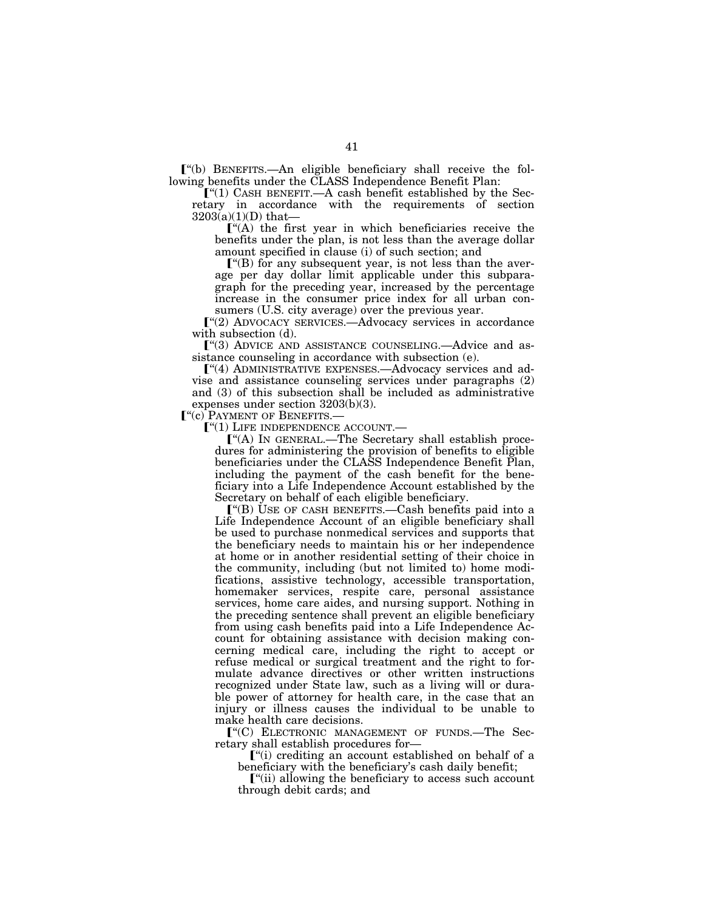⟦"(b) BENEFITS.—An eligible beneficiary shall receive the following benefits under the CLASS Independence Benefit Plan:

⟦"(1) CASH BENEFIT.—A cash benefit established by the Secretary in accordance with the requirements of section 3203(a)(1)(D) that—

⟦"(A) the first year in which beneficiaries receive the benefits under the plan, is not less than the average dollar amount specified in clause (i) of such section; and

⟦"(B) for any subsequent year, is not less than the average per day dollar limit applicable under this subparagraph for the preceding year, increased by the percentage increase in the consumer price index for all urban consumers (U.S. city average) over the previous year.

⟦"(2) ADVOCACY SERVICES.—Advocacy services in accordance with subsection (d).

⟦"(3) ADVICE AND ASSISTANCE COUNSELING.—Advice and assistance counseling in accordance with subsection (e).

⟦"(4) ADMINISTRATIVE EXPENSES.—Advocacy services and advise and assistance counseling services under paragraphs (2) and (3) of this subsection shall be included as administrative expenses under section 3203(b)(3).

⟦"(c) PAYMENT OF BENEFITS.—

⟦"(1) LIFE INDEPENDENCE ACCOUNT.—

⟦"(A) IN GENERAL.—The Secretary shall establish procedures for administering the provision of benefits to eligible beneficiaries under the CLASS Independence Benefit Plan, including the payment of the cash benefit for the beneficiary into a Life Independence Account established by the Secretary on behalf of each eligible beneficiary.

⟦"(B) USE OF CASH BENEFITS.—Cash benefits paid into a Life Independence Account of an eligible beneficiary shall be used to purchase nonmedical services and supports that the beneficiary needs to maintain his or her independence at home or in another residential setting of their choice in the community, including (but not limited to) home modifications, assistive technology, accessible transportation, homemaker services, respite care, personal assistance services, home care aides, and nursing support. Nothing in the preceding sentence shall prevent an eligible beneficiary from using cash benefits paid into a Life Independence Account for obtaining assistance with decision making concerning medical care, including the right to accept or refuse medical or surgical treatment and the right to formulate advance directives or other written instructions recognized under State law, such as a living will or durable power of attorney for health care, in the case that an injury or illness causes the individual to be unable to make health care decisions.

⟦"(C) ELECTRONIC MANAGEMENT OF FUNDS.—The Secretary shall establish procedures for—

⟦"(i) crediting an account established on behalf of a beneficiary with the beneficiary's cash daily benefit;

⟦"(ii) allowing the beneficiary to access such account through debit cards; and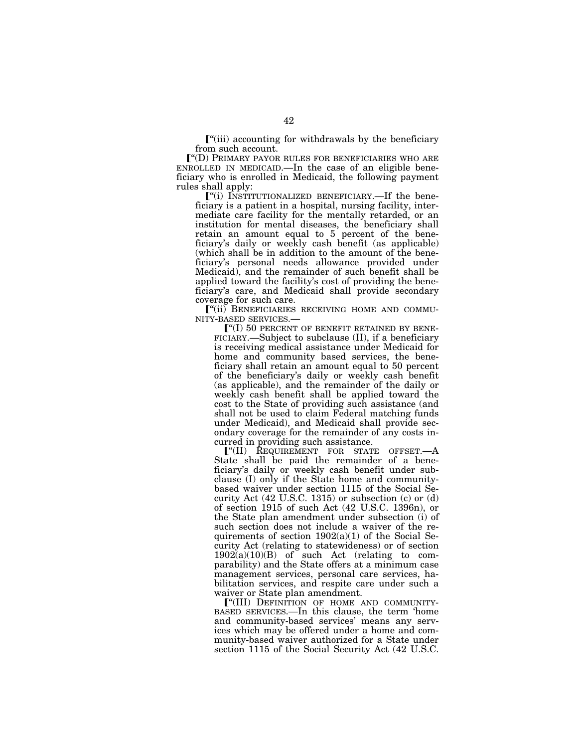[“(iii) accounting for withdrawals by the beneficiary from such account.

[“(D) PRIMARY PAYOR RULES FOR BENEFICIARIES WHO ARE ENROLLED IN MEDICAID.—In the case of an eligible beneficiary who is enrolled in Medicaid, the following payment rules shall apply:

[“(i) INSTITUTIONALIZED BENEFICIARY.—If the beneficiary is a patient in a hospital, nursing facility, intermediate care facility for the mentally retarded, or an institution for mental diseases, the beneficiary shall retain an amount equal to 5 percent of the beneficiary's daily or weekly cash benefit (as applicable) (which shall be in addition to the amount of the beneficiary's personal needs allowance provided under Medicaid), and the remainder of such benefit shall be applied toward the facility's cost of providing the beneficiary's care, and Medicaid shall provide secondary coverage for such care.

[“(ii) BENEFICIARIES RECEIVING HOME AND COMMUNITY-BASED SERVICES.—

[“(I) 50 PERCENT OF BENEFIT RETAINED BY BENEFICIARY.—Subject to subclause (II), if a beneficiary is receiving medical assistance under Medicaid for home and community based services, the beneficiary shall retain an amount equal to 50 percent of the beneficiary's daily or weekly cash benefit (as applicable), and the remainder of the daily or weekly cash benefit shall be applied toward the cost to the State of providing such assistance (and shall not be used to claim Federal matching funds under Medicaid), and Medicaid shall provide secondary coverage for the remainder of any costs incurred in providing such assistance.

[“(II) REQUIREMENT FOR STATE OFFSET.—A State shall be paid the remainder of a beneficiary's daily or weekly cash benefit under subclause (I) only if the State home and community-based waiver under section 1115 of the Social Security Act (42 U.S.C. 1315) or subsection (c) or (d) of section 1915 of such Act (42 U.S.C. 1396n), or the State plan amendment under subsection (i) of such section does not include a waiver of the requirements of section 1902(a)(1) of the Social Security Act (relating to statewideness) or of section 1902(a)(10)(B) of such Act (relating to comparability) and the State offers at a minimum case management services, personal care services, habilitation services, and respite care under such a waiver or State plan amendment.

[“(III) DEFINITION OF HOME AND COMMUNITY-BASED SERVICES.—In this clause, the term ‘home and community-based services’ means any services which may be offered under a home and community-based waiver authorized for a State under section 1115 of the Social Security Act (42 U.S.C.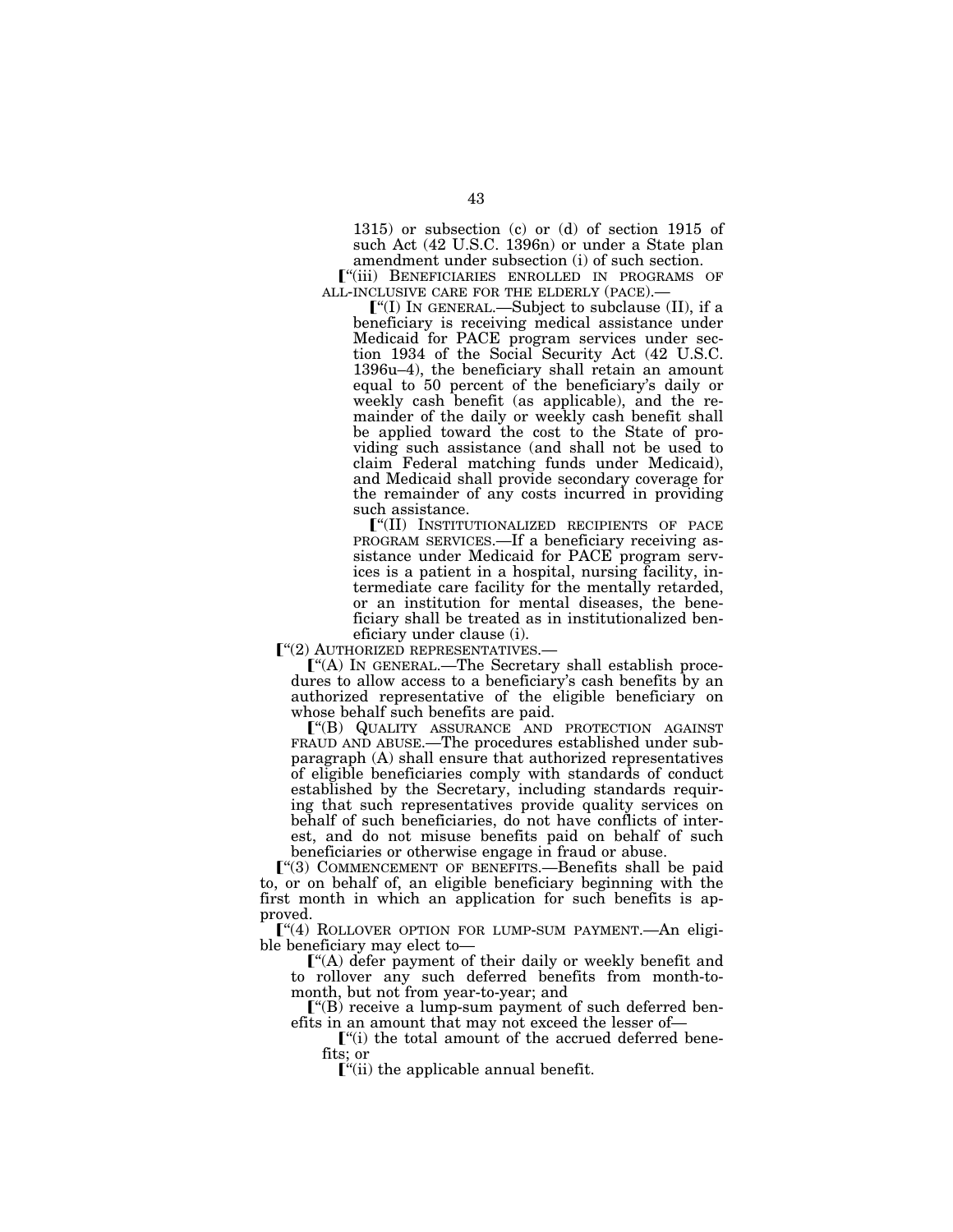1315) or subsection (c) or (d) of section 1915 of such Act (42 U.S.C. 1396n) or under a State plan amendment under subsection (i) of such section.

[“(iii) BENEFICIARIES ENROLLED IN PROGRAMS OF ALL-INCLUSIVE CARE FOR THE ELDERLY (PACE).—

[“(I) IN GENERAL.—Subject to subclause (II), if a beneficiary is receiving medical assistance under Medicaid for PACE program services under section 1934 of the Social Security Act (42 U.S.C. 1396u–4), the beneficiary shall retain an amount equal to 50 percent of the beneficiary’s daily or weekly cash benefit (as applicable), and the remainder of the daily or weekly cash benefit shall be applied toward the cost to the State of providing such assistance (and shall not be used to claim Federal matching funds under Medicaid), and Medicaid shall provide secondary coverage for the remainder of any costs incurred in providing such assistance.

[“(II) INSTITUTIONALIZED RECIPIENTS OF PACE PROGRAM SERVICES.—If a beneficiary receiving assistance under Medicaid for PACE program services is a patient in a hospital, nursing facility, intermediate care facility for the mentally retarded, or an institution for mental diseases, the beneficiary shall be treated as in institutionalized beneficiary under clause (i).

[“(2) AUTHORIZED REPRESENTATIVES.—

[“(A) IN GENERAL.—The Secretary shall establish procedures to allow access to a beneficiary’s cash benefits by an authorized representative of the eligible beneficiary on whose behalf such benefits are paid.

[“(B) QUALITY ASSURANCE AND PROTECTION AGAINST FRAUD AND ABUSE.—The procedures established under subparagraph (A) shall ensure that authorized representatives of eligible beneficiaries comply with standards of conduct established by the Secretary, including standards requiring that such representatives provide quality services on behalf of such beneficiaries, do not have conflicts of interest, and do not misuse benefits paid on behalf of such beneficiaries or otherwise engage in fraud or abuse.

[“(3) COMMENCEMENT OF BENEFITS.—Benefits shall be paid to, or on behalf of, an eligible beneficiary beginning with the first month in which an application for such benefits is approved.

[“(4) ROLLOVER OPTION FOR LUMP-SUM PAYMENT.—An eligible beneficiary may elect to—

[“(A) defer payment of their daily or weekly benefit and to rollover any such deferred benefits from month-to-month, but not from year-to-year; and

[“(B) receive a lump-sum payment of such deferred benefits in an amount that may not exceed the lesser of—

[“(i) the total amount of the accrued deferred benefits; or

[“(ii) the applicable annual benefit.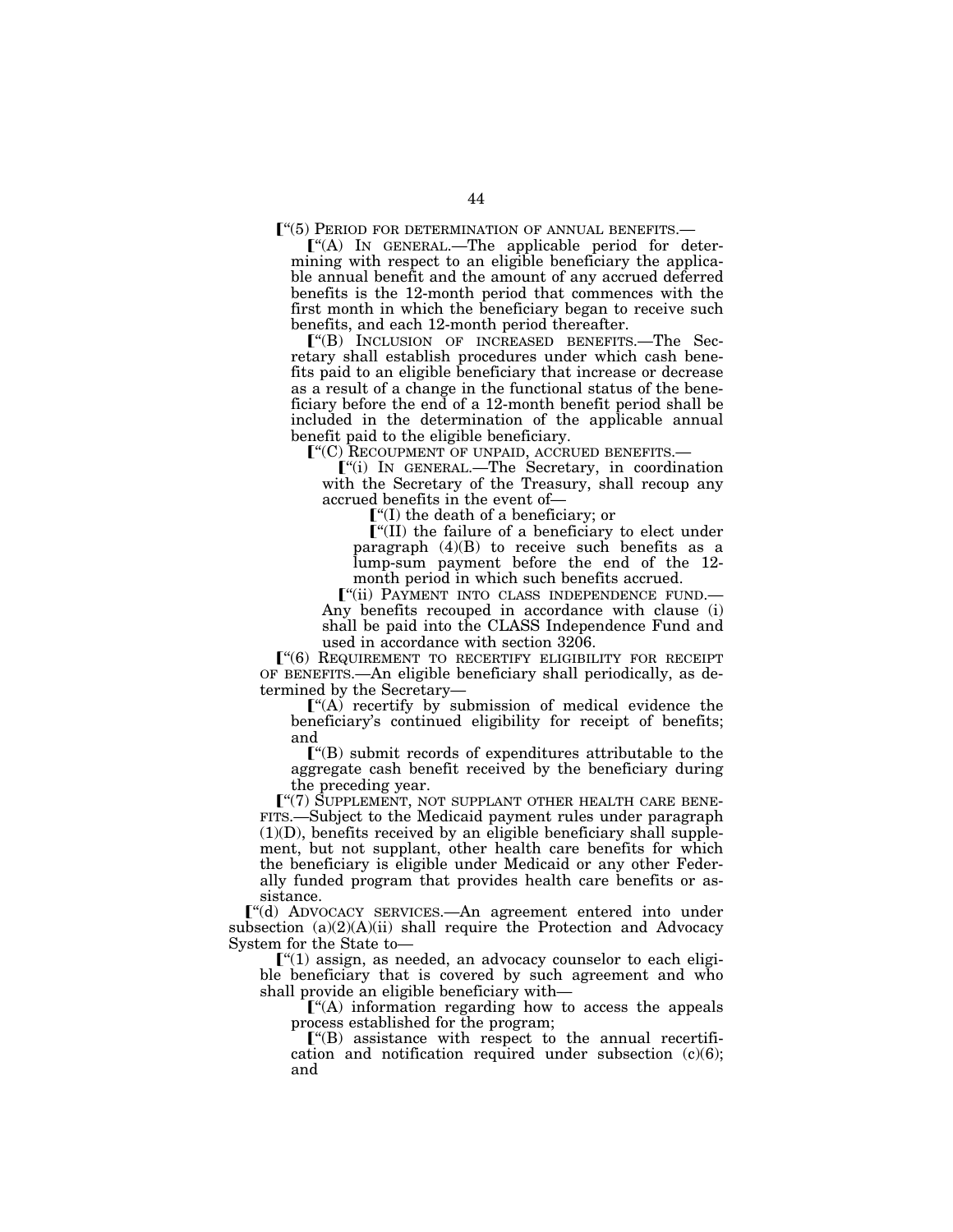["(5) PERIOD FOR DETERMINATION OF ANNUAL BENEFITS.—

["(A) IN GENERAL.—The applicable period for determining with respect to an eligible beneficiary the applicable annual benefit and the amount of any accrued deferred benefits is the 12-month period that commences with the first month in which the beneficiary began to receive such benefits, and each 12-month period thereafter.

["(B) INCLUSION OF INCREASED BENEFITS.—The Secretary shall establish procedures under which cash benefits paid to an eligible beneficiary that increase or decrease as a result of a change in the functional status of the beneficiary before the end of a 12-month benefit period shall be included in the determination of the applicable annual benefit paid to the eligible beneficiary.

["(C) RECOUPMENT OF UNPAID, ACCRUED BENEFITS.—

["(i) IN GENERAL.—The Secretary, in coordination with the Secretary of the Treasury, shall recoup any accrued benefits in the event of—

["(I) the death of a beneficiary; or

["(II) the failure of a beneficiary to elect under paragraph (4)(B) to receive such benefits as a lump-sum payment before the end of the 12-month period in which such benefits accrued.

["(ii) PAYMENT INTO CLASS INDEPENDENCE FUND.—Any benefits recouped in accordance with clause (i) shall be paid into the CLASS Independence Fund and used in accordance with section 3206.

["(6) REQUIREMENT TO RECERTIFY ELIGIBILITY FOR RECEIPT OF BENEFITS.—An eligible beneficiary shall periodically, as determined by the Secretary—

["(A) recertify by submission of medical evidence the beneficiary's continued eligibility for receipt of benefits; and

["(B) submit records of expenditures attributable to the aggregate cash benefit received by the beneficiary during the preceding year.

["(7) SUPPLEMENT, NOT SUPPLANT OTHER HEALTH CARE BENEFITS.—Subject to the Medicaid payment rules under paragraph (1)(D), benefits received by an eligible beneficiary shall supplement, but not supplant, other health care benefits for which the beneficiary is eligible under Medicaid or any other Federally funded program that provides health care benefits or assistance.

["(d) ADVOCACY SERVICES.—An agreement entered into under subsection (a)(2)(A)(ii) shall require the Protection and Advocacy System for the State to—

["(1) assign, as needed, an advocacy counselor to each eligible beneficiary that is covered by such agreement and who shall provide an eligible beneficiary with—

["(A) information regarding how to access the appeals process established for the program;

["(B) assistance with respect to the annual recertification and notification required under subsection (c)(6); and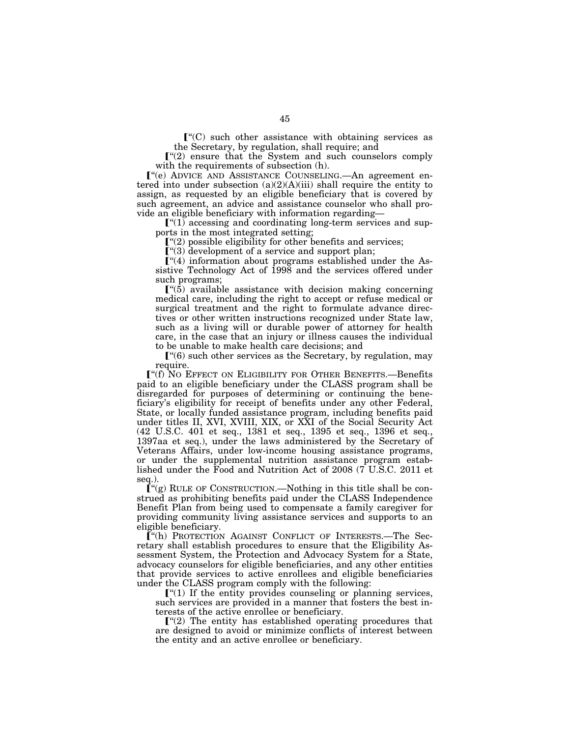⟦“(C) such other assistance with obtaining services as the Secretary, by regulation, shall require; and

⟦“(2) ensure that the System and such counselors comply with the requirements of subsection (h).

⟦“(e) ADVICE AND ASSISTANCE COUNSELING.—An agreement entered into under subsection (a)(2)(A)(iii) shall require the entity to assign, as requested by an eligible beneficiary that is covered by such agreement, an advice and assistance counselor who shall provide an eligible beneficiary with information regarding—

⟦“(1) accessing and coordinating long-term services and supports in the most integrated setting;

⟦“(2) possible eligibility for other benefits and services;

⟦“(3) development of a service and support plan;

⟦“(4) information about programs established under the Assistive Technology Act of 1998 and the services offered under such programs;

⟦“(5) available assistance with decision making concerning medical care, including the right to accept or refuse medical or surgical treatment and the right to formulate advance directives or other written instructions recognized under State law, such as a living will or durable power of attorney for health care, in the case that an injury or illness causes the individual to be unable to make health care decisions; and

⟦“(6) such other services as the Secretary, by regulation, may require.

⟦“(f) NO EFFECT ON ELIGIBILITY FOR OTHER BENEFITS.—Benefits paid to an eligible beneficiary under the CLASS program shall be disregarded for purposes of determining or continuing the beneficiary’s eligibility for receipt of benefits under any other Federal, State, or locally funded assistance program, including benefits paid under titles II, XVI, XVIII, XIX, or XXI of the Social Security Act (42 U.S.C. 401 et seq., 1381 et seq., 1395 et seq., 1396 et seq., 1397aa et seq.), under the laws administered by the Secretary of Veterans Affairs, under low-income housing assistance programs, or under the supplemental nutrition assistance program established under the Food and Nutrition Act of 2008 (7 U.S.C. 2011 et seq.).

⟦“(g) RULE OF CONSTRUCTION.—Nothing in this title shall be construed as prohibiting benefits paid under the CLASS Independence Benefit Plan from being used to compensate a family caregiver for providing community living assistance services and supports to an eligible beneficiary.

⟦“(h) PROTECTION AGAINST CONFLICT OF INTERESTS.—The Secretary shall establish procedures to ensure that the Eligibility Assessment System, the Protection and Advocacy System for a State, advocacy counselors for eligible beneficiaries, and any other entities that provide services to active enrollees and eligible beneficiaries under the CLASS program comply with the following:

⟦“(1) If the entity provides counseling or planning services, such services are provided in a manner that fosters the best interests of the active enrollee or beneficiary.

⟦“(2) The entity has established operating procedures that are designed to avoid or minimize conflicts of interest between the entity and an active enrollee or beneficiary.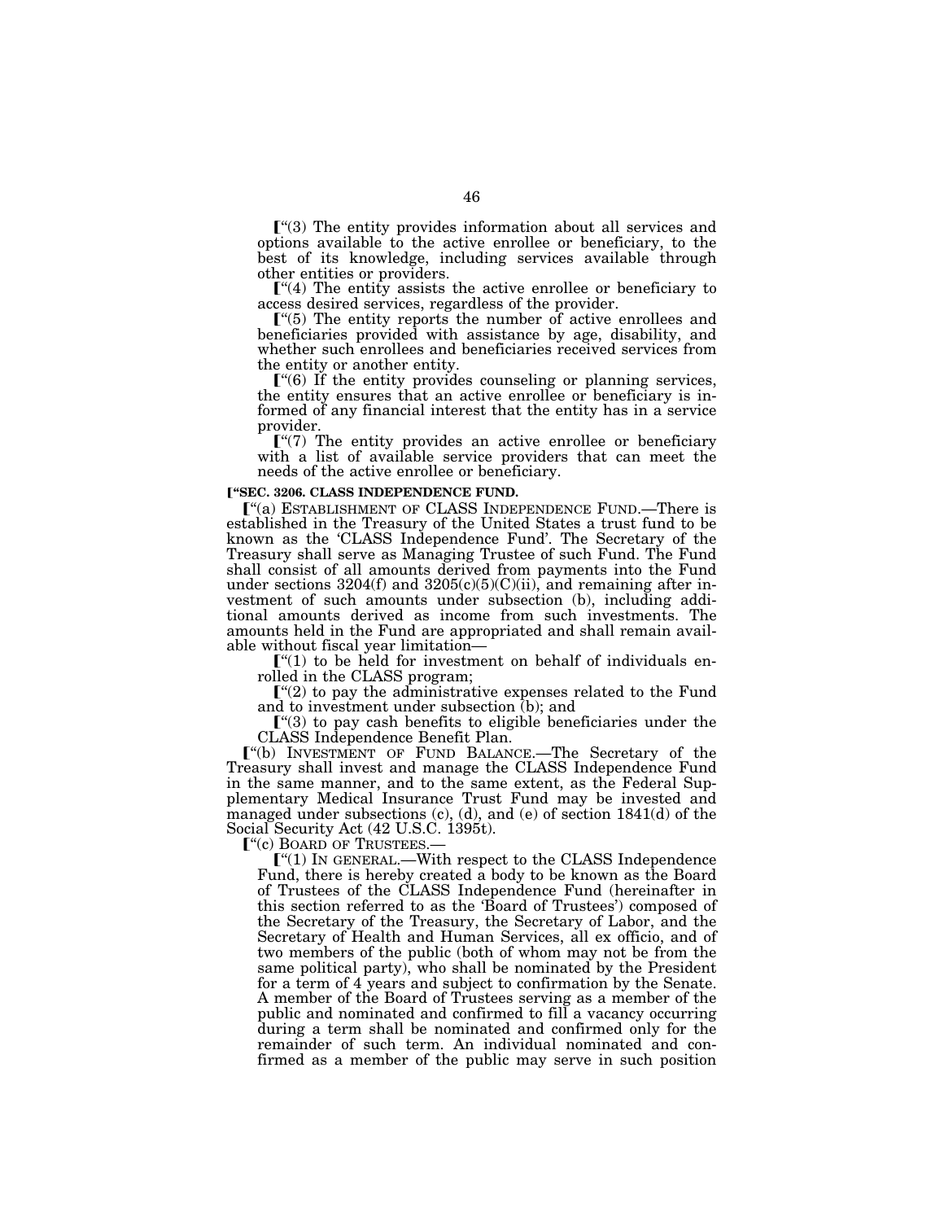[“(3) The entity provides information about all services and options available to the active enrollee or beneficiary, to the best of its knowledge, including services available through other entities or providers.

[“(4) The entity assists the active enrollee or beneficiary to access desired services, regardless of the provider.

[“(5) The entity reports the number of active enrollees and beneficiaries provided with assistance by age, disability, and whether such enrollees and beneficiaries received services from the entity or another entity.

[“(6) If the entity provides counseling or planning services, the entity ensures that an active enrollee or beneficiary is informed of any financial interest that the entity has in a service provider.

[“(7) The entity provides an active enrollee or beneficiary with a list of available service providers that can meet the needs of the active enrollee or beneficiary.

**[“SEC. 3206. CLASS INDEPENDENCE FUND.**

[“(a) ESTABLISHMENT OF CLASS INDEPENDENCE FUND.—There is established in the Treasury of the United States a trust fund to be known as the ‘CLASS Independence Fund’. The Secretary of the Treasury shall serve as Managing Trustee of such Fund. The Fund shall consist of all amounts derived from payments into the Fund under sections 3204(f) and 3205(c)(5)(C)(ii), and remaining after investment of such amounts under subsection (b), including additional amounts derived as income from such investments. The amounts held in the Fund are appropriated and shall remain available without fiscal year limitation—

[“(1) to be held for investment on behalf of individuals enrolled in the CLASS program;

[“(2) to pay the administrative expenses related to the Fund and to investment under subsection (b); and

[“(3) to pay cash benefits to eligible beneficiaries under the CLASS Independence Benefit Plan.

[“(b) INVESTMENT OF FUND BALANCE.—The Secretary of the Treasury shall invest and manage the CLASS Independence Fund in the same manner, and to the same extent, as the Federal Supplementary Medical Insurance Trust Fund may be invested and managed under subsections (c), (d), and (e) of section 1841(d) of the Social Security Act (42 U.S.C. 1395t).

[“(c) BOARD OF TRUSTEES.—

[“(1) IN GENERAL.—With respect to the CLASS Independence Fund, there is hereby created a body to be known as the Board of Trustees of the CLASS Independence Fund (hereinafter in this section referred to as the ‘Board of Trustees’) composed of the Secretary of the Treasury, the Secretary of Labor, and the Secretary of Health and Human Services, all ex officio, and of two members of the public (both of whom may not be from the same political party), who shall be nominated by the President for a term of 4 years and subject to confirmation by the Senate. A member of the Board of Trustees serving as a member of the public and nominated and confirmed to fill a vacancy occurring during a term shall be nominated and confirmed only for the remainder of such term. An individual nominated and confirmed as a member of the public may serve in such position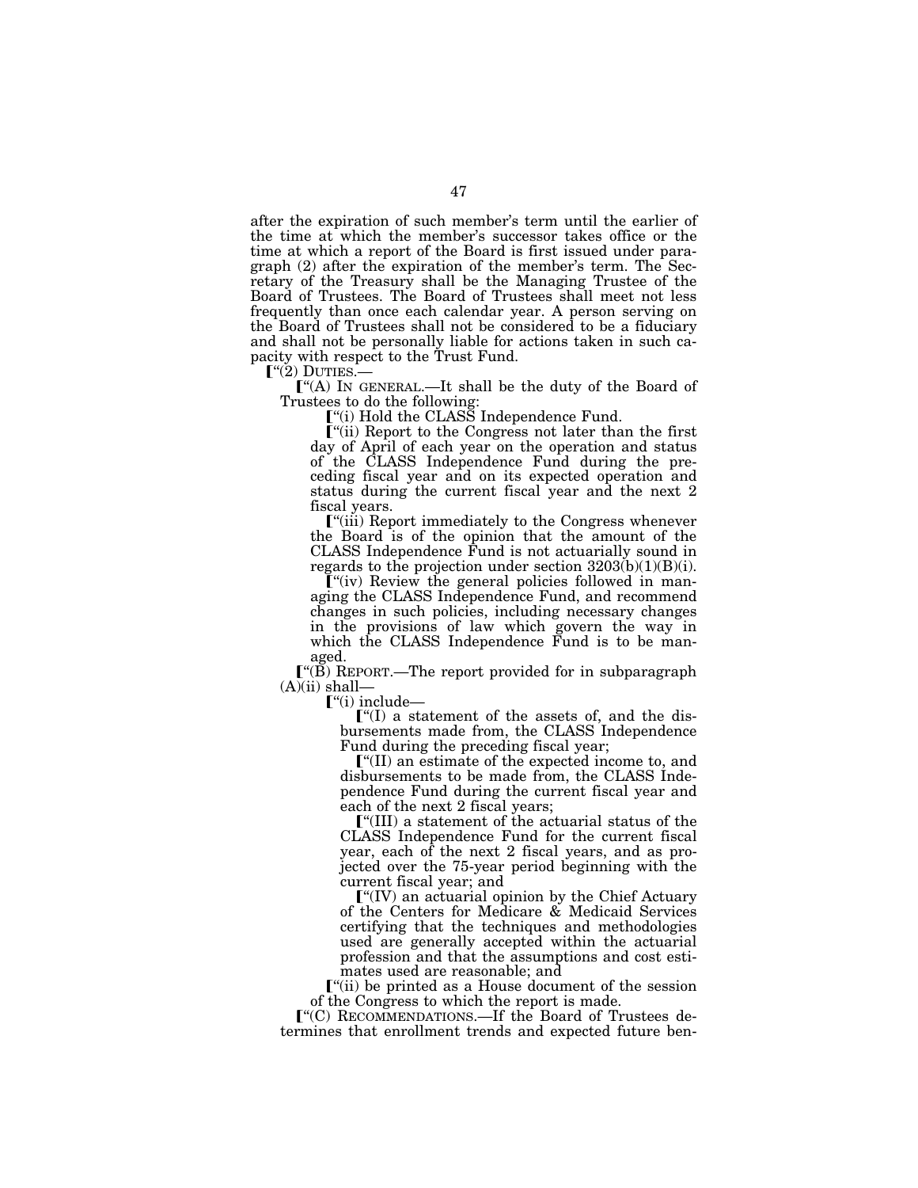after the expiration of such member's term until the earlier of the time at which the member's successor takes office or the time at which a report of the Board is first issued under paragraph (2) after the expiration of the member's term. The Secretary of the Treasury shall be the Managing Trustee of the Board of Trustees. The Board of Trustees shall meet not less frequently than once each calendar year. A person serving on the Board of Trustees shall not be considered to be a fiduciary and shall not be personally liable for actions taken in such capacity with respect to the Trust Fund.

【"(2) DUTIES.—

【"(A) IN GENERAL.—It shall be the duty of the Board of Trustees to do the following:

【"(i) Hold the CLASS Independence Fund.

【"(ii) Report to the Congress not later than the first day of April of each year on the operation and status of the CLASS Independence Fund during the preceding fiscal year and on its expected operation and status during the current fiscal year and the next 2 fiscal years.

【"(iii) Report immediately to the Congress whenever the Board is of the opinion that the amount of the CLASS Independence Fund is not actuarially sound in regards to the projection under section 3203(b)(1)(B)(i).

【"(iv) Review the general policies followed in managing the CLASS Independence Fund, and recommend changes in such policies, including necessary changes in the provisions of law which govern the way in which the CLASS Independence Fund is to be managed.

【"(B) REPORT.—The report provided for in subparagraph (A)(ii) shall—

【"(i) include—

【"(I) a statement of the assets of, and the disbursements made from, the CLASS Independence Fund during the preceding fiscal year;

【"(II) an estimate of the expected income to, and disbursements to be made from, the CLASS Independence Fund during the current fiscal year and each of the next 2 fiscal years;

【"(III) a statement of the actuarial status of the CLASS Independence Fund for the current fiscal year, each of the next 2 fiscal years, and as projected over the 75-year period beginning with the current fiscal year; and

【"(IV) an actuarial opinion by the Chief Actuary of the Centers for Medicare & Medicaid Services certifying that the techniques and methodologies used are generally accepted within the actuarial profession and that the assumptions and cost estimates used are reasonable; and

【"(ii) be printed as a House document of the session of the Congress to which the report is made.

【"(C) RECOMMENDATIONS.—If the Board of Trustees determines that enrollment trends and expected future ben-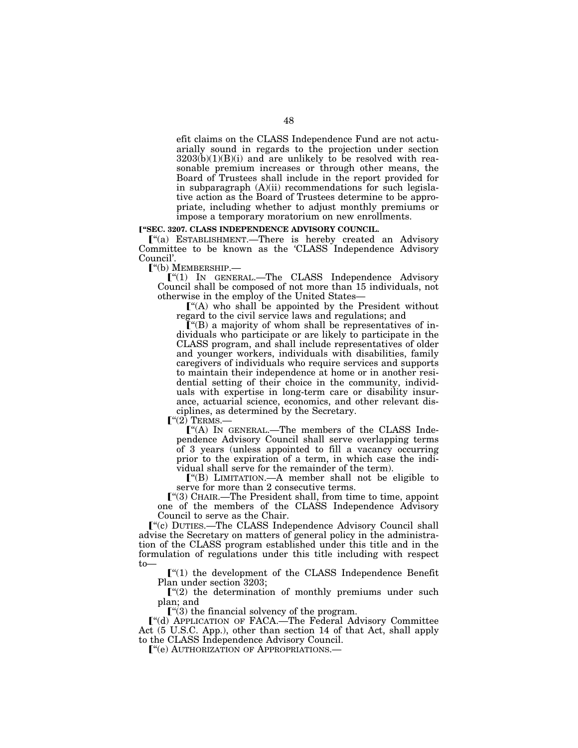efit claims on the CLASS Independence Fund are not actuarially sound in regards to the projection under section 3203(b)(1)(B)(i) and are unlikely to be resolved with reasonable premium increases or through other means, the Board of Trustees shall include in the report provided for in subparagraph (A)(ii) recommendations for such legislative action as the Board of Trustees determine to be appropriate, including whether to adjust monthly premiums or impose a temporary moratorium on new enrollments.

**[“SEC. 3207. CLASS INDEPENDENCE ADVISORY COUNCIL.**

[“(a) ESTABLISHMENT.—There is hereby created an Advisory Committee to be known as the ‘CLASS Independence Advisory Council’.

[“(b) MEMBERSHIP.—

[“(1) IN GENERAL.—The CLASS Independence Advisory Council shall be composed of not more than 15 individuals, not otherwise in the employ of the United States—

[“(A) who shall be appointed by the President without regard to the civil service laws and regulations; and

[“(B) a majority of whom shall be representatives of individuals who participate or are likely to participate in the CLASS program, and shall include representatives of older and younger workers, individuals with disabilities, family caregivers of individuals who require services and supports to maintain their independence at home or in another residential setting of their choice in the community, individuals with expertise in long-term care or disability insurance, actuarial science, economics, and other relevant disciplines, as determined by the Secretary.

[“(2) TERMS.—

[“(A) IN GENERAL.—The members of the CLASS Independence Advisory Council shall serve overlapping terms of 3 years (unless appointed to fill a vacancy occurring prior to the expiration of a term, in which case the individual shall serve for the remainder of the term).

[“(B) LIMITATION.—A member shall not be eligible to serve for more than 2 consecutive terms.

[“(3) CHAIR.—The President shall, from time to time, appoint one of the members of the CLASS Independence Advisory Council to serve as the Chair.

[“(c) DUTIES.—The CLASS Independence Advisory Council shall advise the Secretary on matters of general policy in the administration of the CLASS program established under this title and in the formulation of regulations under this title including with respect to—

[“(1) the development of the CLASS Independence Benefit Plan under section 3203;

[“(2) the determination of monthly premiums under such plan; and

[“(3) the financial solvency of the program.

[“(d) APPLICATION OF FACA.—The Federal Advisory Committee Act (5 U.S.C. App.), other than section 14 of that Act, shall apply to the CLASS Independence Advisory Council.

[“(e) AUTHORIZATION OF APPROPRIATIONS.—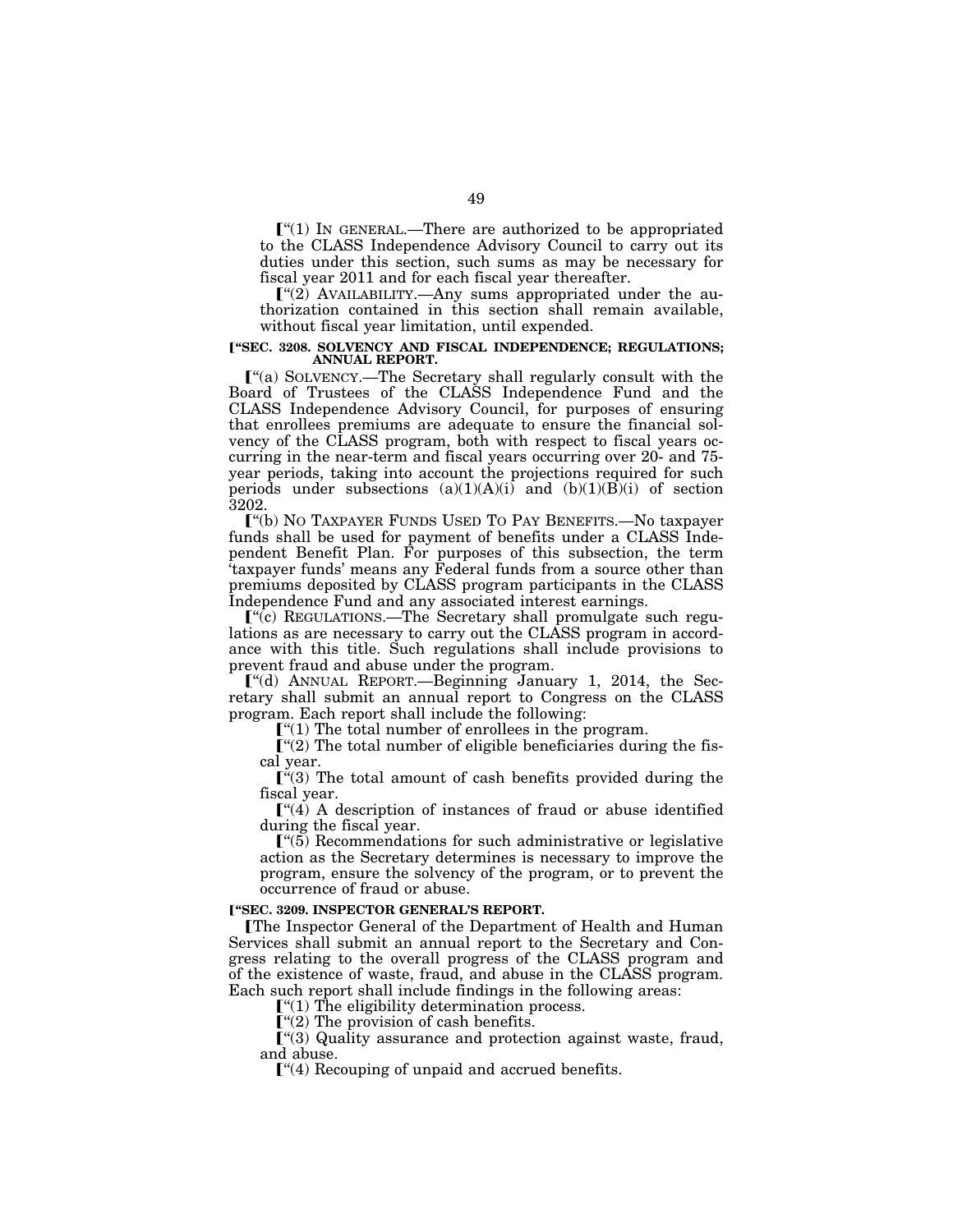⟦"(1) IN GENERAL.—There are authorized to be appropriated to the CLASS Independence Advisory Council to carry out its duties under this section, such sums as may be necessary for fiscal year 2011 and for each fiscal year thereafter.

⟦"(2) AVAILABILITY.—Any sums appropriated under the authorization contained in this section shall remain available, without fiscal year limitation, until expended.

### ⟦"SEC. 3208. SOLVENCY AND FISCAL INDEPENDENCE; REGULATIONS; ANNUAL REPORT.

⟦"(a) SOLVENCY.—The Secretary shall regularly consult with the Board of Trustees of the CLASS Independence Fund and the CLASS Independence Advisory Council, for purposes of ensuring that enrollees premiums are adequate to ensure the financial solvency of the CLASS program, both with respect to fiscal years occurring in the near-term and fiscal years occurring over 20- and 75-year periods, taking into account the projections required for such periods under subsections (a)(1)(A)(i) and (b)(1)(B)(i) of section 3202.

⟦"(b) NO TAXPAYER FUNDS USED TO PAY BENEFITS.—No taxpayer funds shall be used for payment of benefits under a CLASS Independent Benefit Plan. For purposes of this subsection, the term 'taxpayer funds' means any Federal funds from a source other than premiums deposited by CLASS program participants in the CLASS Independence Fund and any associated interest earnings.

⟦"(c) REGULATIONS.—The Secretary shall promulgate such regulations as are necessary to carry out the CLASS program in accordance with this title. Such regulations shall include provisions to prevent fraud and abuse under the program.

⟦"(d) ANNUAL REPORT.—Beginning January 1, 2014, the Secretary shall submit an annual report to Congress on the CLASS program. Each report shall include the following:

⟦"(1) The total number of enrollees in the program.

⟦"(2) The total number of eligible beneficiaries during the fiscal year.

⟦"(3) The total amount of cash benefits provided during the fiscal year.

⟦"(4) A description of instances of fraud or abuse identified during the fiscal year.

⟦"(5) Recommendations for such administrative or legislative action as the Secretary determines is necessary to improve the program, ensure the solvency of the program, or to prevent the occurrence of fraud or abuse.

### ⟦"SEC. 3209. INSPECTOR GENERAL'S REPORT.

⟦The Inspector General of the Department of Health and Human Services shall submit an annual report to the Secretary and Congress relating to the overall progress of the CLASS program and of the existence of waste, fraud, and abuse in the CLASS program. Each such report shall include findings in the following areas:

⟦"(1) The eligibility determination process.

⟦"(2) The provision of cash benefits.

⟦"(3) Quality assurance and protection against waste, fraud, and abuse.

⟦"(4) Recouping of unpaid and accrued benefits.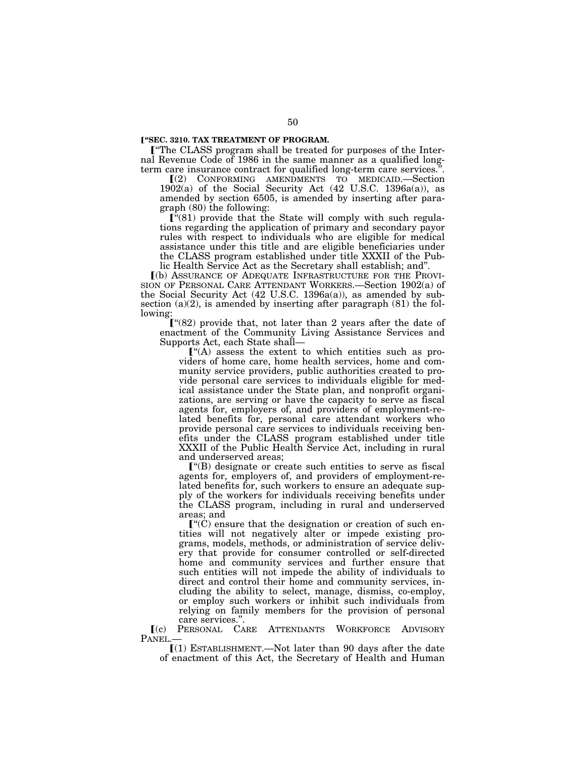**[“SEC. 3210. TAX TREATMENT OF PROGRAM.**

[“The CLASS program shall be treated for purposes of the Internal Revenue Code of 1986 in the same manner as a qualified long-term care insurance contract for qualified long-term care services.”.

[(2) CONFORMING AMENDMENTS TO MEDICAID.—Section 1902(a) of the Social Security Act (42 U.S.C. 1396a(a)), as amended by section 6505, is amended by inserting after paragraph (80) the following:

[“(81) provide that the State will comply with such regulations regarding the application of primary and secondary payor rules with respect to individuals who are eligible for medical assistance under this title and are eligible beneficiaries under the CLASS program established under title XXXII of the Public Health Service Act as the Secretary shall establish; and”.

[(b) ASSURANCE OF ADEQUATE INFRASTRUCTURE FOR THE PROVISION OF PERSONAL CARE ATTENDANT WORKERS.—Section 1902(a) of the Social Security Act (42 U.S.C. 1396a(a)), as amended by subsection (a)(2), is amended by inserting after paragraph (81) the following:

[“(82) provide that, not later than 2 years after the date of enactment of the Community Living Assistance Services and Supports Act, each State shall—

[“(A) assess the extent to which entities such as providers of home care, home health services, home and community service providers, public authorities created to provide personal care services to individuals eligible for medical assistance under the State plan, and nonprofit organizations, are serving or have the capacity to serve as fiscal agents for, employers of, and providers of employment-related benefits for, personal care attendant workers who provide personal care services to individuals receiving benefits under the CLASS program established under title XXXII of the Public Health Service Act, including in rural and underserved areas;

[“(B) designate or create such entities to serve as fiscal agents for, employers of, and providers of employment-related benefits for, such workers to ensure an adequate supply of the workers for individuals receiving benefits under the CLASS program, including in rural and underserved areas; and

[“(C) ensure that the designation or creation of such entities will not negatively alter or impede existing programs, models, methods, or administration of service delivery that provide for consumer controlled or self-directed home and community services and further ensure that such entities will not impede the ability of individuals to direct and control their home and community services, including the ability to select, manage, dismiss, co-employ, or employ such workers or inhibit such individuals from relying on family members for the provision of personal care services.”.

[(c) PERSONAL CARE ATTENDANTS WORKFORCE ADVISORY PANEL.—

[(1) ESTABLISHMENT.—Not later than 90 days after the date of enactment of this Act, the Secretary of Health and Human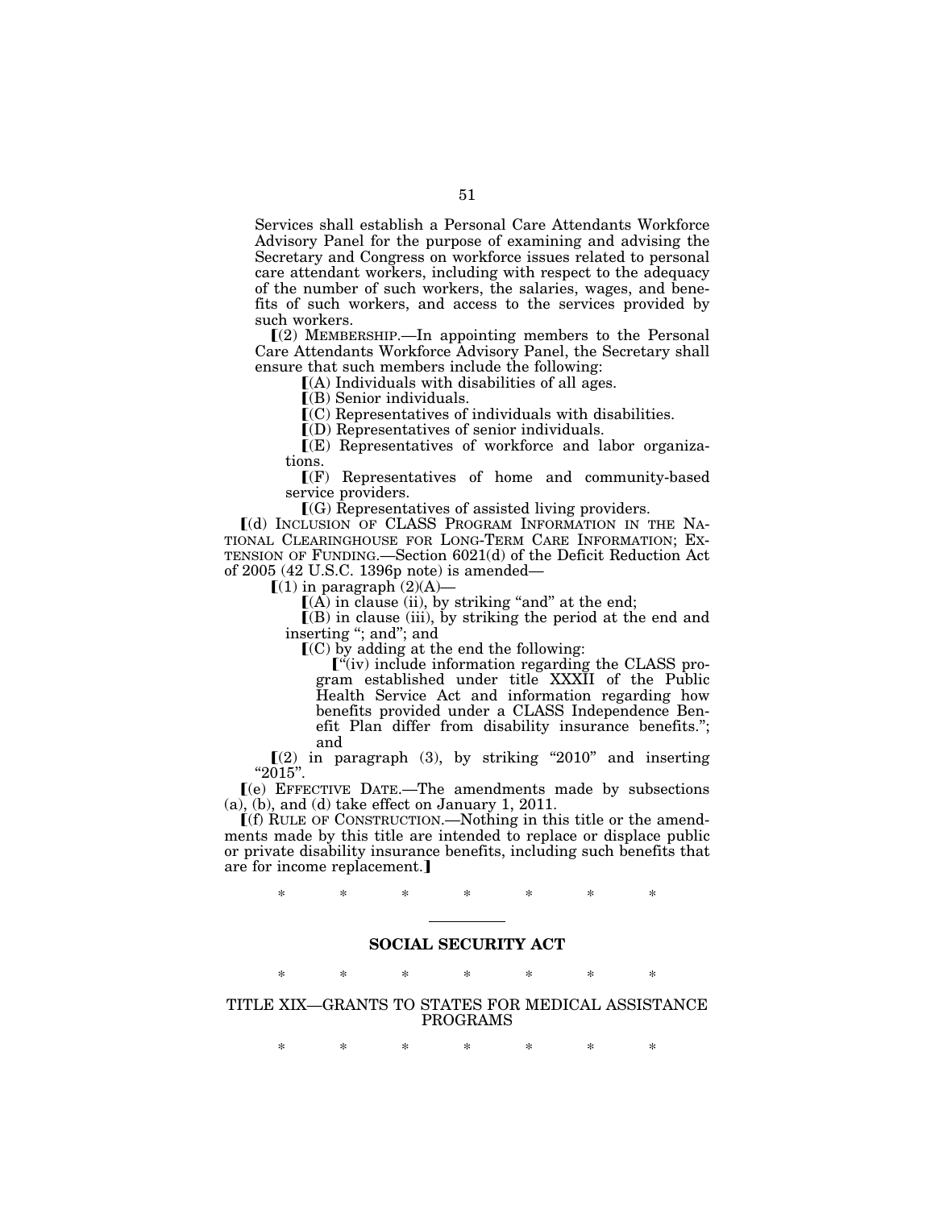Services shall establish a Personal Care Attendants Workforce Advisory Panel for the purpose of examining and advising the Secretary and Congress on workforce issues related to personal care attendant workers, including with respect to the adequacy of the number of such workers, the salaries, wages, and benefits of such workers, and access to the services provided by such workers.

⟦(2) MEMBERSHIP.—In appointing members to the Personal Care Attendants Workforce Advisory Panel, the Secretary shall ensure that such members include the following:

⟦(A) Individuals with disabilities of all ages.

⟦(B) Senior individuals.

⟦(C) Representatives of individuals with disabilities.

⟦(D) Representatives of senior individuals.

⟦(E) Representatives of workforce and labor organizations.

⟦(F) Representatives of home and community-based service providers.

⟦(G) Representatives of assisted living providers.

⟦(d) INCLUSION OF CLASS PROGRAM INFORMATION IN THE NATIONAL CLEARINGHOUSE FOR LONG-TERM CARE INFORMATION; EXTENSION OF FUNDING.—Section 6021(d) of the Deficit Reduction Act of 2005 (42 U.S.C. 1396p note) is amended—

⟦(1) in paragraph (2)(A)—

⟦(A) in clause (ii), by striking "and" at the end;

⟦(B) in clause (iii), by striking the period at the end and inserting "; and"; and

⟦(C) by adding at the end the following:

⟦"(iv) include information regarding the CLASS program established under title XXXII of the Public Health Service Act and information regarding how benefits provided under a CLASS Independence Benefit Plan differ from disability insurance benefits."; and

⟦(2) in paragraph (3), by striking "2010" and inserting "2015".

⟦(e) EFFECTIVE DATE.—The amendments made by subsections (a), (b), and (d) take effect on January 1, 2011.

⟦(f) RULE OF CONSTRUCTION.—Nothing in this title or the amendments made by this title are intended to replace or displace public or private disability insurance benefits, including such benefits that are for income replacement.⟧

\* \* \* \* \* \* \*

## SOCIAL SECURITY ACT

\* \* \* \* \* \* \*

### TITLE XIX—GRANTS TO STATES FOR MEDICAL ASSISTANCE PROGRAMS

\* \* \* \* \* \* \*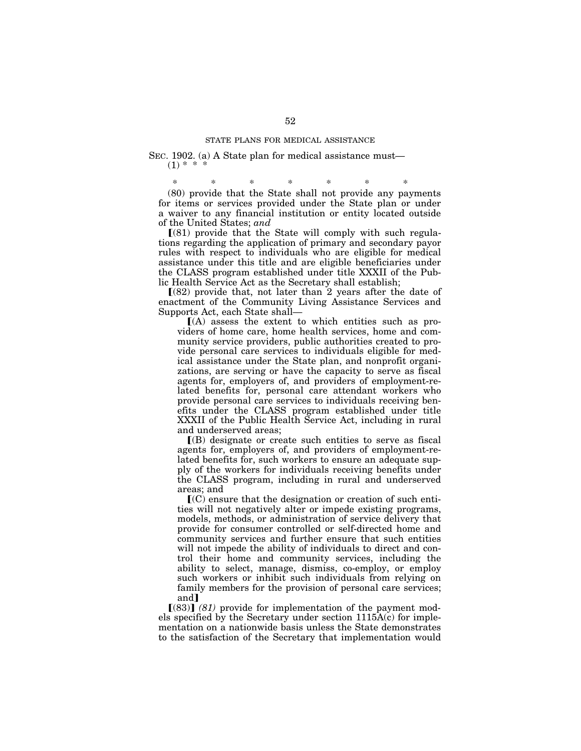STATE PLANS FOR MEDICAL ASSISTANCE

SEC. 1902. (a) A State plan for medical assistance must—

(1) * * *

\* \* \* \* \* \* \*

(80) provide that the State shall not provide any payments for items or services provided under the State plan or under a waiver to any financial institution or entity located outside of the United States; *and*

⟦(81) provide that the State will comply with such regulations regarding the application of primary and secondary payor rules with respect to individuals who are eligible for medical assistance under this title and are eligible beneficiaries under the CLASS program established under title XXXII of the Public Health Service Act as the Secretary shall establish;

⟦(82) provide that, not later than 2 years after the date of enactment of the Community Living Assistance Services and Supports Act, each State shall—

⟦(A) assess the extent to which entities such as providers of home care, home health services, home and community service providers, public authorities created to provide personal care services to individuals eligible for medical assistance under the State plan, and nonprofit organizations, are serving or have the capacity to serve as fiscal agents for, employers of, and providers of employment-related benefits for, personal care attendant workers who provide personal care services to individuals receiving benefits under the CLASS program established under title XXXII of the Public Health Service Act, including in rural and underserved areas;

⟦(B) designate or create such entities to serve as fiscal agents for, employers of, and providers of employment-related benefits for, such workers to ensure an adequate supply of the workers for individuals receiving benefits under the CLASS program, including in rural and underserved areas; and

⟦(C) ensure that the designation or creation of such entities will not negatively alter or impede existing programs, models, methods, or administration of service delivery that provide for consumer controlled or self-directed home and community services and further ensure that such entities will not impede the ability of individuals to direct and control their home and community services, including the ability to select, manage, dismiss, co-employ, or employ such workers or inhibit such individuals from relying on family members for the provision of personal care services; and⟧

⟦(83)⟧ *(81)* provide for implementation of the payment models specified by the Secretary under section 1115A(c) for implementation on a nationwide basis unless the State demonstrates to the satisfaction of the Secretary that implementation would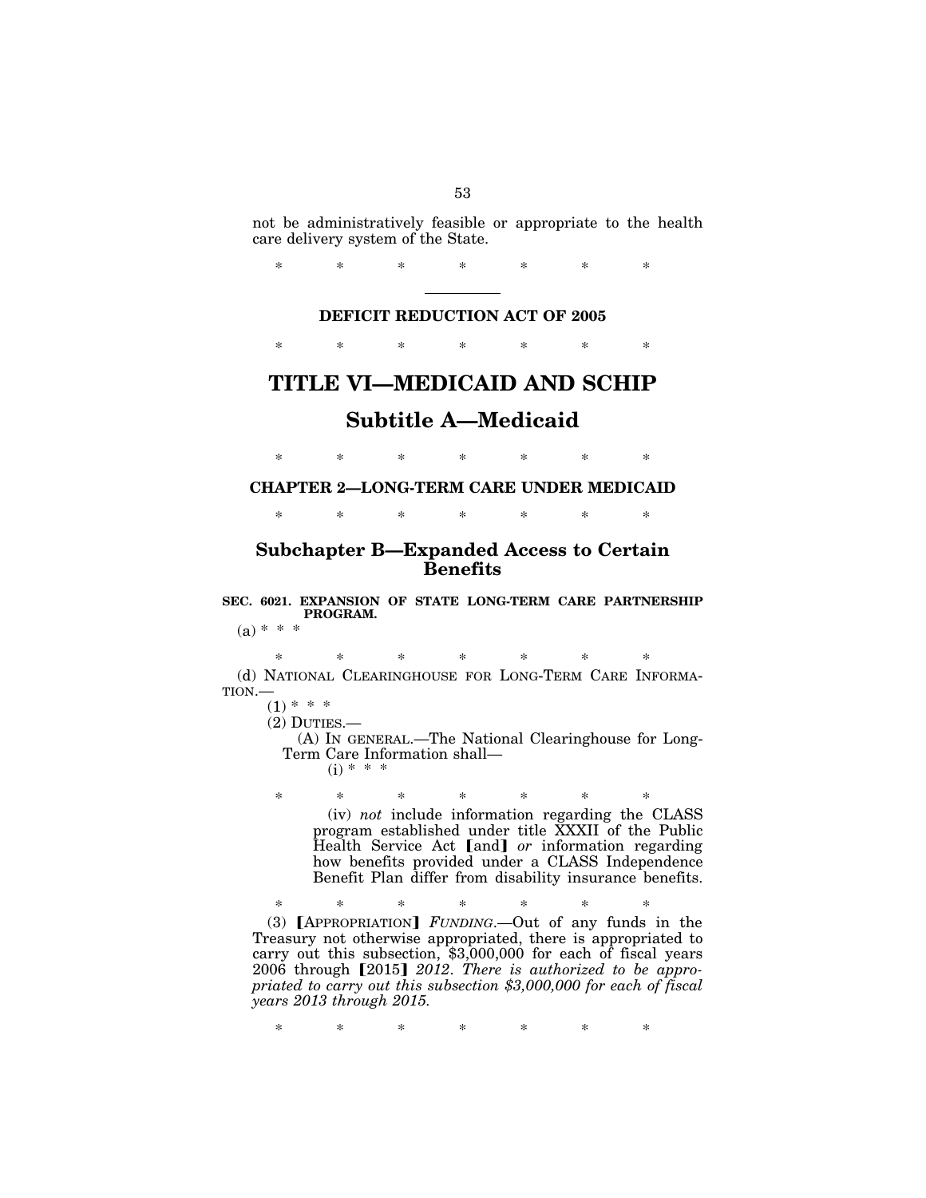not be administratively feasible or appropriate to the health care delivery system of the State.

\* \* \* \* \* \* \*

## DEFICIT REDUCTION ACT OF 2005

\* \* \* \* \* \* \*

# TITLE VI—MEDICAID AND SCHIP

## Subtitle A—Medicaid

\* \* \* \* \* \* \*

### CHAPTER 2—LONG-TERM CARE UNDER MEDICAID

\* \* \* \* \* \* \*

### Subchapter B—Expanded Access to Certain Benefits

**SEC. 6021. EXPANSION OF STATE LONG-TERM CARE PARTNERSHIP PROGRAM.**

(a) \* \* \*

\* \* \* \* \* \* \*

(d) NATIONAL CLEARINGHOUSE FOR LONG-TERM CARE INFORMATION.—

(1) \* \* \*

(2) DUTIES.—

(A) IN GENERAL.—The National Clearinghouse for Long-Term Care Information shall—

(i) \* \* \*

\* \* \* \* \* \* \*

(iv) *not* include information regarding the CLASS program established under title XXXII of the Public Health Service Act 【and】 *or* information regarding how benefits provided under a CLASS Independence Benefit Plan differ from disability insurance benefits.

\* \* \* \* \* \* \*

(3) 【APPROPRIATION】 *FUNDING*.—Out of any funds in the Treasury not otherwise appropriated, there is appropriated to carry out this subsection, $3,000,000 for each of fiscal years 2006 through 【2015】 *2012. There is authorized to be appropriated to carry out this subsection $3,000,000 for each of fiscal years 2013 through 2015.*

\* \* \* \* \* \* \*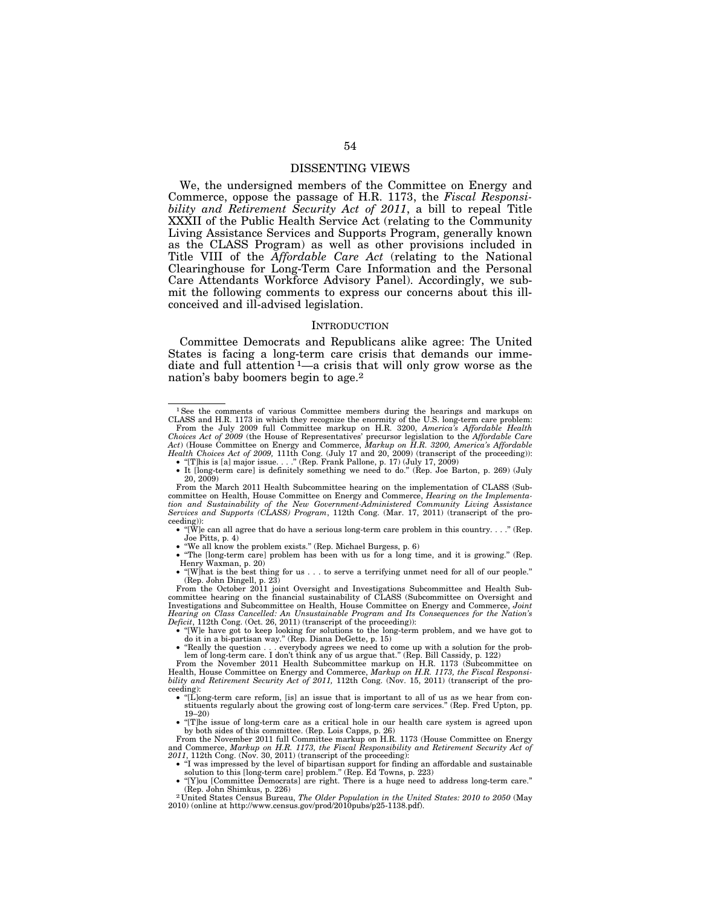## DISSENTING VIEWS

We, the undersigned members of the Committee on Energy and Commerce, oppose the passage of H.R. 1173, the *Fiscal Responsibility and Retirement Security Act of 2011*, a bill to repeal Title XXXII of the Public Health Service Act (relating to the Community Living Assistance Services and Supports Program, generally known as the CLASS Program) as well as other provisions included in Title VIII of the *Affordable Care Act* (relating to the National Clearinghouse for Long-Term Care Information and the Personal Care Attendants Workforce Advisory Panel). Accordingly, we submit the following comments to express our concerns about this ill-conceived and ill-advised legislation.

### INTRODUCTION

Committee Democrats and Republicans alike agree: The United States is facing a long-term care crisis that demands our immediate and full attention [1]—a crisis that will only grow worse as the nation's baby boomers begin to age.[2]

---

[1] See the comments of various Committee members during the hearings and markups on CLASS and H.R. 1173 in which they recognize the enormity of the U.S. long-term care problem:

From the July 2009 full Committee markup on H.R. 3200, *America's Affordable Health Choices Act of 2009* (the House of Representatives' precursor legislation to the *Affordable Care Act*) (House Committee on Energy and Commerce, *Markup on H.R. 3200, America's Affordable Health Choices Act of 2009,* 111th Cong. (July 17 and 20, 2009) (transcript of the proceeding)):

- "[T]his is [a] major issue. . . ." (Rep. Frank Pallone, p. 17) (July 17, 2009)
- It [long-term care] is definitely something we need to do." (Rep. Joe Barton, p. 269) (July 20, 2009)

From the March 2011 Health Subcommittee hearing on the implementation of CLASS (Subcommittee on Health, House Committee on Energy and Commerce, *Hearing on the Implementation and Sustainability of the New Government-Administered Community Living Assistance Services and Supports (CLASS) Program*, 112th Cong. (Mar. 17, 2011) (transcript of the proceeding)):

- "[W]e can all agree that do have a serious long-term care problem in this country. . . ." (Rep. Joe Pitts, p. 4)
- "We all know the problem exists." (Rep. Michael Burgess, p. 6)
- "The [long-term care] problem has been with us for a long time, and it is growing." (Rep. Henry Waxman, p. 20)
- "[W]hat is the best thing for us . . . to serve a terrifying unmet need for all of our people." (Rep. John Dingell, p. 23)

From the October 2011 joint Oversight and Investigations Subcommittee and Health Subcommittee hearing on the financial sustainability of CLASS (Subcommittee on Oversight and Investigations and Subcommittee on Health, House Committee on Energy and Commerce, *Joint Hearing on Class Cancelled: An Unsustainable Program and Its Consequences for the Nation's Deficit*, 112th Cong. (Oct. 26, 2011) (transcript of the proceeding)):

- "[W]e have got to keep looking for solutions to the long-term problem, and we have got to do it in a bi-partisan way." (Rep. Diana DeGette, p. 15)
- "Really the question . . . everybody agrees we need to come up with a solution for the problem of long-term care. I don't think any of us argue that." (Rep. Bill Cassidy, p. 122)

From the November 2011 Health Subcommittee markup on H.R. 1173 (Subcommittee on Health, House Committee on Energy and Commerce, *Markup on H.R. 1173, the Fiscal Responsibility and Retirement Security Act of 2011,* 112th Cong. (Nov. 15, 2011) (transcript of the proceeding):

- "[L]ong-term care reform, [is] an issue that is important to all of us as we hear from constituents regularly about the growing cost of long-term care services." (Rep. Fred Upton, pp. 19–20)
- "[T]he issue of long-term care as a critical hole in our health care system is agreed upon by both sides of this committee. (Rep. Lois Capps, p. 26)

From the November 2011 full Committee markup on H.R. 1173 (House Committee on Energy and Commerce, *Markup on H.R. 1173, the Fiscal Responsibility and Retirement Security Act of 2011*, 112th Cong. (Nov. 30, 2011) (transcript of the proceeding):

- "I was impressed by the level of bipartisan support for finding an affordable and sustainable solution to this [long-term care] problem." (Rep. Ed Towns, p. 223)
- "[Y]ou [Committee Democrats] are right. There is a huge need to address long-term care." (Rep. John Shimkus, p. 226)

[2] United States Census Bureau, *The Older Population in the United States: 2010 to 2050* (May 2010) (online at http://www.census.gov/prod/2010pubs/p25-1138.pdf).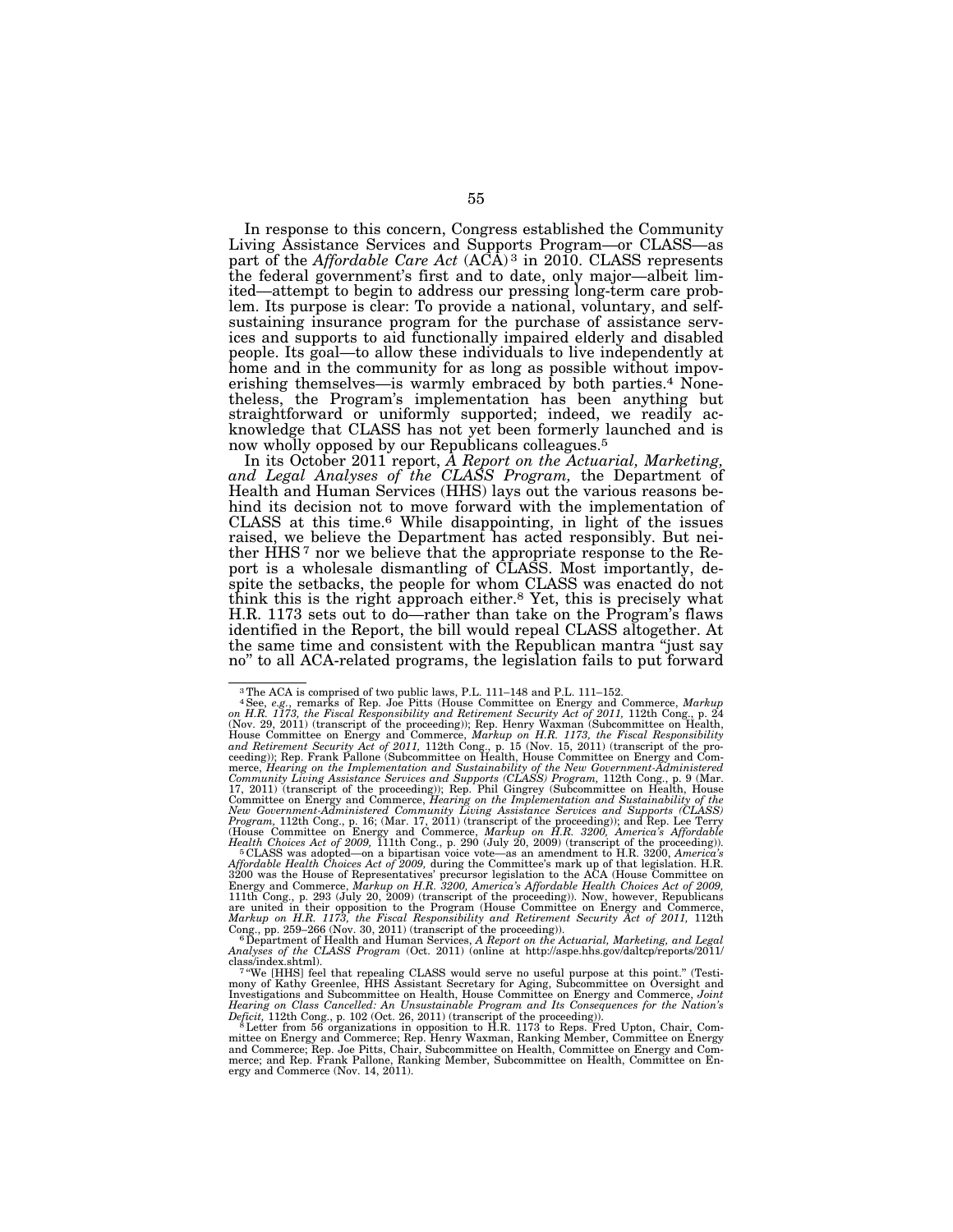In response to this concern, Congress established the Community Living Assistance Services and Supports Program—or CLASS—as part of the *Affordable Care Act* (ACA)[3] in 2010. CLASS represents the federal government's first and to date, only major—albeit limited—attempt to begin to address our pressing long-term care problem. Its purpose is clear: To provide a national, voluntary, and self-sustaining insurance program for the purchase of assistance services and supports to aid functionally impaired elderly and disabled people. Its goal—to allow these individuals to live independently at home and in the community for as long as possible without impoverishing themselves—is warmly embraced by both parties.[4] Nonetheless, the Program's implementation has been anything but straightforward or uniformly supported; indeed, we readily acknowledge that CLASS has not yet been formerly launched and is now wholly opposed by our Republicans colleagues.[5]

In its October 2011 report, *A Report on the Actuarial, Marketing, and Legal Analyses of the CLASS Program,* the Department of Health and Human Services (HHS) lays out the various reasons behind its decision not to move forward with the implementation of CLASS at this time.[6] While disappointing, in light of the issues raised, we believe the Department has acted responsibly. But neither HHS[7] nor we believe that the appropriate response to the Report is a wholesale dismantling of CLASS. Most importantly, despite the setbacks, the people for whom CLASS was enacted do not think this is the right approach either.[8] Yet, this is precisely what H.R. 1173 sets out to do—rather than take on the Program's flaws identified in the Report, the bill would repeal CLASS altogether. At the same time and consistent with the Republican mantra "just say no" to all ACA-related programs, the legislation fails to put forward

---

[3] The ACA is comprised of two public laws, P.L. 111–148 and P.L. 111–152.

[4] See, *e.g.*, remarks of Rep. Joe Pitts (House Committee on Energy and Commerce, *Markup on H.R. 1173, the Fiscal Responsibility and Retirement Security Act of 2011,* 112th Cong., p. 24 (Nov. 29, 2011) (transcript of the proceeding)); Rep. Henry Waxman (Subcommittee on Health, House Committee on Energy and Commerce, *Markup on H.R. 1173, the Fiscal Responsibility and Retirement Security Act of 2011,* 112th Cong., p. 15 (Nov. 15, 2011) (transcript of the proceeding)); Rep. Frank Pallone (Subcommittee on Health, House Committee on Energy and Commerce, *Hearing on the Implementation and Sustainability of the New Government-Administered Community Living Assistance Services and Supports (CLASS) Program,* 112th Cong., p. 9 (Mar. 17, 2011) (transcript of the proceeding)); Rep. Phil Gingrey (Subcommittee on Health, House Committee on Energy and Commerce, *Hearing on the Implementation and Sustainability of the New Government-Administered Community Living Assistance Services and Supports (CLASS) Program,* 112th Cong., p. 16; (Mar. 17, 2011) (transcript of the proceeding)); and Rep. Lee Terry (House Committee on Energy and Commerce, *Markup on H.R. 3200, America's Affordable Health Choices Act of 2009,* 111th Cong., p. 290 (July 20, 2009) (transcript of the proceeding)).

[5] CLASS was adopted—on a bipartisan voice vote—as an amendment to H.R. 3200, *America's Affordable Health Choices Act of 2009,* during the Committee's mark up of that legislation. H.R. 3200 was the House of Representatives' precursor legislation to the ACA (House Committee on Energy and Commerce, *Markup on H.R. 3200, America's Affordable Health Choices Act of 2009,* 111th Cong., p. 293 (July 20, 2009) (transcript of the proceeding)). Now, however, Republicans are united in their opposition to the Program (House Committee on Energy and Commerce, *Markup on H.R. 1173, the Fiscal Responsibility and Retirement Security Act of 2011,* 112th Cong., pp. 259–266 (Nov. 30, 2011) (transcript of the proceeding)).

[6] Department of Health and Human Services, *A Report on the Actuarial, Marketing, and Legal Analyses of the CLASS Program* (Oct. 2011) (online at http://aspe.hhs.gov/daltcp/reports/2011/class/index.shtml).

[7] "We [HHS] feel that repealing CLASS would serve no useful purpose at this point." (Testimony of Kathy Greenlee, HHS Assistant Secretary for Aging, Subcommittee on Oversight and Investigations and Subcommittee on Health, House Committee on Energy and Commerce, *Joint Hearing on Class Cancelled: An Unsustainable Program and Its Consequences for the Nation's Deficit,* 112th Cong., p. 102 (Oct. 26, 2011) (transcript of the proceeding)).

[8] Letter from 56 organizations in opposition to H.R. 1173 to Reps. Fred Upton, Chair, Committee on Energy and Commerce; Rep. Henry Waxman, Ranking Member, Committee on Energy and Commerce; Rep. Joe Pitts, Chair, Subcommittee on Health, Committee on Energy and Commerce; and Rep. Frank Pallone, Ranking Member, Subcommittee on Health, Committee on Energy and Commerce (Nov. 14, 2011).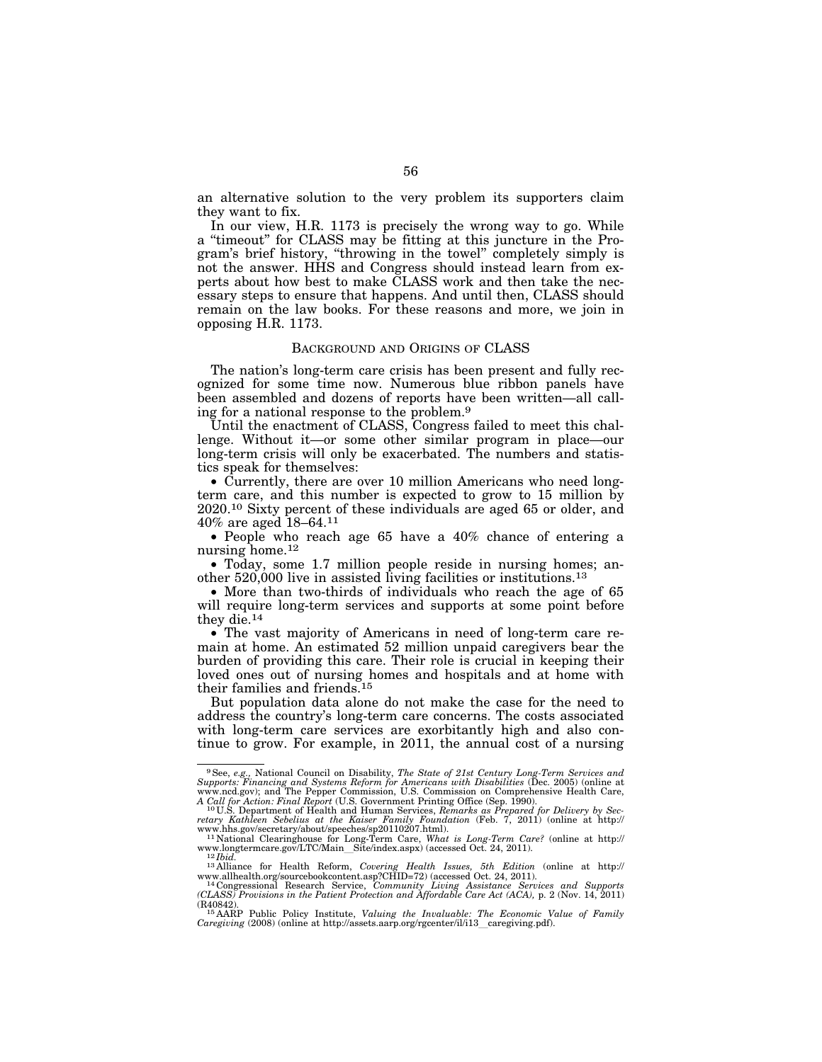an alternative solution to the very problem its supporters claim they want to fix.

In our view, H.R. 1173 is precisely the wrong way to go. While a "timeout" for CLASS may be fitting at this juncture in the Program's brief history, "throwing in the towel" completely simply is not the answer. HHS and Congress should instead learn from experts about how best to make CLASS work and then take the necessary steps to ensure that happens. And until then, CLASS should remain on the law books. For these reasons and more, we join in opposing H.R. 1173.

## BACKGROUND AND ORIGINS OF CLASS

The nation's long-term care crisis has been present and fully recognized for some time now. Numerous blue ribbon panels have been assembled and dozens of reports have been written—all calling for a national response to the problem.[9]

Until the enactment of CLASS, Congress failed to meet this challenge. Without it—or some other similar program in place—our long-term crisis will only be exacerbated. The numbers and statistics speak for themselves:

- Currently, there are over 10 million Americans who need long-term care, and this number is expected to grow to 15 million by 2020.[10] Sixty percent of these individuals are aged 65 or older, and 40% are aged 18–64.[11]
- People who reach age 65 have a 40% chance of entering a nursing home.[12]
- Today, some 1.7 million people reside in nursing homes; another 520,000 live in assisted living facilities or institutions.[13]
- More than two-thirds of individuals who reach the age of 65 will require long-term services and supports at some point before they die.[14]
- The vast majority of Americans in need of long-term care remain at home. An estimated 52 million unpaid caregivers bear the burden of providing this care. Their role is crucial in keeping their loved ones out of nursing homes and hospitals and at home with their families and friends.[15]

But population data alone do not make the case for the need to address the country's long-term care concerns. The costs associated with long-term care services are exorbitantly high and also continue to grow. For example, in 2011, the annual cost of a nursing

---

[9] See, *e.g.,* National Council on Disability, *The State of 21st Century Long-Term Services and Supports: Financing and Systems Reform for Americans with Disabilities* (Dec. 2005) (online at www.ncd.gov); and The Pepper Commission, U.S. Commission on Comprehensive Health Care, *A Call for Action: Final Report* (U.S. Government Printing Office (Sep. 1990).

[10] U.S. Department of Health and Human Services, *Remarks as Prepared for Delivery by Secretary Kathleen Sebelius at the Kaiser Family Foundation* (Feb. 7, 2011) (online at http://www.hhs.gov/secretary/about/speeches/sp20110207.html).

[11] National Clearinghouse for Long-Term Care, *What is Long-Term Care?* (online at http://www.longtermcare.gov/LTC/Main__Site/index.aspx) (accessed Oct. 24, 2011).

[12] *Ibid.*

[13] Alliance for Health Reform, *Covering Health Issues, 5th Edition* (online at http://www.allhealth.org/sourcebookcontent.asp?CHID=72) (accessed Oct. 24, 2011).

[14] Congressional Research Service, *Community Living Assistance Services and Supports (CLASS) Provisions in the Patient Protection and Affordable Care Act (ACA),* p. 2 (Nov. 14, 2011) (R40842).

[15] AARP Public Policy Institute, *Valuing the Invaluable: The Economic Value of Family Caregiving* (2008) (online at http://assets.aarp.org/rgcenter/il/i13__caregiving.pdf).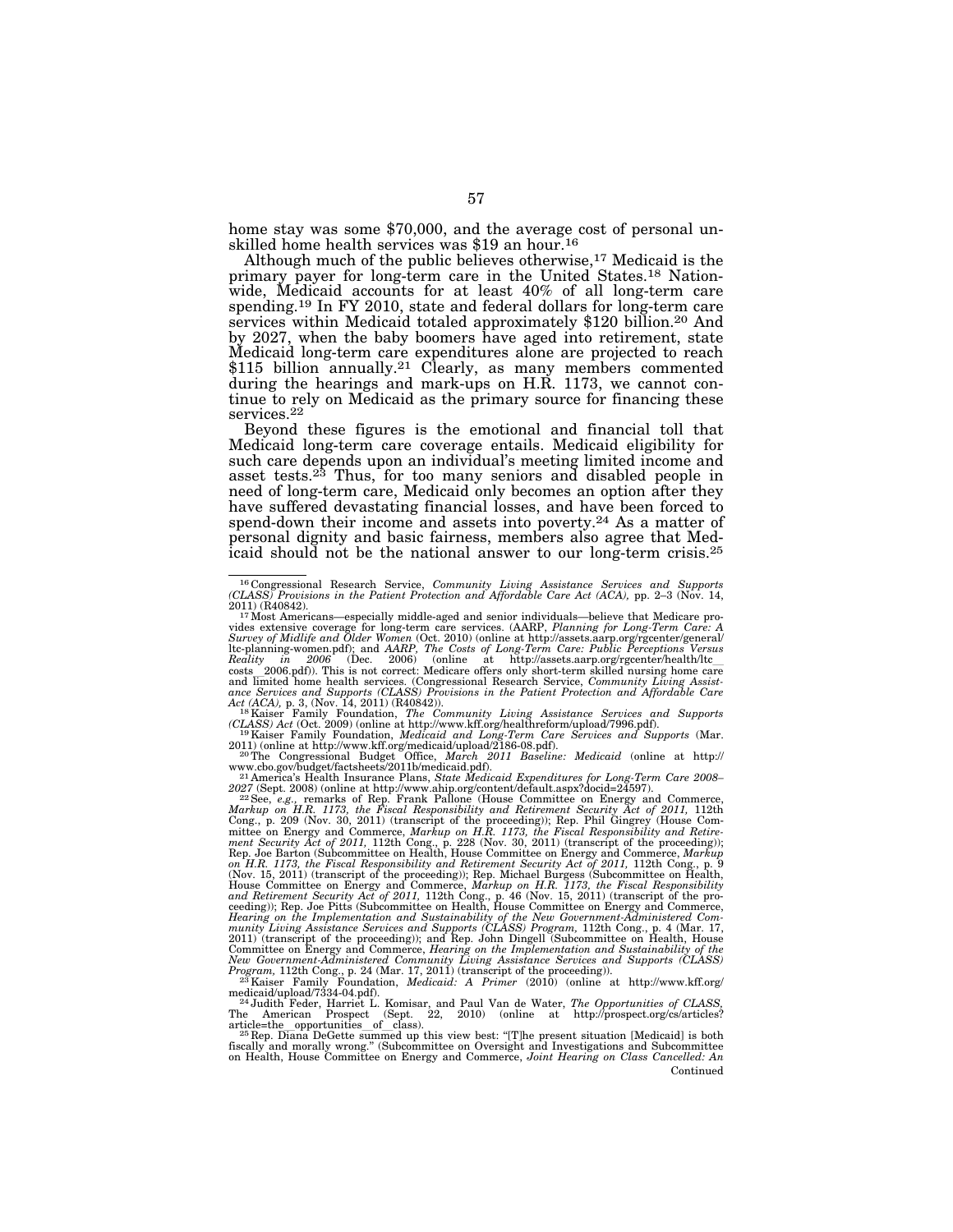home stay was some $70,000, and the average cost of personal unskilled home health services was $19 an hour.[16]

Although much of the public believes otherwise,[17] Medicaid is the primary payer for long-term care in the United States.[18] Nationwide, Medicaid accounts for at least 40% of all long-term care spending.[19] In FY 2010, state and federal dollars for long-term care services within Medicaid totaled approximately $120 billion.[20] And by 2027, when the baby boomers have aged into retirement, state Medicaid long-term care expenditures alone are projected to reach $115 billion annually.[21] Clearly, as many members commented during the hearings and mark-ups on H.R. 1173, we cannot continue to rely on Medicaid as the primary source for financing these services.[22]

Beyond these figures is the emotional and financial toll that Medicaid long-term care coverage entails. Medicaid eligibility for such care depends upon an individual's meeting limited income and asset tests.[23] Thus, for too many seniors and disabled people in need of long-term care, Medicaid only becomes an option after they have suffered devastating financial losses, and have been forced to spend-down their income and assets into poverty.[24] As a matter of personal dignity and basic fairness, members also agree that Medicaid should not be the national answer to our long-term crisis.[25]

---

[16] Congressional Research Service, *Community Living Assistance Services and Supports (CLASS) Provisions in the Patient Protection and Affordable Care Act (ACA),* pp. 2–3 (Nov. 14, 2011) (R40842).

[17] Most Americans—especially middle-aged and senior individuals—believe that Medicare provides extensive coverage for long-term care services. (AARP, *Planning for Long-Term Care: A Survey of Midlife and Older Women* (Oct. 2010) (online at http://assets.aarp.org/rgcenter/general/ltc-planning-women.pdf); and *AARP, The Costs of Long-Term Care: Public Perceptions Versus Reality in 2006* (Dec. 2006) (online at http://assets.aarp.org/rgcenter/health/ltc_costs_2006.pdf)). This is not correct: Medicare offers only short-term skilled nursing home care and limited home health services. (Congressional Research Service, *Community Living Assistance Services and Supports (CLASS) Provisions in the Patient Protection and Affordable Care Act (ACA),* p. 3, (Nov. 14, 2011) (R40842)).

[18] Kaiser Family Foundation, *The Community Living Assistance Services and Supports (CLASS) Act* (Oct. 2009) (online at http://www.kff.org/healthreform/upload/7996.pdf).

[19] Kaiser Family Foundation, *Medicaid and Long-Term Care Services and Supports* (Mar. 2011) (online at http://www.kff.org/medicaid/upload/2186-08.pdf).

[20] The Congressional Budget Office, *March 2011 Baseline: Medicaid* (online at http://www.cbo.gov/budget/factsheets/2011b/medicaid.pdf).

[21] America's Health Insurance Plans, *State Medicaid Expenditures for Long-Term Care 2008–2027* (Sept. 2008) (online at http://www.ahip.org/content/default.aspx?docid=24597).

[22] See, *e.g.,* remarks of Rep. Frank Pallone (House Committee on Energy and Commerce, *Markup on H.R. 1173, the Fiscal Responsibility and Retirement Security Act of 2011,* 112th Cong., p. 209 (Nov. 30, 2011) (transcript of the proceeding)); Rep. Phil Gingrey (House Committee on Energy and Commerce, *Markup on H.R. 1173, the Fiscal Responsibility and Retirement Security Act of 2011,* 112th Cong., p. 228 (Nov. 30, 2011) (transcript of the proceeding)); Rep. Joe Barton (Subcommittee on Health, House Committee on Energy and Commerce, *Markup on H.R. 1173, the Fiscal Responsibility and Retirement Security Act of 2011,* 112th Cong., p. 9 (Nov. 15, 2011) (transcript of the proceeding)); Rep. Michael Burgess (Subcommittee on Health, House Committee on Energy and Commerce, *Markup on H.R. 1173, the Fiscal Responsibility and Retirement Security Act of 2011,* 112th Cong., p. 46 (Nov. 15, 2011) (transcript of the proceeding)); Rep. Joe Pitts (Subcommittee on Health, House Committee on Energy and Commerce, *Hearing on the Implementation and Sustainability of the New Government-Administered Community Living Assistance Services and Supports (CLASS) Program,* 112th Cong., p. 4 (Mar. 17, 2011) (transcript of the proceeding)); and Rep. John Dingell (Subcommittee on Health, House Committee on Energy and Commerce, *Hearing on the Implementation and Sustainability of the New Government-Administered Community Living Assistance Services and Supports (CLASS) Program,* 112th Cong., p. 24 (Mar. 17, 2011) (transcript of the proceeding)).

[23] Kaiser Family Foundation, *Medicaid: A Primer* (2010) (online at http://www.kff.org/medicaid/upload/7334-04.pdf).

[24] Judith Feder, Harriet L. Komisar, and Paul Van de Water, *The Opportunities of CLASS,* The American Prospect (Sept. 22, 2010) (online at http://prospect.org/cs/articles?article=the_opportunities_of_class).

[25] Rep. Diana DeGette summed up this view best: "[T]he present situation [Medicaid] is both fiscally and morally wrong." (Subcommittee on Oversight and Investigations and Subcommittee on Health, House Committee on Energy and Commerce, *Joint Hearing on Class Cancelled: An*

Continued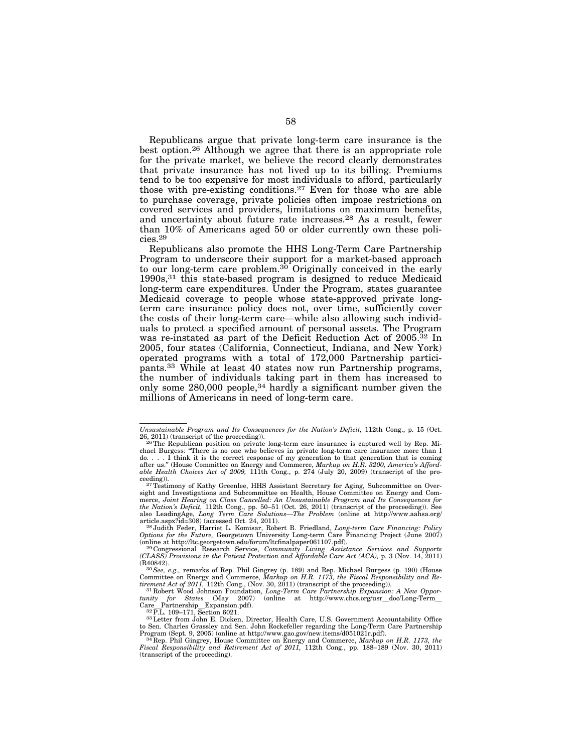Republicans argue that private long-term care insurance is the best option.[26] Although we agree that there is an appropriate role for the private market, we believe the record clearly demonstrates that private insurance has not lived up to its billing. Premiums tend to be too expensive for most individuals to afford, particularly those with pre-existing conditions.[27] Even for those who are able to purchase coverage, private policies often impose restrictions on covered services and providers, limitations on maximum benefits, and uncertainty about future rate increases.[28] As a result, fewer than 10% of Americans aged 50 or older currently own these policies.[29]

Republicans also promote the HHS Long-Term Care Partnership Program to underscore their support for a market-based approach to our long-term care problem.[30] Originally conceived in the early 1990s,[31] this state-based program is designed to reduce Medicaid long-term care expenditures. Under the Program, states guarantee Medicaid coverage to people whose state-approved private long-term care insurance policy does not, over time, sufficiently cover the costs of their long-term care—while also allowing such individuals to protect a specified amount of personal assets. The Program was re-instated as part of the Deficit Reduction Act of 2005.[32] In 2005, four states (California, Connecticut, Indiana, and New York) operated programs with a total of 172,000 Partnership participants.[33] While at least 40 states now run Partnership programs, the number of individuals taking part in them has increased to only some 280,000 people,[34] hardly a significant number given the millions of Americans in need of long-term care.

---

*Unsustainable Program and Its Consequences for the Nation's Deficit,* 112th Cong., p. 15 (Oct. 26, 2011) (transcript of the proceeding)).

[26] The Republican position on private long-term care insurance is captured well by Rep. Michael Burgess: "There is no one who believes in private long-term care insurance more than I do. . . . I think it is the correct response of my generation to that generation that is coming after us." (House Committee on Energy and Commerce, *Markup on H.R. 3200, America's Affordable Health Choices Act of 2009,* 111th Cong., p. 274 (July 20, 2009) (transcript of the proceeding)).

[27] Testimony of Kathy Greenlee, HHS Assistant Secretary for Aging, Subcommittee on Oversight and Investigations and Subcommittee on Health, House Committee on Energy and Commerce, *Joint Hearing on Class Cancelled: An Unsustainable Program and Its Consequences for the Nation's Deficit,* 112th Cong., pp. 50–51 (Oct. 26, 2011) (transcript of the proceeding)). See also LeadingAge, *Long Term Care Solutions—The Problem* (online at http://www.aahsa.org/article.aspx?id=308) (accessed Oct. 24, 2011).

[28] Judith Feder, Harriet L. Komisar, Robert B. Friedland, *Long-term Care Financing: Policy Options for the Future,* Georgetown University Long-term Care Financing Project (June 2007) (online at http://ltc.georgetown.edu/forum/ltcfinalpaper061107.pdf).

[29] Congressional Research Service, *Community Living Assistance Services and Supports (CLASS) Provisions in the Patient Protection and Affordable Care Act (ACA),* p. 3 (Nov. 14, 2011) (R40842).

[30] *See, e.g.,* remarks of Rep. Phil Gingrey (p. 189) and Rep. Michael Burgess (p. 190) (House Committee on Energy and Commerce, *Markup on H.R. 1173, the Fiscal Responsibility and Retirement Act of 2011,* 112th Cong., (Nov. 30, 2011) (transcript of the proceeding)).

[31] Robert Wood Johnson Foundation, *Long-Term Care Partnership Expansion: A New Opportunity for States* (May 2007) (online at http://www.chcs.org/usr_doc/Long-Term_Care_Partnership_Expansion.pdf).

[32] P.L. 109–171, Section 6021.

[33] Letter from John E. Dicken, Director, Health Care, U.S. Government Accountability Office to Sen. Charles Grassley and Sen. John Rockefeller regarding the Long-Term Care Partnership Program (Sept. 9, 2005) (online at http://www.gao.gov/new.items/d051021r.pdf).

[34] Rep. Phil Gingrey, House Committee on Energy and Commerce, *Markup on H.R. 1173, the Fiscal Responsibility and Retirement Act of 2011,* 112th Cong., pp. 188–189 (Nov. 30, 2011) (transcript of the proceeding).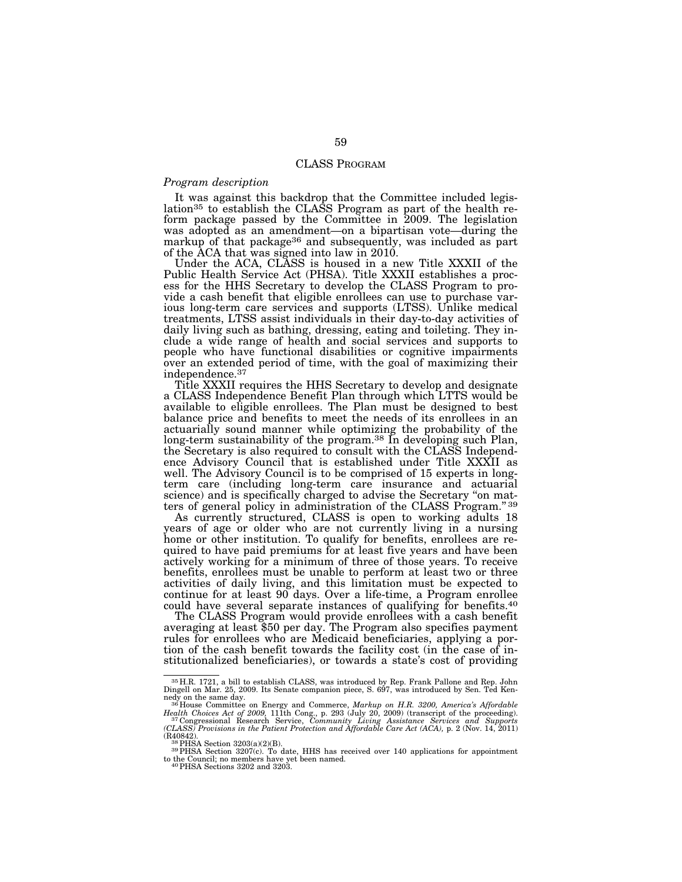## CLASS PROGRAM

*Program description*

It was against this backdrop that the Committee included legislation[35] to establish the CLASS Program as part of the health reform package passed by the Committee in 2009. The legislation was adopted as an amendment—on a bipartisan vote—during the markup of that package[36] and subsequently, was included as part of the ACA that was signed into law in 2010.

Under the ACA, CLASS is housed in a new Title XXXII of the Public Health Service Act (PHSA). Title XXXII establishes a process for the HHS Secretary to develop the CLASS Program to provide a cash benefit that eligible enrollees can use to purchase various long-term care services and supports (LTSS). Unlike medical treatments, LTSS assist individuals in their day-to-day activities of daily living such as bathing, dressing, eating and toileting. They include a wide range of health and social services and supports to people who have functional disabilities or cognitive impairments over an extended period of time, with the goal of maximizing their independence.[37]

Title XXXII requires the HHS Secretary to develop and designate a CLASS Independence Benefit Plan through which LTTS would be available to eligible enrollees. The Plan must be designed to best balance price and benefits to meet the needs of its enrollees in an actuarially sound manner while optimizing the probability of the long-term sustainability of the program.[38] In developing such Plan, the Secretary is also required to consult with the CLASS Independence Advisory Council that is established under Title XXXII as well. The Advisory Council is to be comprised of 15 experts in long-term care (including long-term care insurance and actuarial science) and is specifically charged to advise the Secretary "on matters of general policy in administration of the CLASS Program."[39]

As currently structured, CLASS is open to working adults 18 years of age or older who are not currently living in a nursing home or other institution. To qualify for benefits, enrollees are required to have paid premiums for at least five years and have been actively working for a minimum of three of those years. To receive benefits, enrollees must be unable to perform at least two or three activities of daily living, and this limitation must be expected to continue for at least 90 days. Over a life-time, a Program enrollee could have several separate instances of qualifying for benefits.[40]

The CLASS Program would provide enrollees with a cash benefit averaging at least $50 per day. The Program also specifies payment rules for enrollees who are Medicaid beneficiaries, applying a portion of the cash benefit towards the facility cost (in the case of institutionalized beneficiaries), or towards a state's cost of providing

---

[35] H.R. 1721, a bill to establish CLASS, was introduced by Rep. Frank Pallone and Rep. John Dingell on Mar. 25, 2009. Its Senate companion piece, S. 697, was introduced by Sen. Ted Kennedy on the same day.

[36] House Committee on Energy and Commerce, *Markup on H.R. 3200, America's Affordable Health Choices Act of 2009,* 111th Cong., p. 293 (July 20, 2009) (transcript of the proceeding).

[37] Congressional Research Service, *Community Living Assistance Services and Supports (CLASS) Provisions in the Patient Protection and Affordable Care Act (ACA),* p. 2 (Nov. 14, 2011) (R40842).

[38] PHSA Section 3203(a)(2)(B).

[39] PHSA Section 3207(c). To date, HHS has received over 140 applications for appointment to the Council; no members have yet been named.

[40] PHSA Sections 3202 and 3203.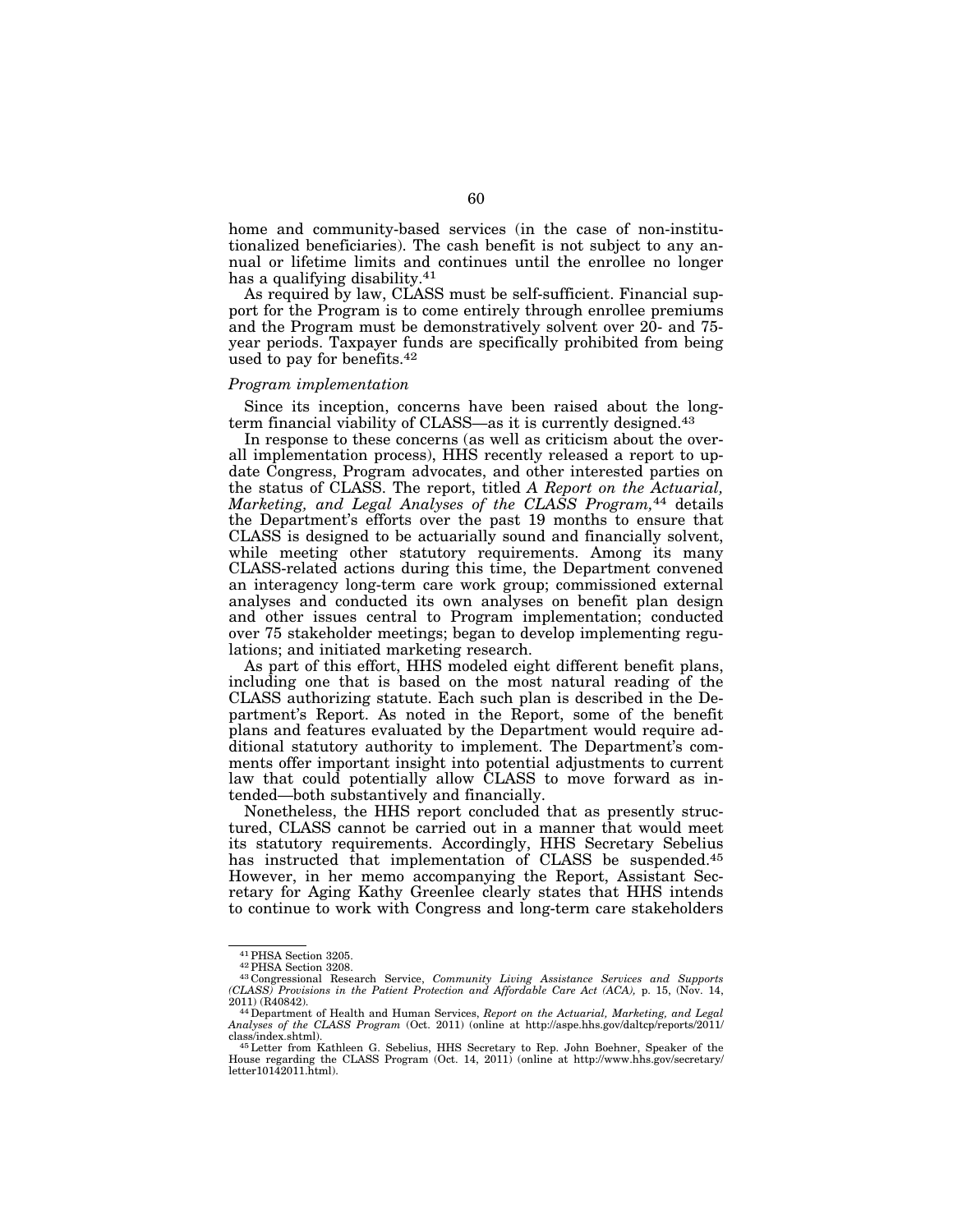home and community-based services (in the case of non-institutionalized beneficiaries). The cash benefit is not subject to any annual or lifetime limits and continues until the enrollee no longer has a qualifying disability.[41]

As required by law, CLASS must be self-sufficient. Financial support for the Program is to come entirely through enrollee premiums and the Program must be demonstratively solvent over 20- and 75-year periods. Taxpayer funds are specifically prohibited from being used to pay for benefits.[42]

*Program implementation*

Since its inception, concerns have been raised about the long-term financial viability of CLASS—as it is currently designed.[43]

In response to these concerns (as well as criticism about the overall implementation process), HHS recently released a report to update Congress, Program advocates, and other interested parties on the status of CLASS. The report, titled *A Report on the Actuarial, Marketing, and Legal Analyses of the CLASS Program,*[44] details the Department's efforts over the past 19 months to ensure that CLASS is designed to be actuarially sound and financially solvent, while meeting other statutory requirements. Among its many CLASS-related actions during this time, the Department convened an interagency long-term care work group; commissioned external analyses and conducted its own analyses on benefit plan design and other issues central to Program implementation; conducted over 75 stakeholder meetings; began to develop implementing regulations; and initiated marketing research.

As part of this effort, HHS modeled eight different benefit plans, including one that is based on the most natural reading of the CLASS authorizing statute. Each such plan is described in the Department's Report. As noted in the Report, some of the benefit plans and features evaluated by the Department would require additional statutory authority to implement. The Department's comments offer important insight into potential adjustments to current law that could potentially allow CLASS to move forward as intended—both substantively and financially.

Nonetheless, the HHS report concluded that as presently structured, CLASS cannot be carried out in a manner that would meet its statutory requirements. Accordingly, HHS Secretary Sebelius has instructed that implementation of CLASS be suspended.[45] However, in her memo accompanying the Report, Assistant Secretary for Aging Kathy Greenlee clearly states that HHS intends to continue to work with Congress and long-term care stakeholders

---

[41] PHSA Section 3205.

[42] PHSA Section 3208.

[43] Congressional Research Service, *Community Living Assistance Services and Supports (CLASS) Provisions in the Patient Protection and Affordable Care Act (ACA),* p. 15, (Nov. 14, 2011) (R40842).

[44] Department of Health and Human Services, *Report on the Actuarial, Marketing, and Legal Analyses of the CLASS Program* (Oct. 2011) (online at http://aspe.hhs.gov/daltcp/reports/2011/class/index.shtml).

[45] Letter from Kathleen G. Sebelius, HHS Secretary to Rep. John Boehner, Speaker of the House regarding the CLASS Program (Oct. 14, 2011) (online at http://www.hhs.gov/secretary/letter10142011.html).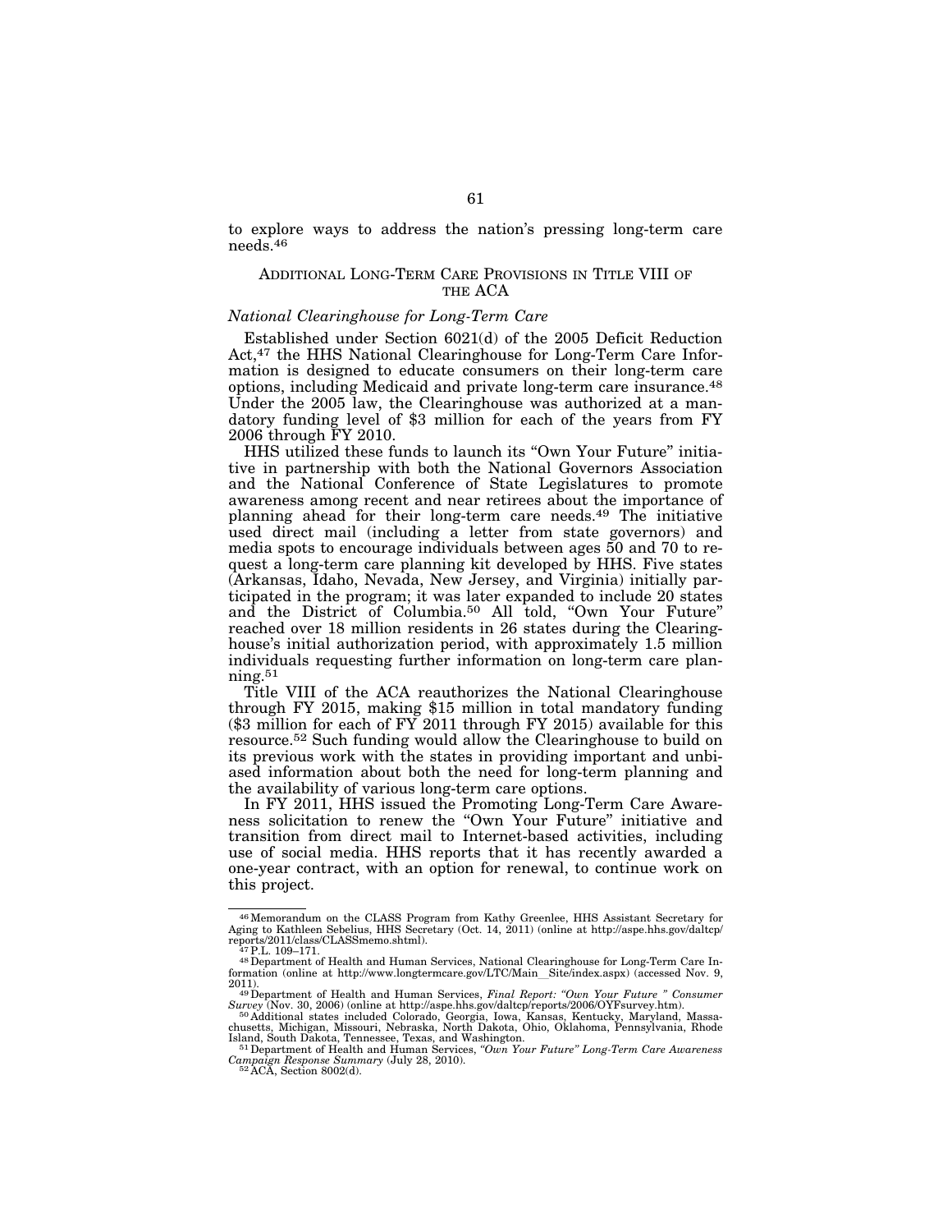to explore ways to address the nation's pressing long-term care needs.[46]

## Additional Long-Term Care Provisions in Title VIII of the ACA

### *National Clearinghouse for Long-Term Care*

Established under Section 6021(d) of the 2005 Deficit Reduction Act,[47] the HHS National Clearinghouse for Long-Term Care Information is designed to educate consumers on their long-term care options, including Medicaid and private long-term care insurance.[48] Under the 2005 law, the Clearinghouse was authorized at a mandatory funding level of $3 million for each of the years from FY 2006 through FY 2010.

HHS utilized these funds to launch its "Own Your Future" initiative in partnership with both the National Governors Association and the National Conference of State Legislatures to promote awareness among recent and near retirees about the importance of planning ahead for their long-term care needs.[49] The initiative used direct mail (including a letter from state governors) and media spots to encourage individuals between ages 50 and 70 to request a long-term care planning kit developed by HHS. Five states (Arkansas, Idaho, Nevada, New Jersey, and Virginia) initially participated in the program; it was later expanded to include 20 states and the District of Columbia.[50] All told, "Own Your Future" reached over 18 million residents in 26 states during the Clearinghouse's initial authorization period, with approximately 1.5 million individuals requesting further information on long-term care planning.[51]

Title VIII of the ACA reauthorizes the National Clearinghouse through FY 2015, making $15 million in total mandatory funding ($3 million for each of FY 2011 through FY 2015) available for this resource.[52] Such funding would allow the Clearinghouse to build on its previous work with the states in providing important and unbiased information about both the need for long-term planning and the availability of various long-term care options.

In FY 2011, HHS issued the Promoting Long-Term Care Awareness solicitation to renew the "Own Your Future" initiative and transition from direct mail to Internet-based activities, including use of social media. HHS reports that it has recently awarded a one-year contract, with an option for renewal, to continue work on this project.

---

[46] Memorandum on the CLASS Program from Kathy Greenlee, HHS Assistant Secretary for Aging to Kathleen Sebelius, HHS Secretary (Oct. 14, 2011) (online at http://aspe.hhs.gov/daltcp/reports/2011/class/CLASSmemo.shtml).

[47] P.L. 109–171.

[48] Department of Health and Human Services, National Clearinghouse for Long-Term Care Information (online at http://www.longtermcare.gov/LTC/Main__Site/index.aspx) (accessed Nov. 9, 2011).

[49] Department of Health and Human Services, *Final Report: "Own Your Future " Consumer Survey* (Nov. 30, 2006) (online at http://aspe.hhs.gov/daltcp/reports/2006/OYFsurvey.htm).

[50] Additional states included Colorado, Georgia, Iowa, Kansas, Kentucky, Maryland, Massachusetts, Michigan, Missouri, Nebraska, North Dakota, Ohio, Oklahoma, Pennsylvania, Rhode Island, South Dakota, Tennessee, Texas, and Washington.

[51] Department of Health and Human Services, *"Own Your Future" Long-Term Care Awareness Campaign Response Summary* (July 28, 2010).

[52] ACA, Section 8002(d).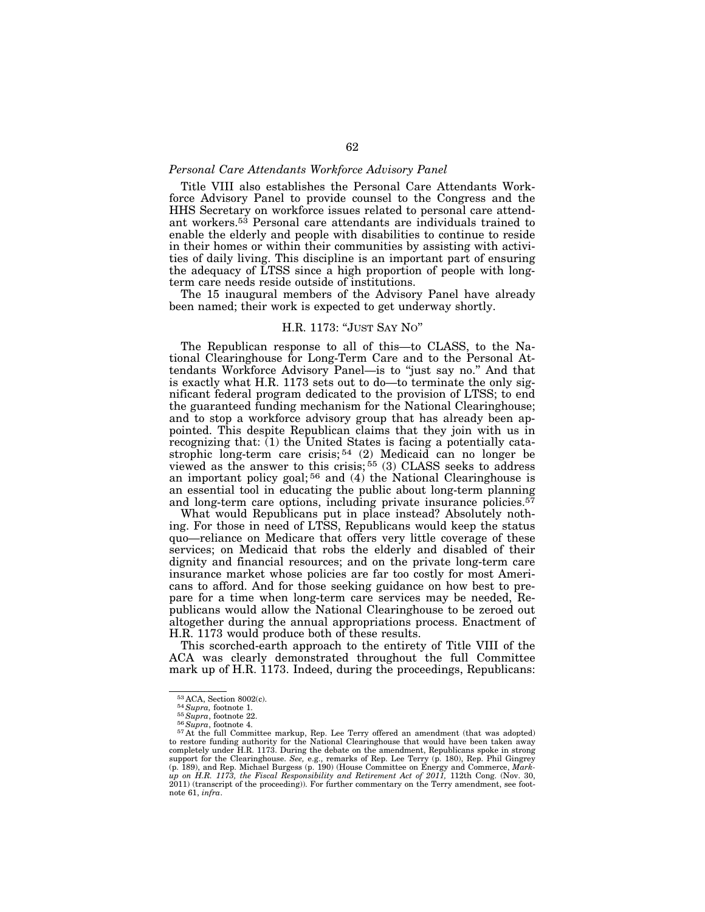### *Personal Care Attendants Workforce Advisory Panel*

Title VIII also establishes the Personal Care Attendants Workforce Advisory Panel to provide counsel to the Congress and the HHS Secretary on workforce issues related to personal care attendant workers.[53] Personal care attendants are individuals trained to enable the elderly and people with disabilities to continue to reside in their homes or within their communities by assisting with activities of daily living. This discipline is an important part of ensuring the adequacy of LTSS since a high proportion of people with long-term care needs reside outside of institutions.

The 15 inaugural members of the Advisory Panel have already been named; their work is expected to get underway shortly.

## H.R. 1173: "JUST SAY NO"

The Republican response to all of this—to CLASS, to the National Clearinghouse for Long-Term Care and to the Personal Attendants Workforce Advisory Panel—is to "just say no." And that is exactly what H.R. 1173 sets out to do—to terminate the only significant federal program dedicated to the provision of LTSS; to end the guaranteed funding mechanism for the National Clearinghouse; and to stop a workforce advisory group that has already been appointed. This despite Republican claims that they join with us in recognizing that: (1) the United States is facing a potentially catastrophic long-term care crisis;[54] (2) Medicaid can no longer be viewed as the answer to this crisis;[55] (3) CLASS seeks to address an important policy goal;[56] and (4) the National Clearinghouse is an essential tool in educating the public about long-term planning and long-term care options, including private insurance policies.[57]

What would Republicans put in place instead? Absolutely nothing. For those in need of LTSS, Republicans would keep the status quo—reliance on Medicare that offers very little coverage of these services; on Medicaid that robs the elderly and disabled of their dignity and financial resources; and on the private long-term care insurance market whose policies are far too costly for most Americans to afford. And for those seeking guidance on how best to prepare for a time when long-term care services may be needed, Republicans would allow the National Clearinghouse to be zeroed out altogether during the annual appropriations process. Enactment of H.R. 1173 would produce both of these results.

This scorched-earth approach to the entirety of Title VIII of the ACA was clearly demonstrated throughout the full Committee mark up of H.R. 1173. Indeed, during the proceedings, Republicans:

---

[53] ACA, Section 8002(c).

[54] *Supra,* footnote 1.

[55] *Supra*, footnote 22.

[56] *Supra*, footnote 4.

[57] At the full Committee markup, Rep. Lee Terry offered an amendment (that was adopted) to restore funding authority for the National Clearinghouse that would have been taken away completely under H.R. 1173. During the debate on the amendment, Republicans spoke in strong support for the Clearinghouse. *See,* e.g., remarks of Rep. Lee Terry (p. 180), Rep. Phil Gingrey (p. 189), and Rep. Michael Burgess (p. 190) (House Committee on Energy and Commerce, *Markup on H.R. 1173, the Fiscal Responsibility and Retirement Act of 2011,* 112th Cong. (Nov. 30, 2011) (transcript of the proceeding)). For further commentary on the Terry amendment, see footnote 61, *infra*.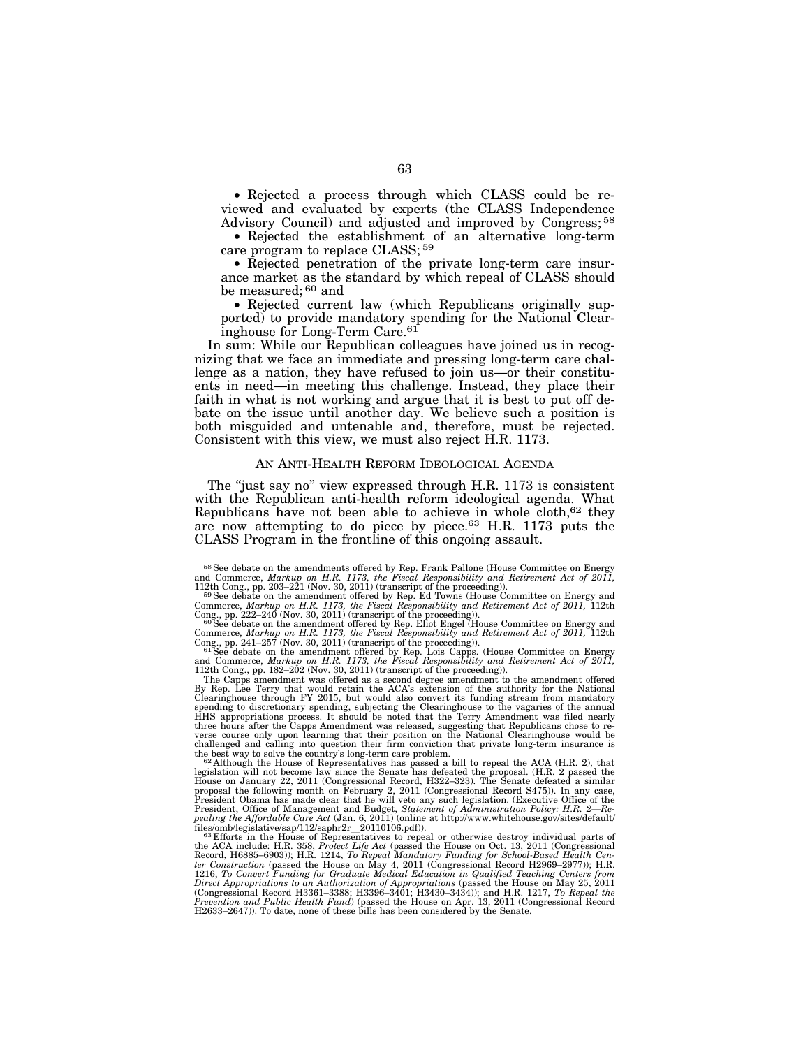- Rejected a process through which CLASS could be reviewed and evaluated by experts (the CLASS Independence Advisory Council) and adjusted and improved by Congress;[58]
- Rejected the establishment of an alternative long-term care program to replace CLASS;[59]
- Rejected penetration of the private long-term care insurance market as the standard by which repeal of CLASS should be measured;[60] and
- Rejected current law (which Republicans originally supported) to provide mandatory spending for the National Clearinghouse for Long-Term Care.[61]

In sum: While our Republican colleagues have joined us in recognizing that we face an immediate and pressing long-term care challenge as a nation, they have refused to join us—or their constituents in need—in meeting this challenge. Instead, they place their faith in what is not working and argue that it is best to put off debate on the issue until another day. We believe such a position is both misguided and untenable and, therefore, must be rejected. Consistent with this view, we must also reject H.R. 1173.

## AN ANTI-HEALTH REFORM IDEOLOGICAL AGENDA

The "just say no" view expressed through H.R. 1173 is consistent with the Republican anti-health reform ideological agenda. What Republicans have not been able to achieve in whole cloth,[62] they are now attempting to do piece by piece.[63] H.R. 1173 puts the CLASS Program in the frontline of this ongoing assault.

---

[58] See debate on the amendments offered by Rep. Frank Pallone (House Committee on Energy and Commerce, *Markup on H.R. 1173, the Fiscal Responsibility and Retirement Act of 2011,* 112th Cong., pp. 203–221 (Nov. 30, 2011) (transcript of the proceeding)).

[59] See debate on the amendment offered by Rep. Ed Towns (House Committee on Energy and Commerce, *Markup on H.R. 1173, the Fiscal Responsibility and Retirement Act of 2011,* 112th Cong., pp. 222–240 (Nov. 30, 2011) (transcript of the proceeding)).

[60] See debate on the amendment offered by Rep. Eliot Engel (House Committee on Energy and Commerce, *Markup on H.R. 1173, the Fiscal Responsibility and Retirement Act of 2011,* 112th Cong., pp. 241–257 (Nov. 30, 2011) (transcript of the proceeding)).

[61] See debate on the amendment offered by Rep. Lois Capps. (House Committee on Energy and Commerce, *Markup on H.R. 1173, the Fiscal Responsibility and Retirement Act of 2011,* 112th Cong., pp. 182–202 (Nov. 30, 2011) (transcript of the proceeding)).

The Capps amendment was offered as a second degree amendment to the amendment offered By Rep. Lee Terry that would retain the ACA's extension of the authority for the National Clearinghouse through FY 2015, but would also convert its funding stream from mandatory spending to discretionary spending, subjecting the Clearinghouse to the vagaries of the annual HHS appropriations process. It should be noted that the Terry Amendment was filed nearly three hours after the Capps Amendment was released, suggesting that Republicans chose to reverse course only upon learning that their position on the National Clearinghouse would be challenged and calling into question their firm conviction that private long-term insurance is the best way to solve the country's long-term care problem.

[62] Although the House of Representatives has passed a bill to repeal the ACA (H.R. 2), that legislation will not become law since the Senate has defeated the proposal. (H.R. 2 passed the House on January 22, 2011 (Congressional Record, H322–323). The Senate defeated a similar proposal the following month on February 2, 2011 (Congressional Record S475)). In any case, President Obama has made clear that he will veto any such legislation. (Executive Office of the President, Office of Management and Budget, *Statement of Administration Policy: H.R. 2—Repealing the Affordable Care Act* (Jan. 6, 2011) (online at http://www.whitehouse.gov/sites/default/files/omb/legislative/sap/112/saphr2r__20110106.pdf)).

[63] Efforts in the House of Representatives to repeal or otherwise destroy individual parts of the ACA include: H.R. 358, *Protect Life Act* (passed the House on Oct. 13, 2011 (Congressional Record, H6885–6903)); H.R. 1214, *To Repeal Mandatory Funding for School-Based Health Center Construction* (passed the House on May 4, 2011 (Congressional Record H2969–2977)); H.R. 1216, *To Convert Funding for Graduate Medical Education in Qualified Teaching Centers from Direct Appropriations to an Authorization of Appropriations* (passed the House on May 25, 2011 (Congressional Record H3361–3388; H3396–3401; H3430–3434)); and H.R. 1217, *To Repeal the Prevention and Public Health Fund*) (passed the House on Apr. 13, 2011 (Congressional Record H2633–2647)). To date, none of these bills has been considered by the Senate.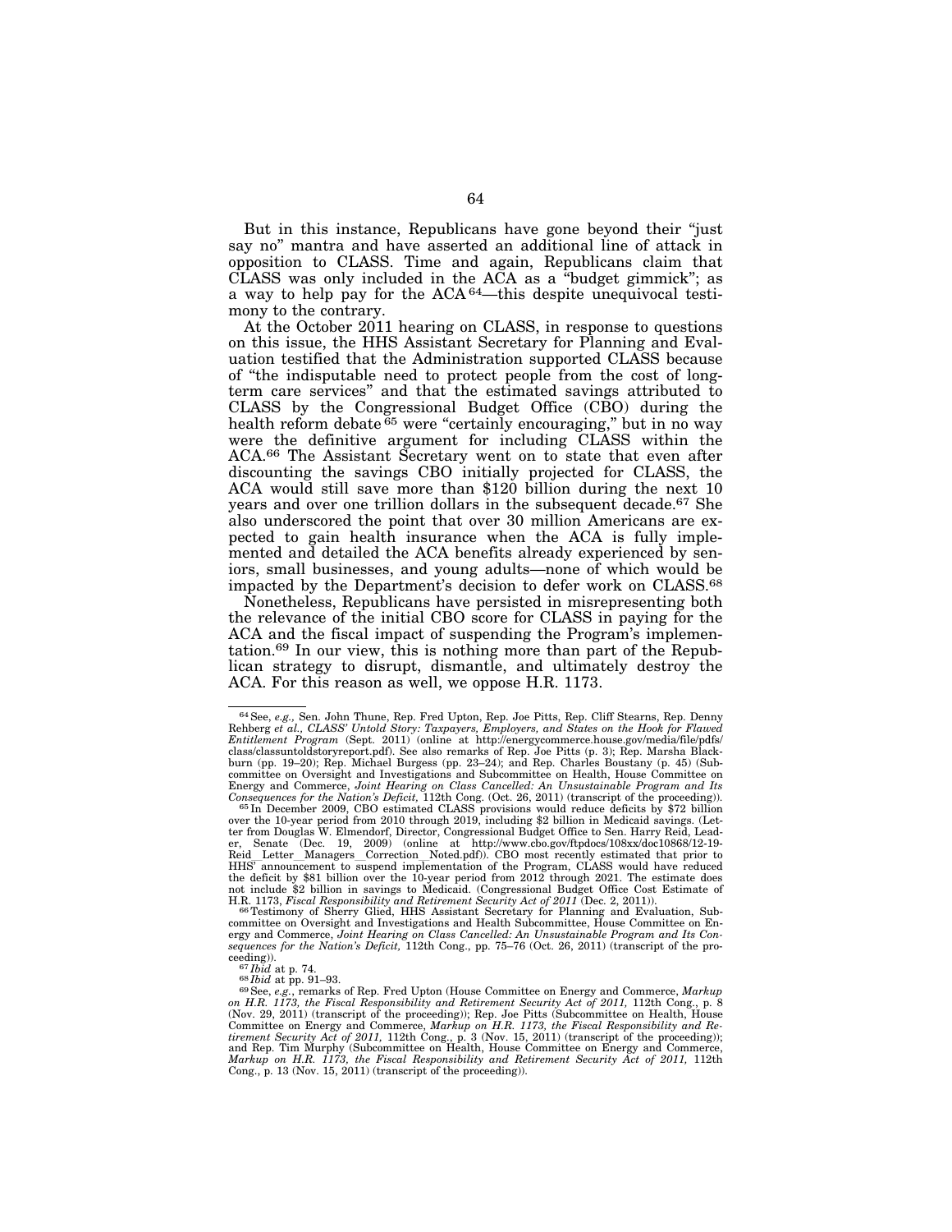But in this instance, Republicans have gone beyond their "just say no" mantra and have asserted an additional line of attack in opposition to CLASS. Time and again, Republicans claim that CLASS was only included in the ACA as a "budget gimmick"; as a way to help pay for the ACA[64]—this despite unequivocal testimony to the contrary.

At the October 2011 hearing on CLASS, in response to questions on this issue, the HHS Assistant Secretary for Planning and Evaluation testified that the Administration supported CLASS because of "the indisputable need to protect people from the cost of long-term care services" and that the estimated savings attributed to CLASS by the Congressional Budget Office (CBO) during the health reform debate[65] were "certainly encouraging," but in no way were the definitive argument for including CLASS within the ACA.[66] The Assistant Secretary went on to state that even after discounting the savings CBO initially projected for CLASS, the ACA would still save more than $120 billion during the next 10 years and over one trillion dollars in the subsequent decade.[67] She also underscored the point that over 30 million Americans are expected to gain health insurance when the ACA is fully implemented and detailed the ACA benefits already experienced by seniors, small businesses, and young adults—none of which would be impacted by the Department's decision to defer work on CLASS.[68]

Nonetheless, Republicans have persisted in misrepresenting both the relevance of the initial CBO score for CLASS in paying for the ACA and the fiscal impact of suspending the Program's implementation.[69] In our view, this is nothing more than part of the Republican strategy to disrupt, dismantle, and ultimately destroy the ACA. For this reason as well, we oppose H.R. 1173.

---

[64] See, *e.g.,* Sen. John Thune, Rep. Fred Upton, Rep. Joe Pitts, Rep. Cliff Stearns, Rep. Denny Rehberg *et al., CLASS' Untold Story: Taxpayers, Employers, and States on the Hook for Flawed Entitlement Program* (Sept. 2011) (online at http://energycommerce.house.gov/media/file/pdfs/class/classuntoldstoryreport.pdf). See also remarks of Rep. Joe Pitts (p. 3); Rep. Marsha Blackburn (pp. 19–20); Rep. Michael Burgess (pp. 23–24); and Rep. Charles Boustany (p. 45) (Subcommittee on Oversight and Investigations and Subcommittee on Health, House Committee on Energy and Commerce, *Joint Hearing on Class Cancelled: An Unsustainable Program and Its Consequences for the Nation's Deficit,* 112th Cong. (Oct. 26, 2011) (transcript of the proceeding)).

[65] In December 2009, CBO estimated CLASS provisions would reduce deficits by $72 billion over the 10-year period from 2010 through 2019, including $2 billion in Medicaid savings. (Letter from Douglas W. Elmendorf, Director, Congressional Budget Office to Sen. Harry Reid, Leader, Senate (Dec. 19, 2009) (online at http://www.cbo.gov/ftpdocs/108xx/doc10868/12-19-Reid__Letter__Managers__Correction__Noted.pdf)). CBO most recently estimated that prior to HHS' announcement to suspend implementation of the Program, CLASS would have reduced the deficit by $81 billion over the 10-year period from 2012 through 2021. The estimate does not include $2 billion in savings to Medicaid. (Congressional Budget Office Cost Estimate of H.R. 1173, *Fiscal Responsibility and Retirement Security Act of 2011* (Dec. 2, 2011)).

[66] Testimony of Sherry Glied, HHS Assistant Secretary for Planning and Evaluation, Subcommittee on Oversight and Investigations and Health Subcommittee, House Committee on Energy and Commerce, *Joint Hearing on Class Cancelled: An Unsustainable Program and Its Consequences for the Nation's Deficit,* 112th Cong., pp. 75–76 (Oct. 26, 2011) (transcript of the proceeding)).

[67] *Ibid* at p. 74.

[68] *Ibid* at pp. 91–93.

[69] See, *e.g.,* remarks of Rep. Fred Upton (House Committee on Energy and Commerce, *Markup on H.R. 1173, the Fiscal Responsibility and Retirement Security Act of 2011,* 112th Cong., p. 8 (Nov. 29, 2011) (transcript of the proceeding)); Rep. Joe Pitts (Subcommittee on Health, House Committee on Energy and Commerce, *Markup on H.R. 1173, the Fiscal Responsibility and Retirement Security Act of 2011,* 112th Cong., p. 3 (Nov. 15, 2011) (transcript of the proceeding)); and Rep. Tim Murphy (Subcommittee on Health, House Committee on Energy and Commerce, *Markup on H.R. 1173, the Fiscal Responsibility and Retirement Security Act of 2011,* 112th Cong., p. 13 (Nov. 15, 2011) (transcript of the proceeding)).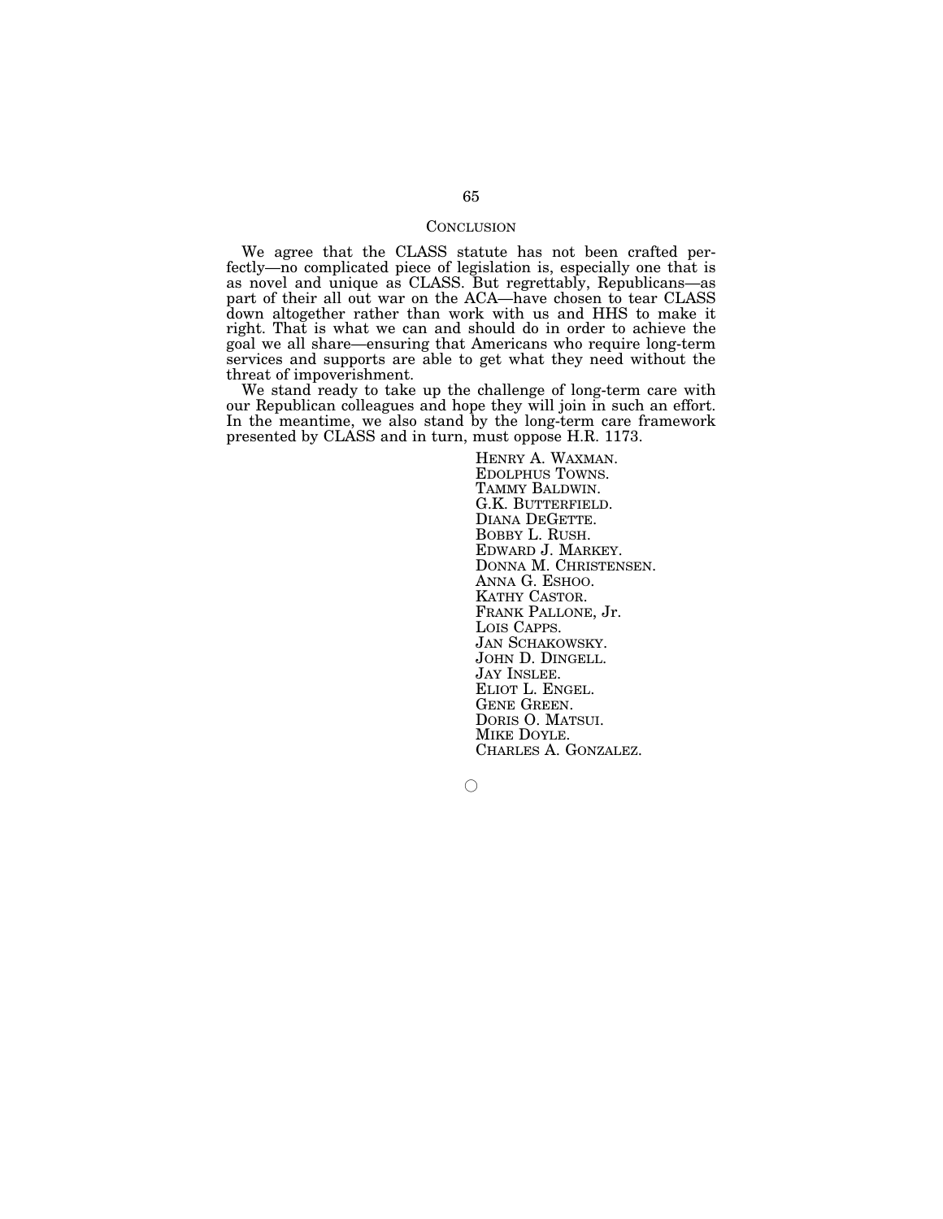## Conclusion

We agree that the CLASS statute has not been crafted perfectly—no complicated piece of legislation is, especially one that is as novel and unique as CLASS. But regrettably, Republicans—as part of their all out war on the ACA—have chosen to tear CLASS down altogether rather than work with us and HHS to make it right. That is what we can and should do in order to achieve the goal we all share—ensuring that Americans who require long-term services and supports are able to get what they need without the threat of impoverishment.

We stand ready to take up the challenge of long-term care with our Republican colleagues and hope they will join in such an effort. In the meantime, we also stand by the long-term care framework presented by CLASS and in turn, must oppose H.R. 1173.

HENRY A. WAXMAN.
EDOLPHUS TOWNS.
TAMMY BALDWIN.
G.K. BUTTERFIELD.
DIANA DEGETTE.
BOBBY L. RUSH.
EDWARD J. MARKEY.
DONNA M. CHRISTENSEN.
ANNA G. ESHOO.
KATHY CASTOR.
FRANK PALLONE, Jr.
LOIS CAPPS.
JAN SCHAKOWSKY.
JOHN D. DINGELL.
JAY INSLEE.
ELIOT L. ENGEL.
GENE GREEN.
DORIS O. MATSUI.
MIKE DOYLE.
CHARLES A. GONZALEZ.

○